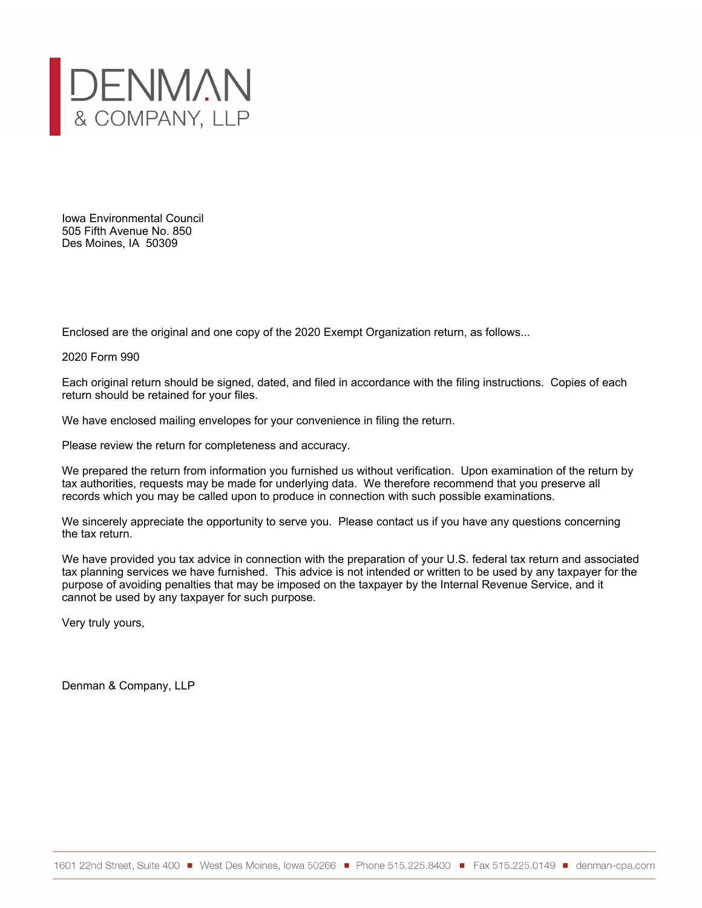# DENMAN
& COMPANY, LLP

Iowa Environmental Council
505 Fifth Avenue No. 850
Des Moines, IA 50309

Enclosed are the original and one copy of the 2020 Exempt Organization return, as follows...

2020 Form 990

Each original return should be signed, dated, and filed in accordance with the filing instructions. Copies of each return should be retained for your files.

We have enclosed mailing envelopes for your convenience in filing the return.

Please review the return for completeness and accuracy.

We prepared the return from information you furnished us without verification. Upon examination of the return by tax authorities, requests may be made for underlying data. We therefore recommend that you preserve all records which you may be called upon to produce in connection with such possible examinations.

We sincerely appreciate the opportunity to serve you. Please contact us if you have any questions concerning the tax return.

We have provided you tax advice in connection with the preparation of your U.S. federal tax return and associated tax planning services we have furnished. This advice is not intended or written to be used by any taxpayer for the purpose of avoiding penalties that may be imposed on the taxpayer by the Internal Revenue Service, and it cannot be used by any taxpayer for such purpose.

Very truly yours,

Denman & Company, LLP

1601 22nd Street, Suite 400 ■ West Des Moines, Iowa 50266 ■ Phone 515.225.8400 ■ Fax 515.225.0149 ■ denman-cpa.com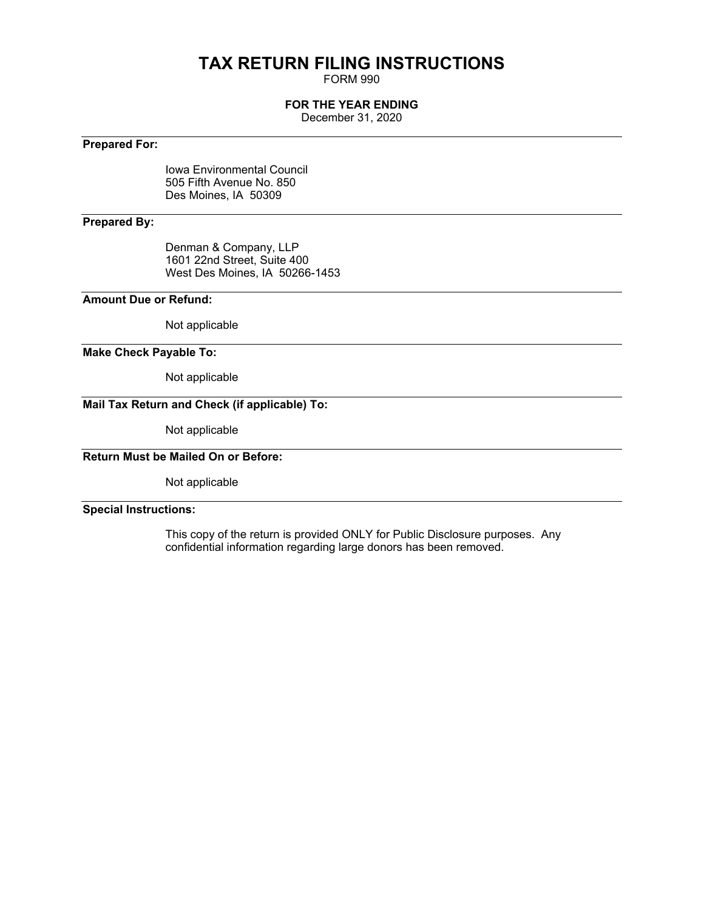# TAX RETURN FILING INSTRUCTIONS

FORM 990

**FOR THE YEAR ENDING**

December 31, 2020

---

**Prepared For:**

Iowa Environmental Council
505 Fifth Avenue No. 850
Des Moines, IA 50309

---

**Prepared By:**

Denman & Company, LLP
1601 22nd Street, Suite 400
West Des Moines, IA 50266-1453

---

**Amount Due or Refund:**

Not applicable

---

**Make Check Payable To:**

Not applicable

---

**Mail Tax Return and Check (if applicable) To:**

Not applicable

---

**Return Must be Mailed On or Before:**

Not applicable

---

**Special Instructions:**

This copy of the return is provided ONLY for Public Disclosure purposes. Any confidential information regarding large donors has been removed.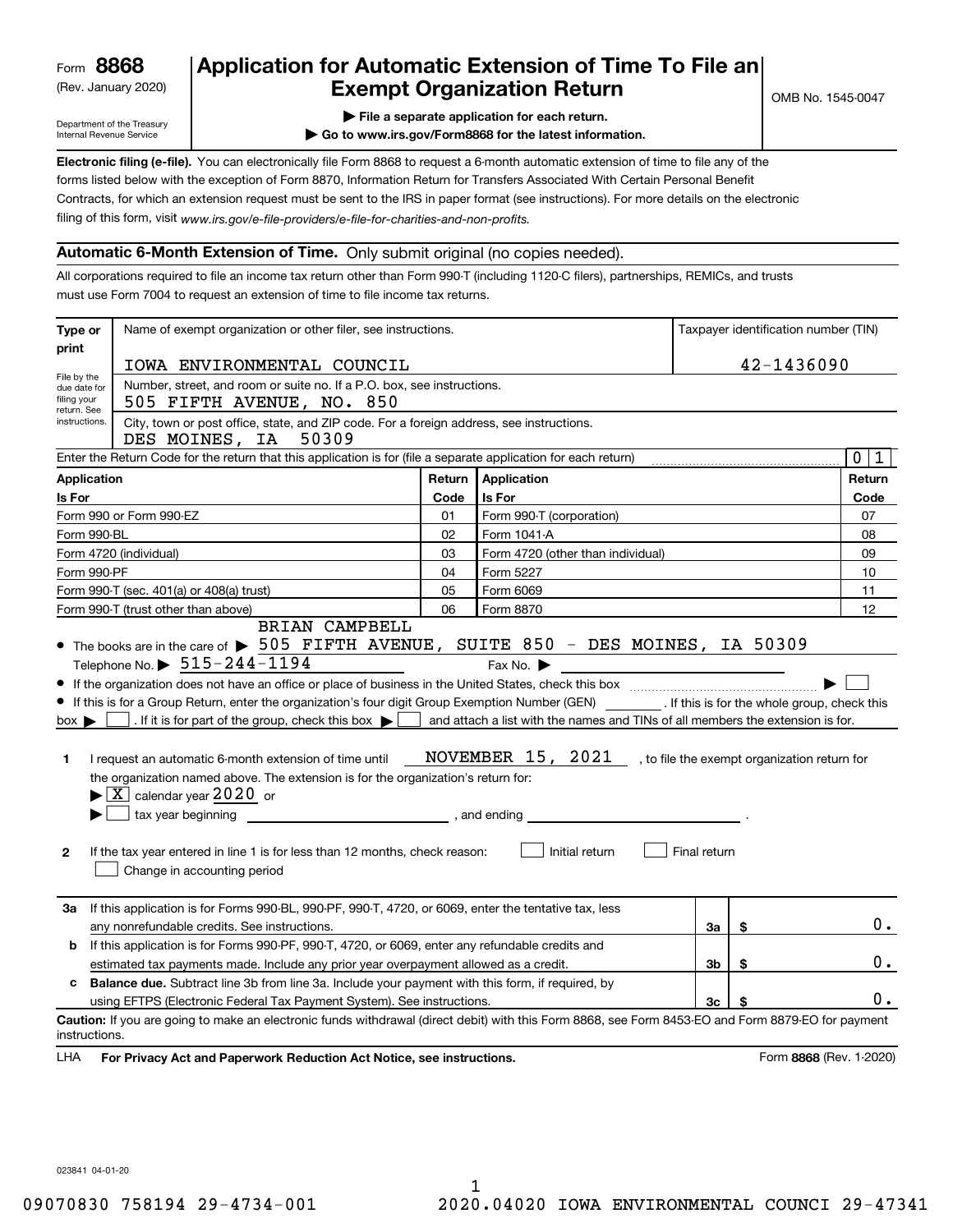Form **8868**
(Rev. January 2020)

Department of the Treasury
Internal Revenue Service

# Application for Automatic Extension of Time To File an Exempt Organization Return

OMB No. 1545-0047

▶ File a separate application for each return.
▶ Go to www.irs.gov/Form8868 for the latest information.

**Electronic filing (e-file).** You can electronically file Form 8868 to request a 6-month automatic extension of time to file any of the forms listed below with the exception of Form 8870, Information Return for Transfers Associated With Certain Personal Benefit Contracts, for which an extension request must be sent to the IRS in paper format (see instructions). For more details on the electronic filing of this form, visit *www.irs.gov/e-file-providers/e-file-for-charities-and-non-profits.*

## Automatic 6-Month Extension of Time. Only submit original (no copies needed).

All corporations required to file an income tax return other than Form 990-T (including 1120-C filers), partnerships, REMICs, and trusts must use Form 7004 to request an extension of time to file income tax returns.

**Type or print** — File by the due date for filing your return. See instructions.

Name of exempt organization or other filer, see instructions: IOWA ENVIRONMENTAL COUNCIL

Taxpayer identification number (TIN): 42-1436090

Number, street, and room or suite no. If a P.O. box, see instructions: 505 FIFTH AVENUE, NO. 850

City, town or post office, state, and ZIP code. For a foreign address, see instructions: DES MOINES, IA 50309

Enter the Return Code for the return that this application is for (file a separate application for each return): 01

| Application Is For | Return Code | Application Is For | Return Code |
|---|---|---|---|
| Form 990 or Form 990-EZ | 01 | Form 990-T (corporation) | 07 |
| Form 990-BL | 02 | Form 1041-A | 08 |
| Form 4720 (individual) | 03 | Form 4720 (other than individual) | 09 |
| Form 990-PF | 04 | Form 5227 | 10 |
| Form 990-T (sec. 401(a) or 408(a) trust) | 05 | Form 6069 | 11 |
| Form 990-T (trust other than above) | 06 | Form 8870 | 12 |

- The books are in the care of ▶ BRIAN CAMPBELL 505 FIFTH AVENUE, SUITE 850 - DES MOINES, IA 50309
  Telephone No. ▶ 515-244-1194  Fax No. ▶
- If the organization does not have an office or place of business in the United States, check this box ▶ ☐
- If this is for a Group Return, enter the organization's four digit Group Exemption Number (GEN) ______ . If this is for the whole group, check this box ▶ ☐ . If it is for part of the group, check this box ▶ ☐ and attach a list with the names and TINs of all members the extension is for.

**1** I request an automatic 6-month extension of time until NOVEMBER 15, 2021 , to file the exempt organization return for the organization named above. The extension is for the organization's return for:
▶ ☒ calendar year 2020 or
▶ ☐ tax year beginning ______________ , and ending ______________ .

**2** If the tax year entered in line 1 is for less than 12 months, check reason: ☐ Initial return ☐ Final return ☐ Change in accounting period

| | | | |
|---|---|---|---|
| **3a** | If this application is for Forms 990-BL, 990-PF, 990-T, 4720, or 6069, enter the tentative tax, less any nonrefundable credits. See instructions. | 3a | $ 0. |
| **b** | If this application is for Forms 990-PF, 990-T, 4720, or 6069, enter any refundable credits and estimated tax payments made. Include any prior year overpayment allowed as a credit. | 3b | $ 0. |
| **c** | **Balance due.** Subtract line 3b from line 3a. Include your payment with this form, if required, by using EFTPS (Electronic Federal Tax Payment System). See instructions. | 3c | $ 0. |

**Caution:** If you are going to make an electronic funds withdrawal (direct debit) with this Form 8868, see Form 8453-EO and Form 8879-EO for payment instructions.

LHA **For Privacy Act and Paperwork Reduction Act Notice, see instructions.** Form **8868** (Rev. 1-2020)

023841 04-01-20

09070830 758194 29-4734-001 2020.04020 IOWA ENVIRONMENTAL COUNCI 29-47341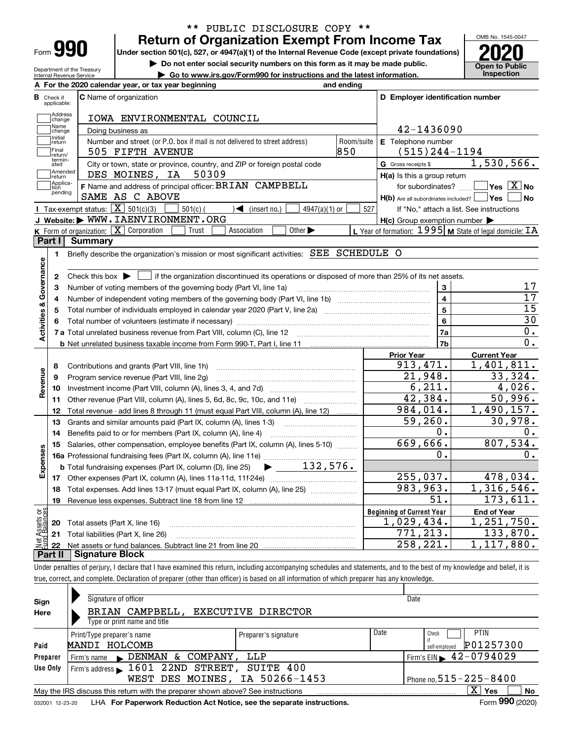** PUBLIC DISCLOSURE COPY **

# Form 990 — Return of Organization Exempt From Income Tax

Under section 501(c), 527, or 4947(a)(1) of the Internal Revenue Code (except private foundations)

▶ Do not enter social security numbers on this form as it may be made public.

▶ Go to www.irs.gov/Form990 for instructions and the latest information.

OMB No. 1545-0047 | **2020** | Open to Public Inspection

Department of the Treasury, Internal Revenue Service

**A** For the 2020 calendar year, or tax year beginning and ending

**B** Check if applicable: Address change, Name change, Initial return, Final return/terminated, Amended return, Application pending

**C** Name of organization: IOWA ENVIRONMENTAL COUNCIL

Doing business as

Number and street (or P.O. box if mail is not delivered to street address): 505 FIFTH AVENUE — Room/suite: 850

City or town, state or province, country, and ZIP or foreign postal code: DES MOINES, IA 50309

**D** Employer identification number: 42-1436090

**E** Telephone number: (515)244-1194

**G** Gross receipts $ 1,530,566.

**F** Name and address of principal officer: BRIAN CAMPBELL, SAME AS C ABOVE

**H(a)** Is this a group return for subordinates? ☐ Yes ☒ No

**H(b)** Are all subordinates included? ☐ Yes ☐ No — If "No," attach a list. See instructions

**H(c)** Group exemption number ▶

**I** Tax-exempt status: ☒ 501(c)(3) ☐ 501(c) ( ) ◀ (insert no.) ☐ 4947(a)(1) or ☐ 527

**J** Website: ▶ WWW.IAENVIRONMENT.ORG

**K** Form of organization: ☒ Corporation ☐ Trust ☐ Association ☐ Other ▶

**L** Year of formation: 1995 **M** State of legal domicile: IA

## Part I Summary

**Activities & Governance**

| | | | |
|---|---|---|---|
| 1 | Briefly describe the organization's mission or most significant activities: SEE SCHEDULE O | | |
| 2 | Check this box ▶ ☐ if the organization discontinued its operations or disposed of more than 25% of its net assets. | | |
| 3 | Number of voting members of the governing body (Part VI, line 1a) | 3 | 17 |
| 4 | Number of independent voting members of the governing body (Part VI, line 1b) | 4 | 17 |
| 5 | Total number of individuals employed in calendar year 2020 (Part V, line 2a) | 5 | 15 |
| 6 | Total number of volunteers (estimate if necessary) | 6 | 30 |
| 7a | Total unrelated business revenue from Part VIII, column (C), line 12 | 7a | 0. |
| b | Net unrelated business taxable income from Form 990-T, Part I, line 11 | 7b | 0. |

| | | Prior Year | Current Year |
|---|---|---|---|
| **Revenue** | | | |
| 8 | Contributions and grants (Part VIII, line 1h) | 913,471. | 1,401,811. |
| 9 | Program service revenue (Part VIII, line 2g) | 21,948. | 33,324. |
| 10 | Investment income (Part VIII, column (A), lines 3, 4, and 7d) | 6,211. | 4,026. |
| 11 | Other revenue (Part VIII, column (A), lines 5, 6d, 8c, 9c, 10c, and 11e) | 42,384. | 50,996. |
| 12 | Total revenue - add lines 8 through 11 (must equal Part VIII, column (A), line 12) | 984,014. | 1,490,157. |
| **Expenses** | | | |
| 13 | Grants and similar amounts paid (Part IX, column (A), lines 1-3) | 59,260. | 30,978. |
| 14 | Benefits paid to or for members (Part IX, column (A), line 4) | 0. | 0. |
| 15 | Salaries, other compensation, employee benefits (Part IX, column (A), lines 5-10) | 669,666. | 807,534. |
| 16a | Professional fundraising fees (Part IX, column (A), line 11e) | 0. | 0. |
| b | Total fundraising expenses (Part IX, column (D), line 25) ▶ 132,576. | | |
| 17 | Other expenses (Part IX, column (A), lines 11a-11d, 11f-24e) | 255,037. | 478,034. |
| 18 | Total expenses. Add lines 13-17 (must equal Part IX, column (A), line 25) | 983,963. | 1,316,546. |
| 19 | Revenue less expenses. Subtract line 18 from line 12 | 51. | 173,611. |

| **Net Assets or Fund Balances** | | Beginning of Current Year | End of Year |
|---|---|---|---|
| 20 | Total assets (Part X, line 16) | 1,029,434. | 1,251,750. |
| 21 | Total liabilities (Part X, line 26) | 771,213. | 133,870. |
| 22 | Net assets or fund balances. Subtract line 21 from line 20 | 258,221. | 1,117,880. |

## Part II Signature Block

Under penalties of perjury, I declare that I have examined this return, including accompanying schedules and statements, and to the best of my knowledge and belief, it is true, correct, and complete. Declaration of preparer (other than officer) is based on all information of which preparer has any knowledge.

**Sign Here**

Signature of officer — Date

BRIAN CAMPBELL, EXECUTIVE DIRECTOR

Type or print name and title

**Paid Preparer Use Only**

| Print/Type preparer's name | Preparer's signature | Date | Check ☐ if self-employed | PTIN |
|---|---|---|---|---|
| MANDI HOLCOMB | | | | P01257300 |

Firm's name ▶ DENMAN & COMPANY, LLP — Firm's EIN ▶ 42-0794029

Firm's address ▶ 1601 22ND STREET, SUITE 400, WEST DES MOINES, IA 50266-1453 — Phone no. 515-225-8400

May the IRS discuss this return with the preparer shown above? See instructions ☒ Yes ☐ No

032001 12-23-20 LHA For Paperwork Reduction Act Notice, see the separate instructions. Form **990** (2020)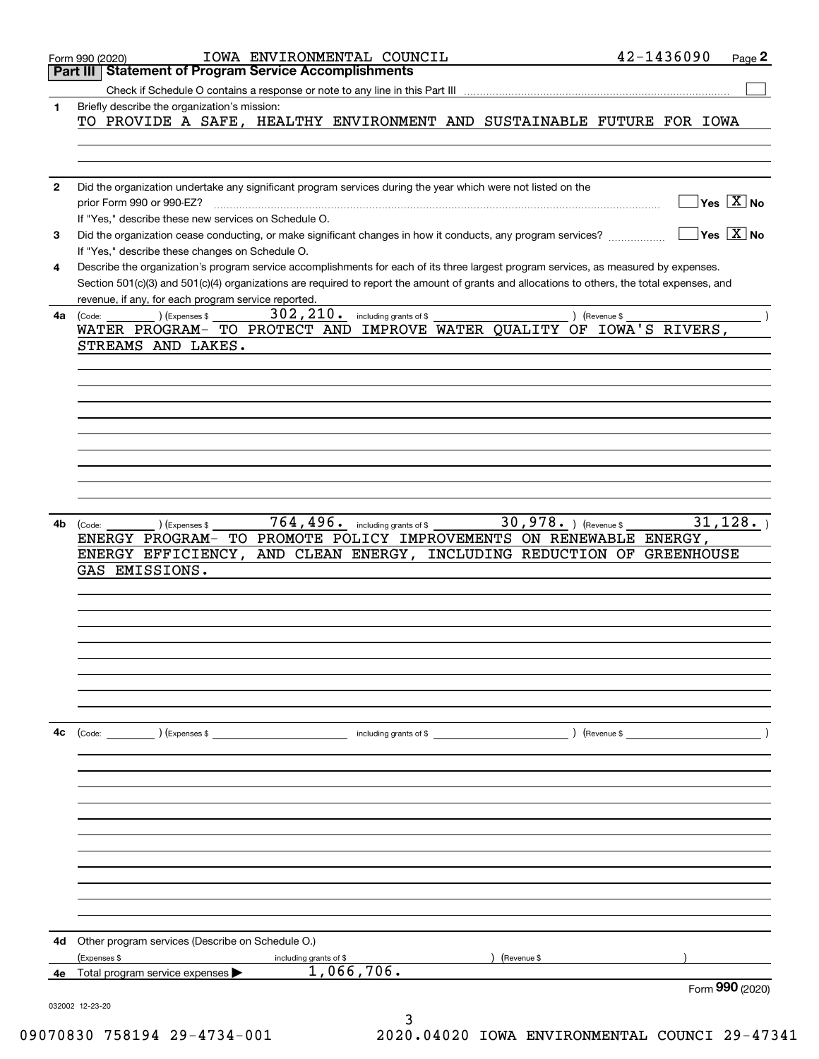Form 990 (2020) IOWA ENVIRONMENTAL COUNCIL 42-1436090 Page **2**

## Part III Statement of Program Service Accomplishments

Check if Schedule O contains a response or note to any line in this Part III ☐

**1** Briefly describe the organization's mission:

TO PROVIDE A SAFE, HEALTHY ENVIRONMENT AND SUSTAINABLE FUTURE FOR IOWA

**2** Did the organization undertake any significant program services during the year which were not listed on the prior Form 990 or 990-EZ? ☐ Yes ☒ No

If "Yes," describe these new services on Schedule O.

**3** Did the organization cease conducting, or make significant changes in how it conducts, any program services? ☐ Yes ☒ No

If "Yes," describe these changes on Schedule O.

**4** Describe the organization's program service accomplishments for each of its three largest program services, as measured by expenses. Section 501(c)(3) and 501(c)(4) organizations are required to report the amount of grants and allocations to others, the total expenses, and revenue, if any, for each program service reported.

**4a** (Code: ) (Expenses $ 302,210. including grants of $ ) (Revenue $ )

WATER PROGRAM- TO PROTECT AND IMPROVE WATER QUALITY OF IOWA'S RIVERS, STREAMS AND LAKES.

**4b** (Code: ) (Expenses $ 764,496. including grants of $ 30,978. ) (Revenue $ 31,128. )

ENERGY PROGRAM- TO PROMOTE POLICY IMPROVEMENTS ON RENEWABLE ENERGY, ENERGY EFFICIENCY, AND CLEAN ENERGY, INCLUDING REDUCTION OF GREENHOUSE GAS EMISSIONS.

**4c** (Code: ) (Expenses $ including grants of $ ) (Revenue $ )

**4d** Other program services (Describe on Schedule O.)

(Expenses $ including grants of $ ) (Revenue $ )

**4e** Total program service expenses ▶ 1,066,706.

Form **990** (2020)

032002 12-23-20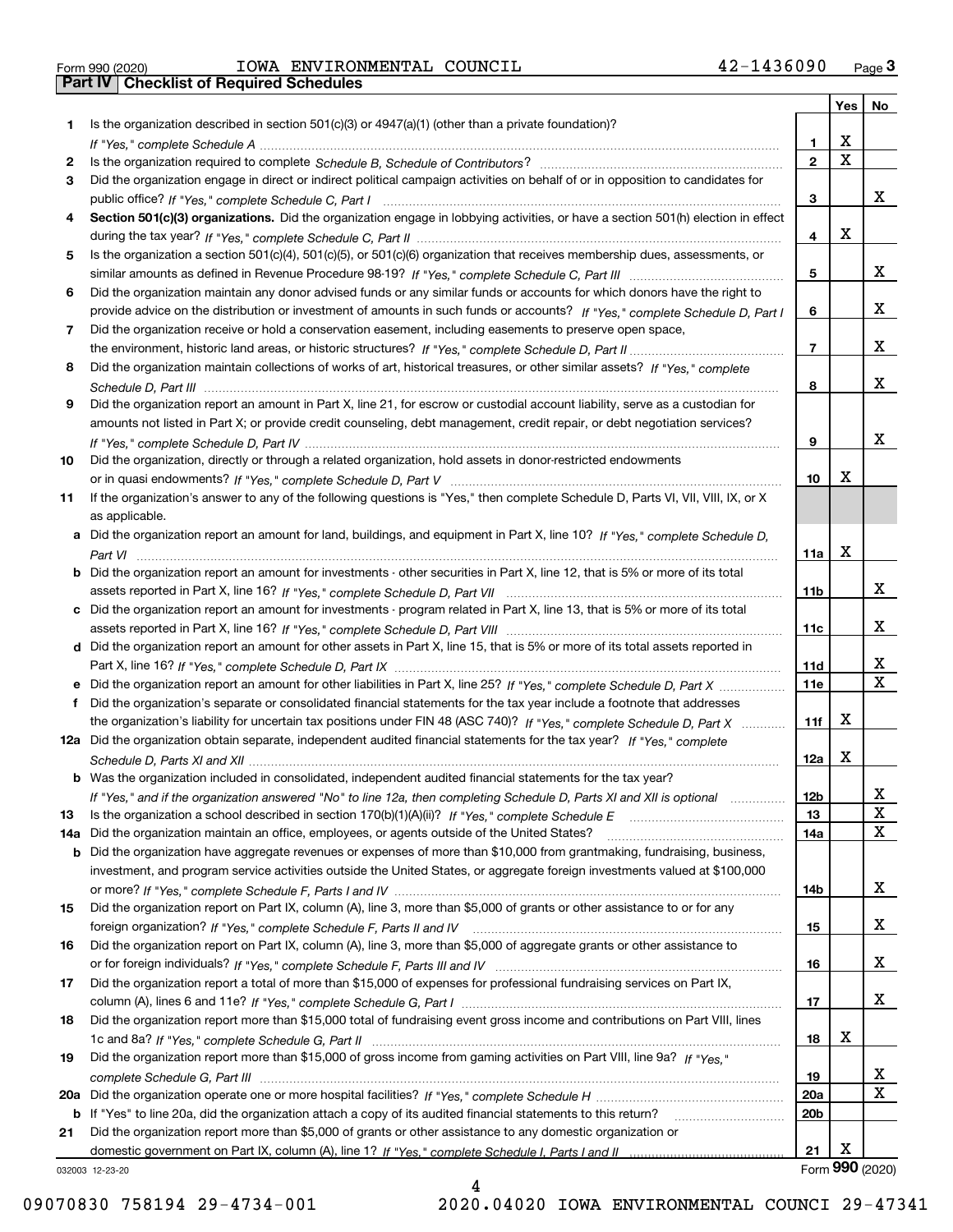Form 990 (2020) IOWA ENVIRONMENTAL COUNCIL 42-1436090 Page 3

## Part IV Checklist of Required Schedules

| | | | Yes | No |
|---|---|---|---|---|
| 1 | Is the organization described in section 501(c)(3) or 4947(a)(1) (other than a private foundation)? *If "Yes," complete Schedule A* | 1 | X | |
| 2 | Is the organization required to complete *Schedule B, Schedule of Contributors*? | 2 | X | |
| 3 | Did the organization engage in direct or indirect political campaign activities on behalf of or in opposition to candidates for public office? *If "Yes," complete Schedule C, Part I* | 3 | | X |
| 4 | **Section 501(c)(3) organizations.** Did the organization engage in lobbying activities, or have a section 501(h) election in effect during the tax year? *If "Yes," complete Schedule C, Part II* | 4 | X | |
| 5 | Is the organization a section 501(c)(4), 501(c)(5), or 501(c)(6) organization that receives membership dues, assessments, or similar amounts as defined in Revenue Procedure 98-19? *If "Yes," complete Schedule C, Part III* | 5 | | X |
| 6 | Did the organization maintain any donor advised funds or any similar funds or accounts for which donors have the right to provide advice on the distribution or investment of amounts in such funds or accounts? *If "Yes," complete Schedule D, Part I* | 6 | | X |
| 7 | Did the organization receive or hold a conservation easement, including easements to preserve open space, the environment, historic land areas, or historic structures? *If "Yes," complete Schedule D, Part II* | 7 | | X |
| 8 | Did the organization maintain collections of works of art, historical treasures, or other similar assets? *If "Yes," complete Schedule D, Part III* | 8 | | X |
| 9 | Did the organization report an amount in Part X, line 21, for escrow or custodial account liability, serve as a custodian for amounts not listed in Part X; or provide credit counseling, debt management, credit repair, or debt negotiation services? *If "Yes," complete Schedule D, Part IV* | 9 | | X |
| 10 | Did the organization, directly or through a related organization, hold assets in donor-restricted endowments or in quasi endowments? *If "Yes," complete Schedule D, Part V* | 10 | X | |
| 11 | If the organization's answer to any of the following questions is "Yes," then complete Schedule D, Parts VI, VII, VIII, IX, or X as applicable. | | | |
| a | Did the organization report an amount for land, buildings, and equipment in Part X, line 10? *If "Yes," complete Schedule D, Part VI* | 11a | X | |
| b | Did the organization report an amount for investments - other securities in Part X, line 12, that is 5% or more of its total assets reported in Part X, line 16? *If "Yes," complete Schedule D, Part VII* | 11b | | X |
| c | Did the organization report an amount for investments - program related in Part X, line 13, that is 5% or more of its total assets reported in Part X, line 16? *If "Yes," complete Schedule D, Part VIII* | 11c | | X |
| d | Did the organization report an amount for other assets in Part X, line 15, that is 5% or more of its total assets reported in Part X, line 16? *If "Yes," complete Schedule D, Part IX* | 11d | | X |
| e | Did the organization report an amount for other liabilities in Part X, line 25? *If "Yes," complete Schedule D, Part X* | 11e | | X |
| f | Did the organization's separate or consolidated financial statements for the tax year include a footnote that addresses the organization's liability for uncertain tax positions under FIN 48 (ASC 740)? *If "Yes," complete Schedule D, Part X* | 11f | X | |
| 12a | Did the organization obtain separate, independent audited financial statements for the tax year? *If "Yes," complete Schedule D, Parts XI and XII* | 12a | X | |
| b | Was the organization included in consolidated, independent audited financial statements for the tax year? *If "Yes," and if the organization answered "No" to line 12a, then completing Schedule D, Parts XI and XII is optional* | 12b | | X |
| 13 | Is the organization a school described in section 170(b)(1)(A)(ii)? *If "Yes," complete Schedule E* | 13 | | X |
| 14a | Did the organization maintain an office, employees, or agents outside of the United States? | 14a | | X |
| b | Did the organization have aggregate revenues or expenses of more than $10,000 from grantmaking, fundraising, business, investment, and program service activities outside the United States, or aggregate foreign investments valued at $100,000 or more? *If "Yes," complete Schedule F, Parts I and IV* | 14b | | X |
| 15 | Did the organization report on Part IX, column (A), line 3, more than $5,000 of grants or other assistance to or for any foreign organization? *If "Yes," complete Schedule F, Parts II and IV* | 15 | | X |
| 16 | Did the organization report on Part IX, column (A), line 3, more than $5,000 of aggregate grants or other assistance to or for foreign individuals? *If "Yes," complete Schedule F, Parts III and IV* | 16 | | X |
| 17 | Did the organization report a total of more than $15,000 of expenses for professional fundraising services on Part IX, column (A), lines 6 and 11e? *If "Yes," complete Schedule G, Part I* | 17 | | X |
| 18 | Did the organization report more than $15,000 total of fundraising event gross income and contributions on Part VIII, lines 1c and 8a? *If "Yes," complete Schedule G, Part II* | 18 | X | |
| 19 | Did the organization report more than $15,000 of gross income from gaming activities on Part VIII, line 9a? *If "Yes," complete Schedule G, Part III* | 19 | | X |
| 20a | Did the organization operate one or more hospital facilities? *If "Yes," complete Schedule H* | 20a | | X |
| b | If "Yes" to line 20a, did the organization attach a copy of its audited financial statements to this return? | 20b | | |
| 21 | Did the organization report more than $5,000 of grants or other assistance to any domestic organization or domestic government on Part IX, column (A), line 1? *If "Yes," complete Schedule I, Parts I and II* | 21 | X | |

032003 12-23-20

Form **990** (2020)

09070830 758194 29-4734-001 2020.04020 IOWA ENVIRONMENTAL COUNCI 29-47341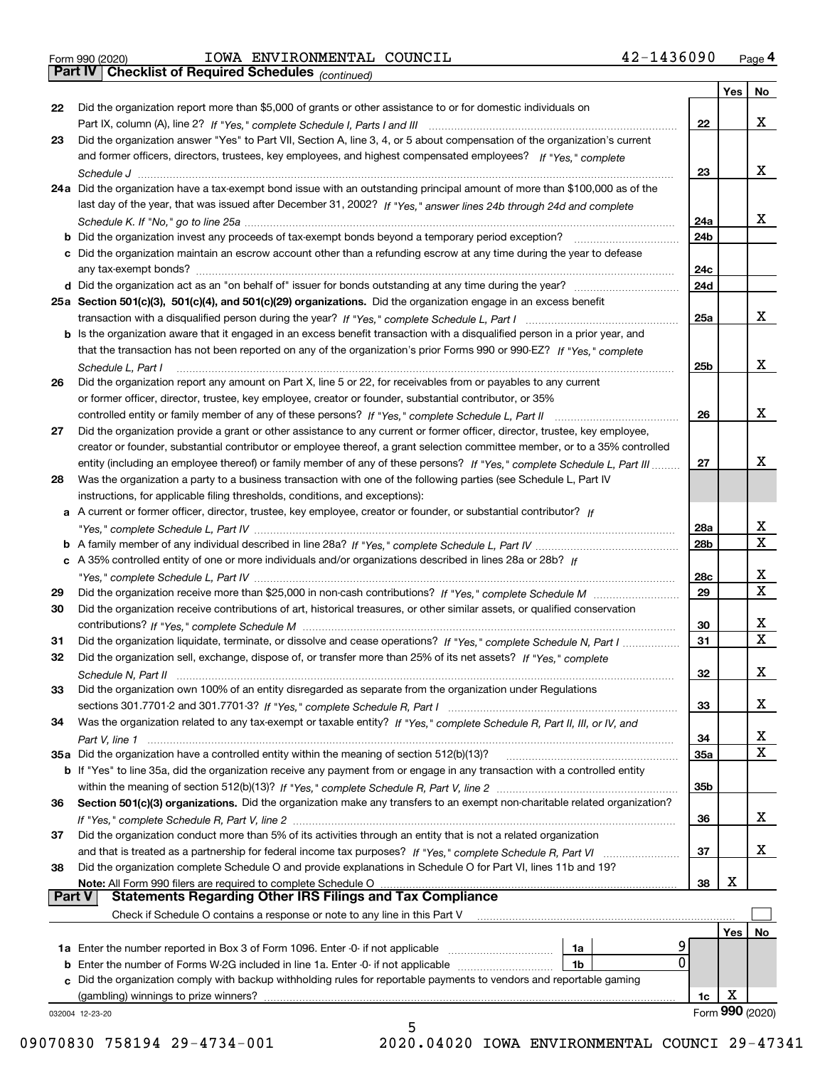Form 990 (2020) IOWA ENVIRONMENTAL COUNCIL 42-1436090 Page 4

**Part IV Checklist of Required Schedules** *(continued)*

| | | | Yes | No |
|---|---|---|---|---|
| 22 | Did the organization report more than $5,000 of grants or other assistance to or for domestic individuals on Part IX, column (A), line 2? *If "Yes," complete Schedule I, Parts I and III* | 22 | | X |
| 23 | Did the organization answer "Yes" to Part VII, Section A, line 3, 4, or 5 about compensation of the organization's current and former officers, directors, trustees, key employees, and highest compensated employees? *If "Yes," complete Schedule J* | 23 | | X |
| 24a | Did the organization have a tax-exempt bond issue with an outstanding principal amount of more than $100,000 as of the last day of the year, that was issued after December 31, 2002? *If "Yes," answer lines 24b through 24d and complete Schedule K. If "No," go to line 25a* | 24a | | X |
| b | Did the organization invest any proceeds of tax-exempt bonds beyond a temporary period exception? | 24b | | |
| c | Did the organization maintain an escrow account other than a refunding escrow at any time during the year to defease any tax-exempt bonds? | 24c | | |
| d | Did the organization act as an "on behalf of" issuer for bonds outstanding at any time during the year? | 24d | | |
| 25a | **Section 501(c)(3), 501(c)(4), and 501(c)(29) organizations.** Did the organization engage in an excess benefit transaction with a disqualified person during the year? *If "Yes," complete Schedule L, Part I* | 25a | | X |
| b | Is the organization aware that it engaged in an excess benefit transaction with a disqualified person in a prior year, and that the transaction has not been reported on any of the organization's prior Forms 990 or 990-EZ? *If "Yes," complete Schedule L, Part I* | 25b | | X |
| 26 | Did the organization report any amount on Part X, line 5 or 22, for receivables from or payables to any current or former officer, director, trustee, key employee, creator or founder, substantial contributor, or 35% controlled entity or family member of any of these persons? *If "Yes," complete Schedule L, Part II* | 26 | | X |
| 27 | Did the organization provide a grant or other assistance to any current or former officer, director, trustee, key employee, creator or founder, substantial contributor or employee thereof, a grant selection committee member, or to a 35% controlled entity (including an employee thereof) or family member of any of these persons? *If "Yes," complete Schedule L, Part III* | 27 | | X |
| 28 | Was the organization a party to a business transaction with one of the following parties (see Schedule L, Part IV instructions, for applicable filing thresholds, conditions, and exceptions): | | | |
| a | A current or former officer, director, trustee, key employee, creator or founder, or substantial contributor? *If "Yes," complete Schedule L, Part IV* | 28a | | X |
| b | A family member of any individual described in line 28a? *If "Yes," complete Schedule L, Part IV* | 28b | | X |
| c | A 35% controlled entity of one or more individuals and/or organizations described in lines 28a or 28b? *If "Yes," complete Schedule L, Part IV* | 28c | | X |
| 29 | Did the organization receive more than $25,000 in non-cash contributions? *If "Yes," complete Schedule M* | 29 | | X |
| 30 | Did the organization receive contributions of art, historical treasures, or other similar assets, or qualified conservation contributions? *If "Yes," complete Schedule M* | 30 | | X |
| 31 | Did the organization liquidate, terminate, or dissolve and cease operations? *If "Yes," complete Schedule N, Part I* | 31 | | X |
| 32 | Did the organization sell, exchange, dispose of, or transfer more than 25% of its net assets? *If "Yes," complete Schedule N, Part II* | 32 | | X |
| 33 | Did the organization own 100% of an entity disregarded as separate from the organization under Regulations sections 301.7701-2 and 301.7701-3? *If "Yes," complete Schedule R, Part I* | 33 | | X |
| 34 | Was the organization related to any tax-exempt or taxable entity? *If "Yes," complete Schedule R, Part II, III, or IV, and Part V, line 1* | 34 | | X |
| 35a | Did the organization have a controlled entity within the meaning of section 512(b)(13)? | 35a | | X |
| b | If "Yes" to line 35a, did the organization receive any payment from or engage in any transaction with a controlled entity within the meaning of section 512(b)(13)? *If "Yes," complete Schedule R, Part V, line 2* | 35b | | |
| 36 | **Section 501(c)(3) organizations.** Did the organization make any transfers to an exempt non-charitable related organization? *If "Yes," complete Schedule R, Part V, line 2* | 36 | | X |
| 37 | Did the organization conduct more than 5% of its activities through an entity that is not a related organization and that is treated as a partnership for federal income tax purposes? *If "Yes," complete Schedule R, Part VI* | 37 | | X |
| 38 | Did the organization complete Schedule O and provide explanations in Schedule O for Part VI, lines 11b and 19? **Note:** All Form 990 filers are required to complete Schedule O | 38 | X | |

**Part V Statements Regarding Other IRS Filings and Tax Compliance**

Check if Schedule O contains a response or note to any line in this Part V ☐

| | | | | | Yes | No |
|---|---|---|---|---|---|---|
| 1a | Enter the number reported in Box 3 of Form 1096. Enter -0- if not applicable | 1a | 9 | | | |
| b | Enter the number of Forms W-2G included in line 1a. Enter -0- if not applicable | 1b | 0 | | | |
| c | Did the organization comply with backup withholding rules for reportable payments to vendors and reportable gaming (gambling) winnings to prize winners? | | | 1c | X | |

032004 12-23-20 Form **990** (2020)

09070830 758194 29-4734-001 2020.04020 IOWA ENVIRONMENTAL COUNCI 29-47341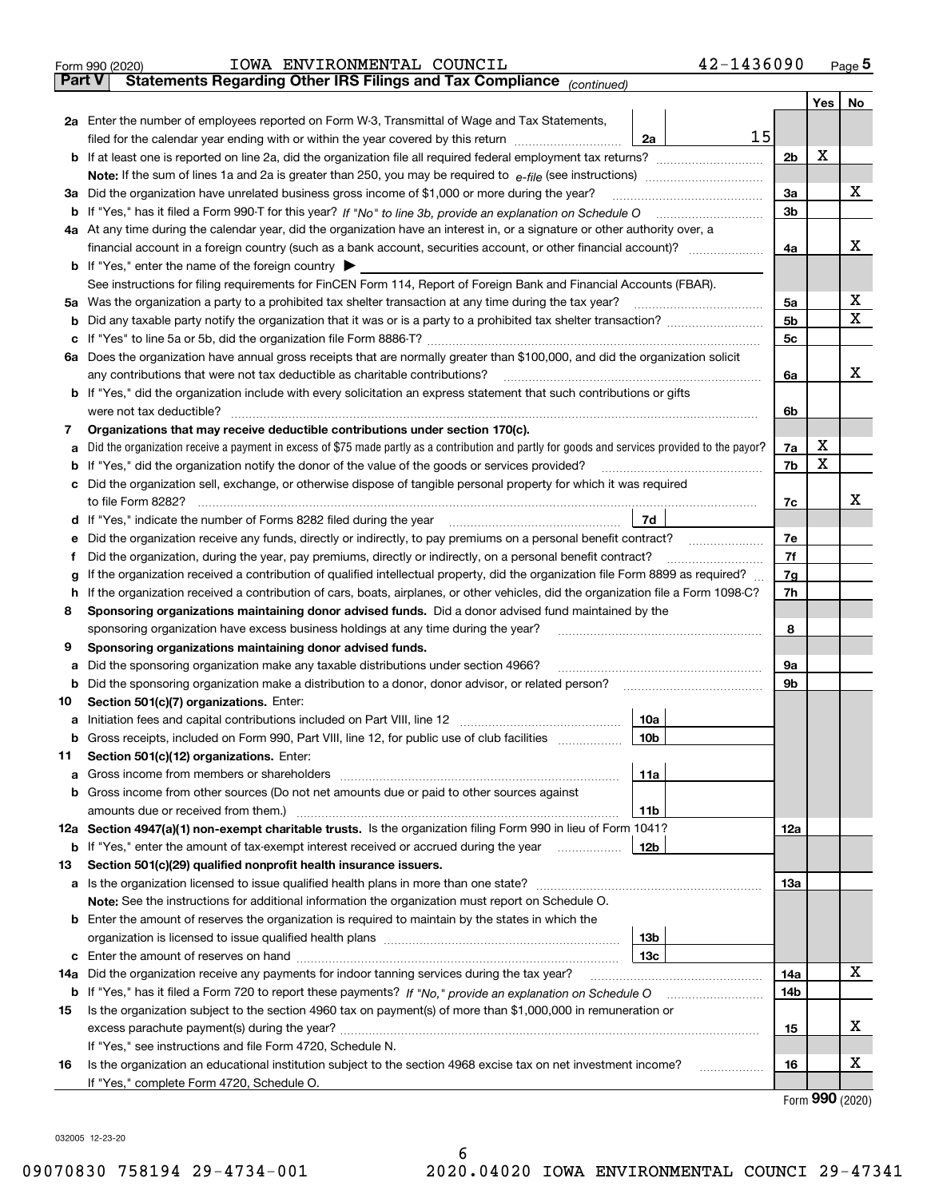Form 990 (2020) IOWA ENVIRONMENTAL COUNCIL 42-1436090 Page **5**

## Part V Statements Regarding Other IRS Filings and Tax Compliance *(continued)*

| | | | | | Yes | No |
|---|---|---|---|---|---|---|
| **2a** | Enter the number of employees reported on Form W-3, Transmittal of Wage and Tax Statements, filed for the calendar year ending with or within the year covered by this return | 2a | 15 | | | |
| **b** | If at least one is reported on line 2a, did the organization file all required federal employment tax returns? | | | 2b | X | |
| | **Note:** If the sum of lines 1a and 2a is greater than 250, you may be required to *e-file* (see instructions) | | | | | |
| **3a** | Did the organization have unrelated business gross income of $1,000 or more during the year? | | | 3a | | X |
| **b** | If "Yes," has it filed a Form 990-T for this year? *If "No" to line 3b, provide an explanation on Schedule O* | | | 3b | | |
| **4a** | At any time during the calendar year, did the organization have an interest in, or a signature or other authority over, a financial account in a foreign country (such as a bank account, securities account, or other financial account)? | | | 4a | | X |
| **b** | If "Yes," enter the name of the foreign country ▶ | | | | | |
| | See instructions for filing requirements for FinCEN Form 114, Report of Foreign Bank and Financial Accounts (FBAR). | | | | | |
| **5a** | Was the organization a party to a prohibited tax shelter transaction at any time during the tax year? | | | 5a | | X |
| **b** | Did any taxable party notify the organization that it was or is a party to a prohibited tax shelter transaction? | | | 5b | | X |
| **c** | If "Yes" to line 5a or 5b, did the organization file Form 8886-T? | | | 5c | | |
| **6a** | Does the organization have annual gross receipts that are normally greater than $100,000, and did the organization solicit any contributions that were not tax deductible as charitable contributions? | | | 6a | | X |
| **b** | If "Yes," did the organization include with every solicitation an express statement that such contributions or gifts were not tax deductible? | | | 6b | | |
| **7** | **Organizations that may receive deductible contributions under section 170(c).** | | | | | |
| **a** | Did the organization receive a payment in excess of $75 made partly as a contribution and partly for goods and services provided to the payor? | | | 7a | X | |
| **b** | If "Yes," did the organization notify the donor of the value of the goods or services provided? | | | 7b | X | |
| **c** | Did the organization sell, exchange, or otherwise dispose of tangible personal property for which it was required to file Form 8282? | | | 7c | | X |
| **d** | If "Yes," indicate the number of Forms 8282 filed during the year | 7d | | | | |
| **e** | Did the organization receive any funds, directly or indirectly, to pay premiums on a personal benefit contract? | | | 7e | | |
| **f** | Did the organization, during the year, pay premiums, directly or indirectly, on a personal benefit contract? | | | 7f | | |
| **g** | If the organization received a contribution of qualified intellectual property, did the organization file Form 8899 as required? | | | 7g | | |
| **h** | If the organization received a contribution of cars, boats, airplanes, or other vehicles, did the organization file a Form 1098-C? | | | 7h | | |
| **8** | **Sponsoring organizations maintaining donor advised funds.** Did a donor advised fund maintained by the sponsoring organization have excess business holdings at any time during the year? | | | 8 | | |
| **9** | **Sponsoring organizations maintaining donor advised funds.** | | | | | |
| **a** | Did the sponsoring organization make any taxable distributions under section 4966? | | | 9a | | |
| **b** | Did the sponsoring organization make a distribution to a donor, donor advisor, or related person? | | | 9b | | |
| **10** | **Section 501(c)(7) organizations.** Enter: | | | | | |
| **a** | Initiation fees and capital contributions included on Part VIII, line 12 | 10a | | | | |
| **b** | Gross receipts, included on Form 990, Part VIII, line 12, for public use of club facilities | 10b | | | | |
| **11** | **Section 501(c)(12) organizations.** Enter: | | | | | |
| **a** | Gross income from members or shareholders | 11a | | | | |
| **b** | Gross income from other sources (Do not net amounts due or paid to other sources against amounts due or received from them.) | 11b | | | | |
| **12a** | **Section 4947(a)(1) non-exempt charitable trusts.** Is the organization filing Form 990 in lieu of Form 1041? | | | 12a | | |
| **b** | If "Yes," enter the amount of tax-exempt interest received or accrued during the year | 12b | | | | |
| **13** | **Section 501(c)(29) qualified nonprofit health insurance issuers.** | | | | | |
| **a** | Is the organization licensed to issue qualified health plans in more than one state? | | | 13a | | |
| | **Note:** See the instructions for additional information the organization must report on Schedule O. | | | | | |
| **b** | Enter the amount of reserves the organization is required to maintain by the states in which the organization is licensed to issue qualified health plans | 13b | | | | |
| **c** | Enter the amount of reserves on hand | 13c | | | | |
| **14a** | Did the organization receive any payments for indoor tanning services during the tax year? | | | 14a | | X |
| **b** | If "Yes," has it filed a Form 720 to report these payments? *If "No," provide an explanation on Schedule O* | | | 14b | | |
| **15** | Is the organization subject to the section 4960 tax on payment(s) of more than $1,000,000 in remuneration or excess parachute payment(s) during the year? | | | 15 | | X |
| | If "Yes," see instructions and file Form 4720, Schedule N. | | | | | |
| **16** | Is the organization an educational institution subject to the section 4968 excise tax on net investment income? | | | 16 | | X |
| | If "Yes," complete Form 4720, Schedule O. | | | | | |

Form **990** (2020)

032005 12-23-20

09070830 758194 29-4734-001 2020.04020 IOWA ENVIRONMENTAL COUNCI 29-47341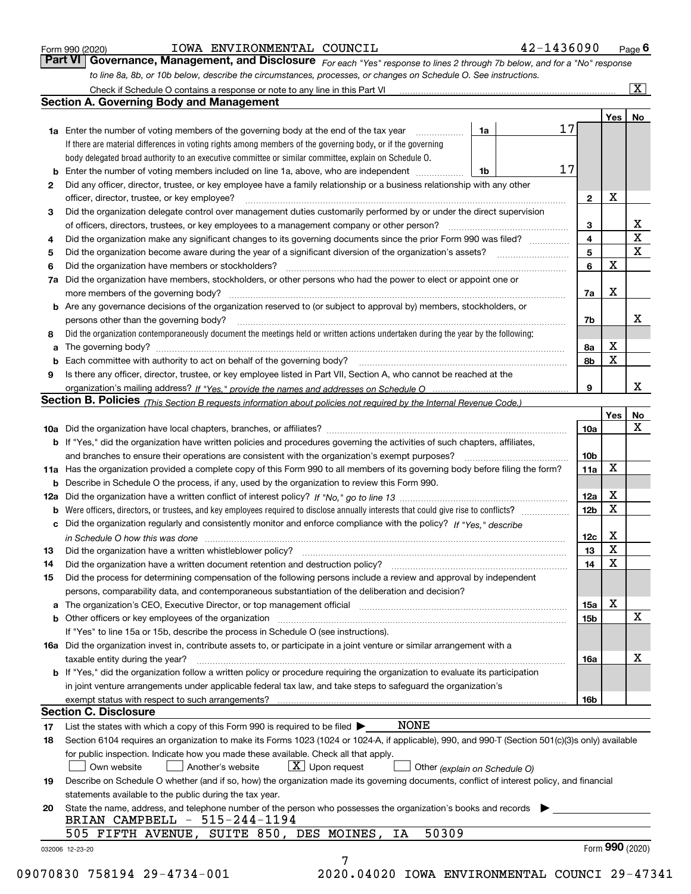Form 990 (2020) IOWA ENVIRONMENTAL COUNCIL 42-1436090 Page 6

**Part VI Governance, Management, and Disclosure** *For each "Yes" response to lines 2 through 7b below, and for a "No" response to line 8a, 8b, or 10b below, describe the circumstances, processes, or changes on Schedule O. See instructions.*

Check if Schedule O contains a response or note to any line in this Part VI .... [X]

## Section A. Governing Body and Management

| | | | | Yes | No |
|---|---|---|---|---|---|
| 1a | Enter the number of voting members of the governing body at the end of the tax year — 1a: 17. If there are material differences in voting rights among members of the governing body, or if the governing body delegated broad authority to an executive committee or similar committee, explain on Schedule O. | | | | |
| b | Enter the number of voting members included on line 1a, above, who are independent — 1b: 17 | | | | |
| 2 | Did any officer, director, trustee, or key employee have a family relationship or a business relationship with any other officer, director, trustee, or key employee? | 2 | | X | |
| 3 | Did the organization delegate control over management duties customarily performed by or under the direct supervision of officers, directors, trustees, or key employees to a management company or other person? | 3 | | | X |
| 4 | Did the organization make any significant changes to its governing documents since the prior Form 990 was filed? | 4 | | | X |
| 5 | Did the organization become aware during the year of a significant diversion of the organization's assets? | 5 | | | X |
| 6 | Did the organization have members or stockholders? | 6 | | X | |
| 7a | Did the organization have members, stockholders, or other persons who had the power to elect or appoint one or more members of the governing body? | 7a | | X | |
| b | Are any governance decisions of the organization reserved to (or subject to approval by) members, stockholders, or persons other than the governing body? | 7b | | | X |
| 8 | Did the organization contemporaneously document the meetings held or written actions undertaken during the year by the following: | | | | |
| a | The governing body? | 8a | | X | |
| b | Each committee with authority to act on behalf of the governing body? | 8b | | X | |
| 9 | Is there any officer, director, trustee, or key employee listed in Part VII, Section A, who cannot be reached at the organization's mailing address? *If "Yes," provide the names and addresses on Schedule O* | 9 | | | X |

## Section B. Policies *(This Section B requests information about policies not required by the Internal Revenue Code.)*

| | | | Yes | No |
|---|---|---|---|---|
| 10a | Did the organization have local chapters, branches, or affiliates? | 10a | | X |
| b | If "Yes," did the organization have written policies and procedures governing the activities of such chapters, affiliates, and branches to ensure their operations are consistent with the organization's exempt purposes? | 10b | | |
| 11a | Has the organization provided a complete copy of this Form 990 to all members of its governing body before filing the form? | 11a | X | |
| b | Describe in Schedule O the process, if any, used by the organization to review this Form 990. | | | |
| 12a | Did the organization have a written conflict of interest policy? *If "No," go to line 13* | 12a | X | |
| b | Were officers, directors, or trustees, and key employees required to disclose annually interests that could give rise to conflicts? | 12b | X | |
| c | Did the organization regularly and consistently monitor and enforce compliance with the policy? *If "Yes," describe in Schedule O how this was done* | 12c | X | |
| 13 | Did the organization have a written whistleblower policy? | 13 | X | |
| 14 | Did the organization have a written document retention and destruction policy? | 14 | X | |
| 15 | Did the process for determining compensation of the following persons include a review and approval by independent persons, comparability data, and contemporaneous substantiation of the deliberation and decision? | | | |
| a | The organization's CEO, Executive Director, or top management official | 15a | X | |
| b | Other officers or key employees of the organization | 15b | | X |
| | If "Yes" to line 15a or 15b, describe the process in Schedule O (see instructions). | | | |
| 16a | Did the organization invest in, contribute assets to, or participate in a joint venture or similar arrangement with a taxable entity during the year? | 16a | | X |
| b | If "Yes," did the organization follow a written policy or procedure requiring the organization to evaluate its participation in joint venture arrangements under applicable federal tax law, and take steps to safeguard the organization's exempt status with respect to such arrangements? | 16b | | |

## Section C. Disclosure

17 List the states with which a copy of this Form 990 is required to be filed ▶ NONE

18 Section 6104 requires an organization to make its Forms 1023 (1024 or 1024-A, if applicable), 990, and 990-T (Section 501(c)(3)s only) available for public inspection. Indicate how you made these available. Check all that apply.

[ ] Own website [ ] Another's website [X] Upon request [ ] Other *(explain on Schedule O)*

19 Describe on Schedule O whether (and if so, how) the organization made its governing documents, conflict of interest policy, and financial statements available to the public during the tax year.

20 State the name, address, and telephone number of the person who possesses the organization's books and records ▶

BRIAN CAMPBELL - 515-244-1194
505 FIFTH AVENUE, SUITE 850, DES MOINES, IA 50309

032006 12-23-20 Form **990** (2020)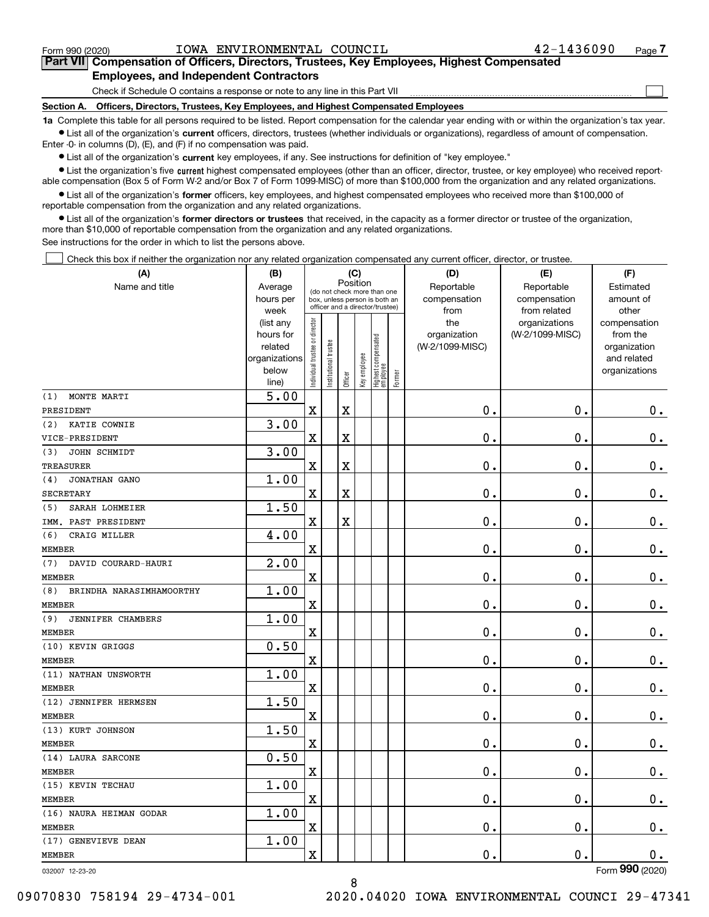Form 990 (2020) IOWA ENVIRONMENTAL COUNCIL 42-1436090 Page 7

## Part VII Compensation of Officers, Directors, Trustees, Key Employees, Highest Compensated Employees, and Independent Contractors

Check if Schedule O contains a response or note to any line in this Part VII

### Section A. Officers, Directors, Trustees, Key Employees, and Highest Compensated Employees

**1a** Complete this table for all persons required to be listed. Report compensation for the calendar year ending with or within the organization's tax year.

- List all of the organization's **current** officers, directors, trustees (whether individuals or organizations), regardless of amount of compensation. Enter -0- in columns (D), (E), and (F) if no compensation was paid.
- List all of the organization's **current** key employees, if any. See instructions for definition of "key employee."
- List the organization's five **current** highest compensated employees (other than an officer, director, trustee, or key employee) who received reportable compensation (Box 5 of Form W-2 and/or Box 7 of Form 1099-MISC) of more than $100,000 from the organization and any related organizations.
- List all of the organization's **former** officers, key employees, and highest compensated employees who received more than $100,000 of reportable compensation from the organization and any related organizations.
- List all of the organization's **former directors or trustees** that received, in the capacity as a former director or trustee of the organization, more than $10,000 of reportable compensation from the organization and any related organizations.

See instructions for the order in which to list the persons above.

Check this box if neither the organization nor any related organization compensated any current officer, director, or trustee.

| (A) Name and title | (B) Average hours per week (list any hours for related organizations below line) | (C) Position: Individual trustee or director | Institutional trustee | Officer | Key employee | Highest compensated employee | Former | (D) Reportable compensation from the organization (W-2/1099-MISC) | (E) Reportable compensation from related organizations (W-2/1099-MISC) | (F) Estimated amount of other compensation from the organization and related organizations |
|---|---|---|---|---|---|---|---|---|---|---|
| (1) MONTE MARTI<br>PRESIDENT | 5.00 | X | | X | | | | 0. | 0. | 0. |
| (2) KATIE COWNIE<br>VICE-PRESIDENT | 3.00 | X | | X | | | | 0. | 0. | 0. |
| (3) JOHN SCHMIDT<br>TREASURER | 3.00 | X | | X | | | | 0. | 0. | 0. |
| (4) JONATHAN GANO<br>SECRETARY | 1.00 | X | | X | | | | 0. | 0. | 0. |
| (5) SARAH LOHMEIER<br>IMM. PAST PRESIDENT | 1.50 | X | | X | | | | 0. | 0. | 0. |
| (6) CRAIG MILLER<br>MEMBER | 4.00 | X | | | | | | 0. | 0. | 0. |
| (7) DAVID COURARD-HAURI<br>MEMBER | 2.00 | X | | | | | | 0. | 0. | 0. |
| (8) BRINDHA NARASIMHAMOORTHY<br>MEMBER | 1.00 | X | | | | | | 0. | 0. | 0. |
| (9) JENNIFER CHAMBERS<br>MEMBER | 1.00 | X | | | | | | 0. | 0. | 0. |
| (10) KEVIN GRIGGS<br>MEMBER | 0.50 | X | | | | | | 0. | 0. | 0. |
| (11) NATHAN UNSWORTH<br>MEMBER | 1.00 | X | | | | | | 0. | 0. | 0. |
| (12) JENNIFER HERMSEN<br>MEMBER | 1.50 | X | | | | | | 0. | 0. | 0. |
| (13) KURT JOHNSON<br>MEMBER | 1.50 | X | | | | | | 0. | 0. | 0. |
| (14) LAURA SARCONE<br>MEMBER | 0.50 | X | | | | | | 0. | 0. | 0. |
| (15) KEVIN TECHAU<br>MEMBER | 1.00 | X | | | | | | 0. | 0. | 0. |
| (16) NAURA HEIMAN GODAR<br>MEMBER | 1.00 | X | | | | | | 0. | 0. | 0. |
| (17) GENEVIEVE DEAN<br>MEMBER | 1.00 | X | | | | | | 0. | 0. | 0. |

032007 12-23-20 Form **990** (2020)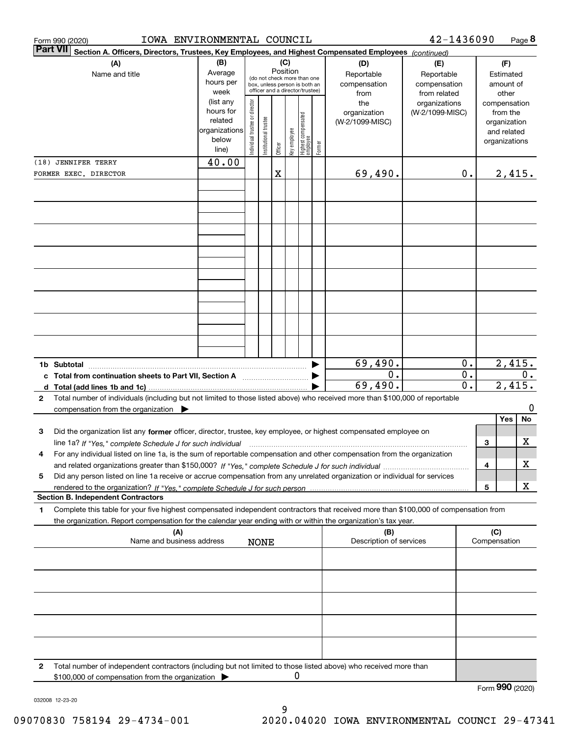Form 990 (2020) IOWA ENVIRONMENTAL COUNCIL 42-1436090 Page 8

**Part VII** **Section A. Officers, Directors, Trustees, Key Employees, and Highest Compensated Employees** *(continued)*

| (A) Name and title | (B) Average hours per week (list any hours for related organizations below line) | (C) Position (do not check more than one box, unless person is both an officer and a director/trustee): Individual trustee or director | Institutional trustee | Officer | Key employee | Highest compensated employee | Former | (D) Reportable compensation from the organization (W-2/1099-MISC) | (E) Reportable compensation from related organizations (W-2/1099-MISC) | (F) Estimated amount of other compensation from the organization and related organizations |
|---|---|---|---|---|---|---|---|---|---|---|
| (18) JENNIFER TERRY | 40.00 | | | | | | | | | |
| FORMER EXEC. DIRECTOR | | | | X | | | | 69,490. | 0. | 2,415. |

| | | (D) | (E) | (F) |
|---|---|---|---|---|
| **1b Subtotal** | ▶ | 69,490. | 0. | 2,415. |
| **c Total from continuation sheets to Part VII, Section A** | ▶ | 0. | 0. | 0. |
| **d Total (add lines 1b and 1c)** | ▶ | 69,490. | 0. | 2,415. |

**2** Total number of individuals (including but not limited to those listed above) who received more than $100,000 of reportable compensation from the organization ▶ 0

| | | | Yes | No |
|---|---|---|---|---|
| **3** | Did the organization list any **former** officer, director, trustee, key employee, or highest compensated employee on line 1a? *If "Yes," complete Schedule J for such individual* | 3 | | X |
| **4** | For any individual listed on line 1a, is the sum of reportable compensation and other compensation from the organization and related organizations greater than $150,000? *If "Yes," complete Schedule J for such individual* | 4 | | X |
| **5** | Did any person listed on line 1a receive or accrue compensation from any unrelated organization or individual for services rendered to the organization? *If "Yes," complete Schedule J for such person* | 5 | | X |

**Section B. Independent Contractors**

**1** Complete this table for your five highest compensated independent contractors that received more than $100,000 of compensation from the organization. Report compensation for the calendar year ending with or within the organization's tax year.

| (A) Name and business address | (B) Description of services | (C) Compensation |
|---|---|---|
| NONE | | |

**2** Total number of independent contractors (including but not limited to those listed above) who received more than $100,000 of compensation from the organization ▶ 0

Form **990** (2020)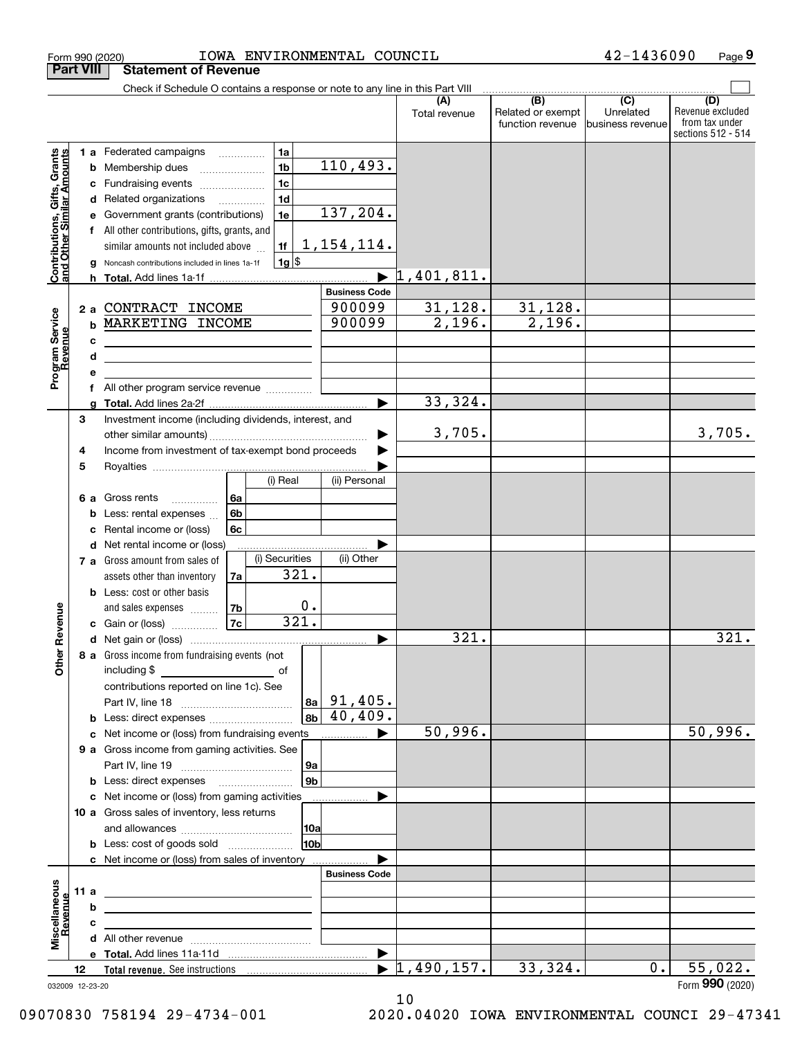Form 990 (2020) IOWA ENVIRONMENTAL COUNCIL 42-1436090 Page 9

**Part VIII Statement of Revenue**

Check if Schedule O contains a response or note to any line in this Part VIII

| | | | (A) Total revenue | (B) Related or exempt function revenue | (C) Unrelated business revenue | (D) Revenue excluded from tax under sections 512 - 514 |
|---|---|---|---|---|---|---|
| **Contributions, Gifts, Grants and Other Similar Amounts** | 1a Federated campaigns | 1a | | | | |
| | b Membership dues | 1b 110,493. | | | | |
| | c Fundraising events | 1c | | | | |
| | d Related organizations | 1d | | | | |
| | e Government grants (contributions) | 1e 137,204. | | | | |
| | f All other contributions, gifts, grants, and similar amounts not included above | 1f 1,154,114. | | | | |
| | g Noncash contributions included in lines 1a-1f | 1g $ | | | | |
| | h **Total.** Add lines 1a-1f | ▶ | 1,401,811. | | | |
| | | **Business Code** | | | | |
| **Program Service Revenue** | 2a CONTRACT INCOME | 900099 | 31,128. | 31,128. | | |
| | b MARKETING INCOME | 900099 | 2,196. | 2,196. | | |
| | c | | | | | |
| | d | | | | | |
| | e | | | | | |
| | f All other program service revenue | | | | | |
| | g **Total.** Add lines 2a-2f | ▶ | 33,324. | | | |
| **Other Revenue** | 3 Investment income (including dividends, interest, and other similar amounts) | ▶ | 3,705. | | | 3,705. |
| | 4 Income from investment of tax-exempt bond proceeds | ▶ | | | | |
| | 5 Royalties | ▶ | | | | |
| | 6a Gross rents — 6a (i) Real / (ii) Personal | | | | | |
| | b Less: rental expenses — 6b | | | | | |
| | c Rental income or (loss) — 6c | | | | | |
| | d Net rental income or (loss) | ▶ | | | | |
| | 7a Gross amount from sales of assets other than inventory — 7a (i) Securities 321. / (ii) Other | | | | | |
| | b Less: cost or other basis and sales expenses — 7b (i) Securities 0. | | | | | |
| | c Gain or (loss) — 7c (i) Securities 321. | | | | | |
| | d Net gain or (loss) | ▶ | 321. | | | 321. |
| | 8a Gross income from fundraising events (not including $ of contributions reported on line 1c). See Part IV, line 18 | 8a 91,405. | | | | |
| | b Less: direct expenses | 8b 40,409. | | | | |
| | c Net income or (loss) from fundraising events | ▶ | 50,996. | | | 50,996. |
| | 9a Gross income from gaming activities. See Part IV, line 19 | 9a | | | | |
| | b Less: direct expenses | 9b | | | | |
| | c Net income or (loss) from gaming activities | ▶ | | | | |
| | 10a Gross sales of inventory, less returns and allowances | 10a | | | | |
| | b Less: cost of goods sold | 10b | | | | |
| | c Net income or (loss) from sales of inventory | ▶ | | | | |
| | | **Business Code** | | | | |
| **Miscellaneous Revenue** | 11a | | | | | |
| | b | | | | | |
| | c | | | | | |
| | d All other revenue | | | | | |
| | e **Total.** Add lines 11a-11d | ▶ | | | | |
| | 12 **Total revenue.** See instructions | ▶ | 1,490,157. | 33,324. | 0. | 55,022. |

032009 12-23-20

Form **990** (2020)

09070830 758194 29-4734-001 2020.04020 IOWA ENVIRONMENTAL COUNCI 29-47341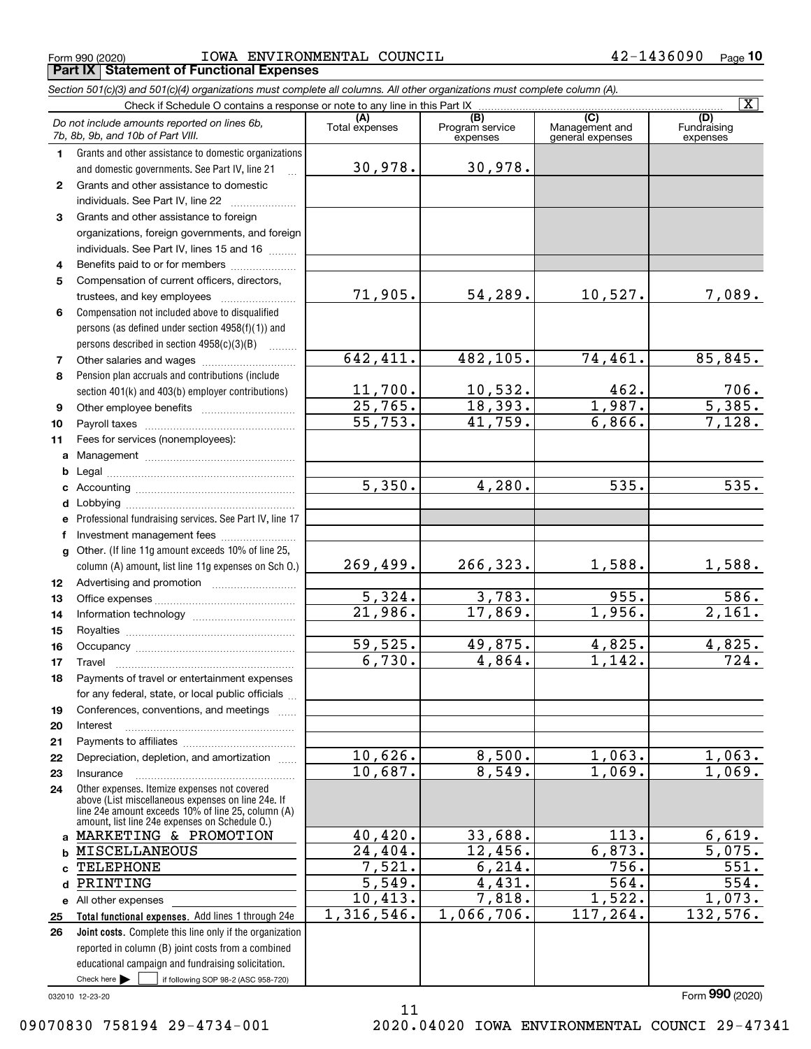Form 990 (2020) IOWA ENVIRONMENTAL COUNCIL 42-1436090 Page 10

## Part IX Statement of Functional Expenses

*Section 501(c)(3) and 501(c)(4) organizations must complete all columns. All other organizations must complete column (A).*

Check if Schedule O contains a response or note to any line in this Part IX [X]

| *Do not include amounts reported on lines 6b, 7b, 8b, 9b, and 10b of Part VIII.* | (A) Total expenses | (B) Program service expenses | (C) Management and general expenses | (D) Fundraising expenses |
|---|---|---|---|---|
| 1 Grants and other assistance to domestic organizations and domestic governments. See Part IV, line 21 | 30,978. | 30,978. | | |
| 2 Grants and other assistance to domestic individuals. See Part IV, line 22 | | | | |
| 3 Grants and other assistance to foreign organizations, foreign governments, and foreign individuals. See Part IV, lines 15 and 16 | | | | |
| 4 Benefits paid to or for members | | | | |
| 5 Compensation of current officers, directors, trustees, and key employees | 71,905. | 54,289. | 10,527. | 7,089. |
| 6 Compensation not included above to disqualified persons (as defined under section 4958(f)(1)) and persons described in section 4958(c)(3)(B) | | | | |
| 7 Other salaries and wages | 642,411. | 482,105. | 74,461. | 85,845. |
| 8 Pension plan accruals and contributions (include section 401(k) and 403(b) employer contributions) | 11,700. | 10,532. | 462. | 706. |
| 9 Other employee benefits | 25,765. | 18,393. | 1,987. | 5,385. |
| 10 Payroll taxes | 55,753. | 41,759. | 6,866. | 7,128. |
| 11 Fees for services (nonemployees): | | | | |
| a Management | | | | |
| b Legal | | | | |
| c Accounting | 5,350. | 4,280. | 535. | 535. |
| d Lobbying | | | | |
| e Professional fundraising services. See Part IV, line 17 | | | | |
| f Investment management fees | | | | |
| g Other. (If line 11g amount exceeds 10% of line 25, column (A) amount, list line 11g expenses on Sch O.) | 269,499. | 266,323. | 1,588. | 1,588. |
| 12 Advertising and promotion | | | | |
| 13 Office expenses | 5,324. | 3,783. | 955. | 586. |
| 14 Information technology | 21,986. | 17,869. | 1,956. | 2,161. |
| 15 Royalties | | | | |
| 16 Occupancy | 59,525. | 49,875. | 4,825. | 4,825. |
| 17 Travel | 6,730. | 4,864. | 1,142. | 724. |
| 18 Payments of travel or entertainment expenses for any federal, state, or local public officials | | | | |
| 19 Conferences, conventions, and meetings | | | | |
| 20 Interest | | | | |
| 21 Payments to affiliates | | | | |
| 22 Depreciation, depletion, and amortization | 10,626. | 8,500. | 1,063. | 1,063. |
| 23 Insurance | 10,687. | 8,549. | 1,069. | 1,069. |
| 24 Other expenses. Itemize expenses not covered above (List miscellaneous expenses on line 24e. If line 24e amount exceeds 10% of line 25, column (A) amount, list line 24e expenses on Schedule O.) | | | | |
| a MARKETING & PROMOTION | 40,420. | 33,688. | 113. | 6,619. |
| b MISCELLANEOUS | 24,404. | 12,456. | 6,873. | 5,075. |
| c TELEPHONE | 7,521. | 6,214. | 756. | 551. |
| d PRINTING | 5,549. | 4,431. | 564. | 554. |
| e All other expenses | 10,413. | 7,818. | 1,522. | 1,073. |
| 25 **Total functional expenses.** Add lines 1 through 24e | 1,316,546. | 1,066,706. | 117,264. | 132,576. |
| 26 **Joint costs.** Complete this line only if the organization reported in column (B) joint costs from a combined educational campaign and fundraising solicitation. Check here [ ] if following SOP 98-2 (ASC 958-720) | | | | |

032010 12-23-20 Form **990** (2020)

09070830 758194 29-4734-001 2020.04020 IOWA ENVIRONMENTAL COUNCI 29-47341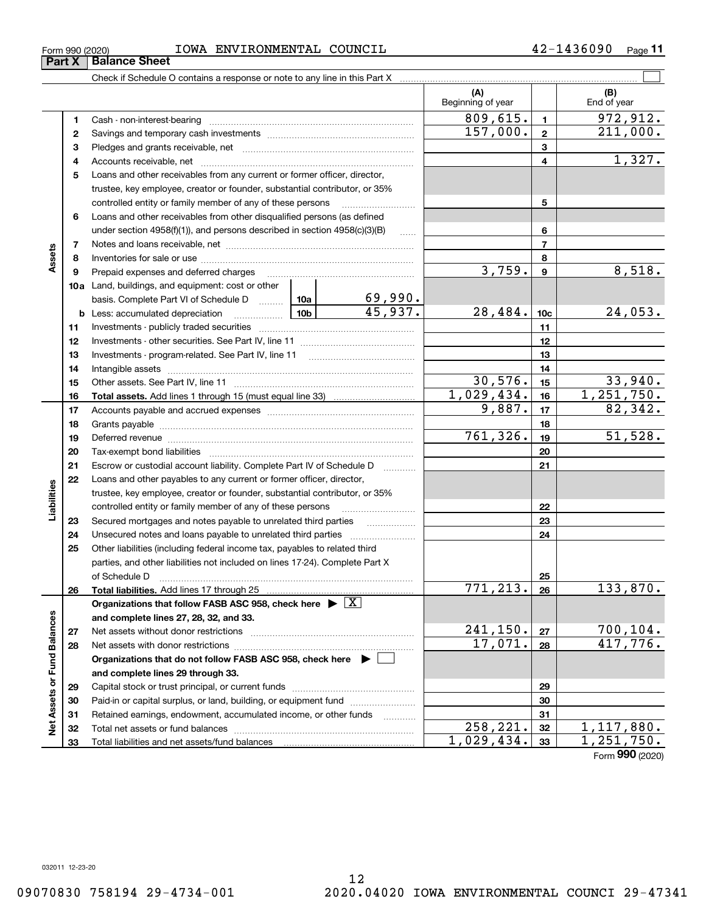Form 990 (2020) IOWA ENVIRONMENTAL COUNCIL 42-1436090 Page 11

## Part X Balance Sheet

Check if Schedule O contains a response or note to any line in this Part X ☐

| | | | (A) Beginning of year | | (B) End of year |
|---|---|---|---|---|---|
| **Assets** | 1 | Cash - non-interest-bearing | 809,615. | 1 | 972,912. |
| | 2 | Savings and temporary cash investments | 157,000. | 2 | 211,000. |
| | 3 | Pledges and grants receivable, net | | 3 | |
| | 4 | Accounts receivable, net | | 4 | 1,327. |
| | 5 | Loans and other receivables from any current or former officer, director, trustee, key employee, creator or founder, substantial contributor, or 35% controlled entity or family member of any of these persons | | 5 | |
| | 6 | Loans and other receivables from other disqualified persons (as defined under section 4958(f)(1)), and persons described in section 4958(c)(3)(B) | | 6 | |
| | 7 | Notes and loans receivable, net | | 7 | |
| | 8 | Inventories for sale or use | | 8 | |
| | 9 | Prepaid expenses and deferred charges | 3,759. | 9 | 8,518. |
| | 10a | Land, buildings, and equipment: cost or other basis. Complete Part VI of Schedule D — 10a: 69,990. | | | |
| | b | Less: accumulated depreciation — 10b: 45,937. | 28,484. | 10c | 24,053. |
| | 11 | Investments - publicly traded securities | | 11 | |
| | 12 | Investments - other securities. See Part IV, line 11 | | 12 | |
| | 13 | Investments - program-related. See Part IV, line 11 | | 13 | |
| | 14 | Intangible assets | | 14 | |
| | 15 | Other assets. See Part IV, line 11 | 30,576. | 15 | 33,940. |
| | 16 | **Total assets.** Add lines 1 through 15 (must equal line 33) | 1,029,434. | 16 | 1,251,750. |
| **Liabilities** | 17 | Accounts payable and accrued expenses | 9,887. | 17 | 82,342. |
| | 18 | Grants payable | | 18 | |
| | 19 | Deferred revenue | 761,326. | 19 | 51,528. |
| | 20 | Tax-exempt bond liabilities | | 20 | |
| | 21 | Escrow or custodial account liability. Complete Part IV of Schedule D | | 21 | |
| | 22 | Loans and other payables to any current or former officer, director, trustee, key employee, creator or founder, substantial contributor, or 35% controlled entity or family member of any of these persons | | 22 | |
| | 23 | Secured mortgages and notes payable to unrelated third parties | | 23 | |
| | 24 | Unsecured notes and loans payable to unrelated third parties | | 24 | |
| | 25 | Other liabilities (including federal income tax, payables to related third parties, and other liabilities not included on lines 17-24). Complete Part X of Schedule D | | 25 | |
| | 26 | **Total liabilities.** Add lines 17 through 25 | 771,213. | 26 | 133,870. |
| **Net Assets or Fund Balances** | | **Organizations that follow FASB ASC 958, check here ▶ ☒ and complete lines 27, 28, 32, and 33.** | | | |
| | 27 | Net assets without donor restrictions | 241,150. | 27 | 700,104. |
| | 28 | Net assets with donor restrictions | 17,071. | 28 | 417,776. |
| | | **Organizations that do not follow FASB ASC 958, check here ▶ ☐ and complete lines 29 through 33.** | | | |
| | 29 | Capital stock or trust principal, or current funds | | 29 | |
| | 30 | Paid-in or capital surplus, or land, building, or equipment fund | | 30 | |
| | 31 | Retained earnings, endowment, accumulated income, or other funds | | 31 | |
| | 32 | Total net assets or fund balances | 258,221. | 32 | 1,117,880. |
| | 33 | Total liabilities and net assets/fund balances | 1,029,434. | 33 | 1,251,750. |

Form **990** (2020)

032011 12-23-20

09070830 758194 29-4734-001 2020.04020 IOWA ENVIRONMENTAL COUNCI 29-47341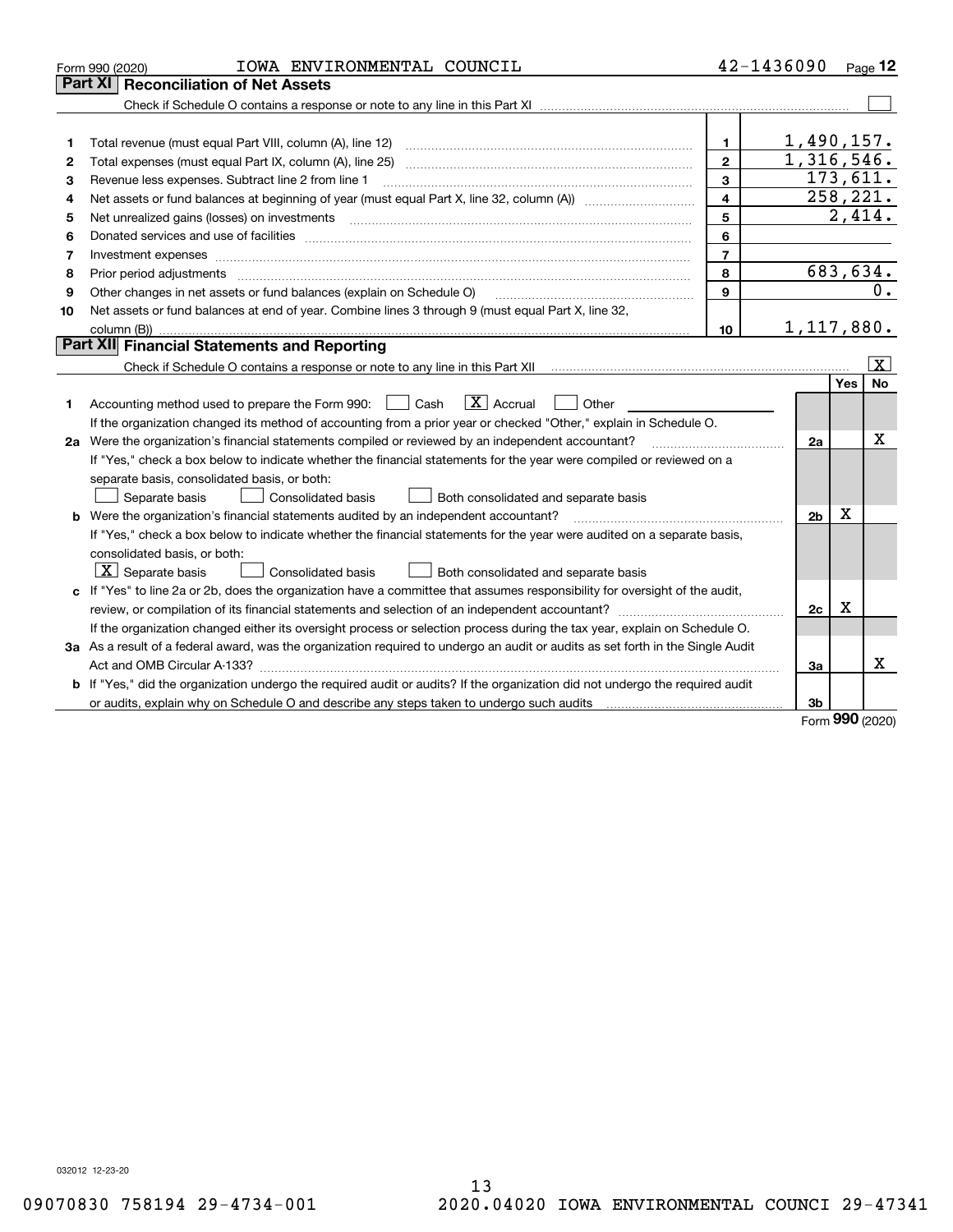Form 990 (2020) IOWA ENVIRONMENTAL COUNCIL 42-1436090 Page 12

## Part XI Reconciliation of Net Assets

Check if Schedule O contains a response or note to any line in this Part XI ☐

| | | | |
|---|---|---|---|
| 1 | Total revenue (must equal Part VIII, column (A), line 12) | 1 | 1,490,157. |
| 2 | Total expenses (must equal Part IX, column (A), line 25) | 2 | 1,316,546. |
| 3 | Revenue less expenses. Subtract line 2 from line 1 | 3 | 173,611. |
| 4 | Net assets or fund balances at beginning of year (must equal Part X, line 32, column (A)) | 4 | 258,221. |
| 5 | Net unrealized gains (losses) on investments | 5 | 2,414. |
| 6 | Donated services and use of facilities | 6 | |
| 7 | Investment expenses | 7 | |
| 8 | Prior period adjustments | 8 | 683,634. |
| 9 | Other changes in net assets or fund balances (explain on Schedule O) | 9 | 0. |
| 10 | Net assets or fund balances at end of year. Combine lines 3 through 9 (must equal Part X, line 32, column (B)) | 10 | 1,117,880. |

## Part XII Financial Statements and Reporting

Check if Schedule O contains a response or note to any line in this Part XII ☒

| | | | Yes | No |
|---|---|---|---|---|
| 1 | Accounting method used to prepare the Form 990: ☐ Cash ☒ Accrual ☐ Other<br>If the organization changed its method of accounting from a prior year or checked "Other," explain in Schedule O. | | | |
| 2a | Were the organization's financial statements compiled or reviewed by an independent accountant?<br>If "Yes," check a box below to indicate whether the financial statements for the year were compiled or reviewed on a separate basis, consolidated basis, or both:<br>☐ Separate basis ☐ Consolidated basis ☐ Both consolidated and separate basis | 2a | | X |
| b | Were the organization's financial statements audited by an independent accountant?<br>If "Yes," check a box below to indicate whether the financial statements for the year were audited on a separate basis, consolidated basis, or both:<br>☒ Separate basis ☐ Consolidated basis ☐ Both consolidated and separate basis | 2b | X | |
| c | If "Yes" to line 2a or 2b, does the organization have a committee that assumes responsibility for oversight of the audit, review, or compilation of its financial statements and selection of an independent accountant?<br>If the organization changed either its oversight process or selection process during the tax year, explain on Schedule O. | 2c | X | |
| 3a | As a result of a federal award, was the organization required to undergo an audit or audits as set forth in the Single Audit Act and OMB Circular A-133? | 3a | | X |
| b | If "Yes," did the organization undergo the required audit or audits? If the organization did not undergo the required audit or audits, explain why on Schedule O and describe any steps taken to undergo such audits | 3b | | |

Form 990 (2020)

032012 12-23-20

09070830 758194 29-4734-001 2020.04020 IOWA ENVIRONMENTAL COUNCI 29-47341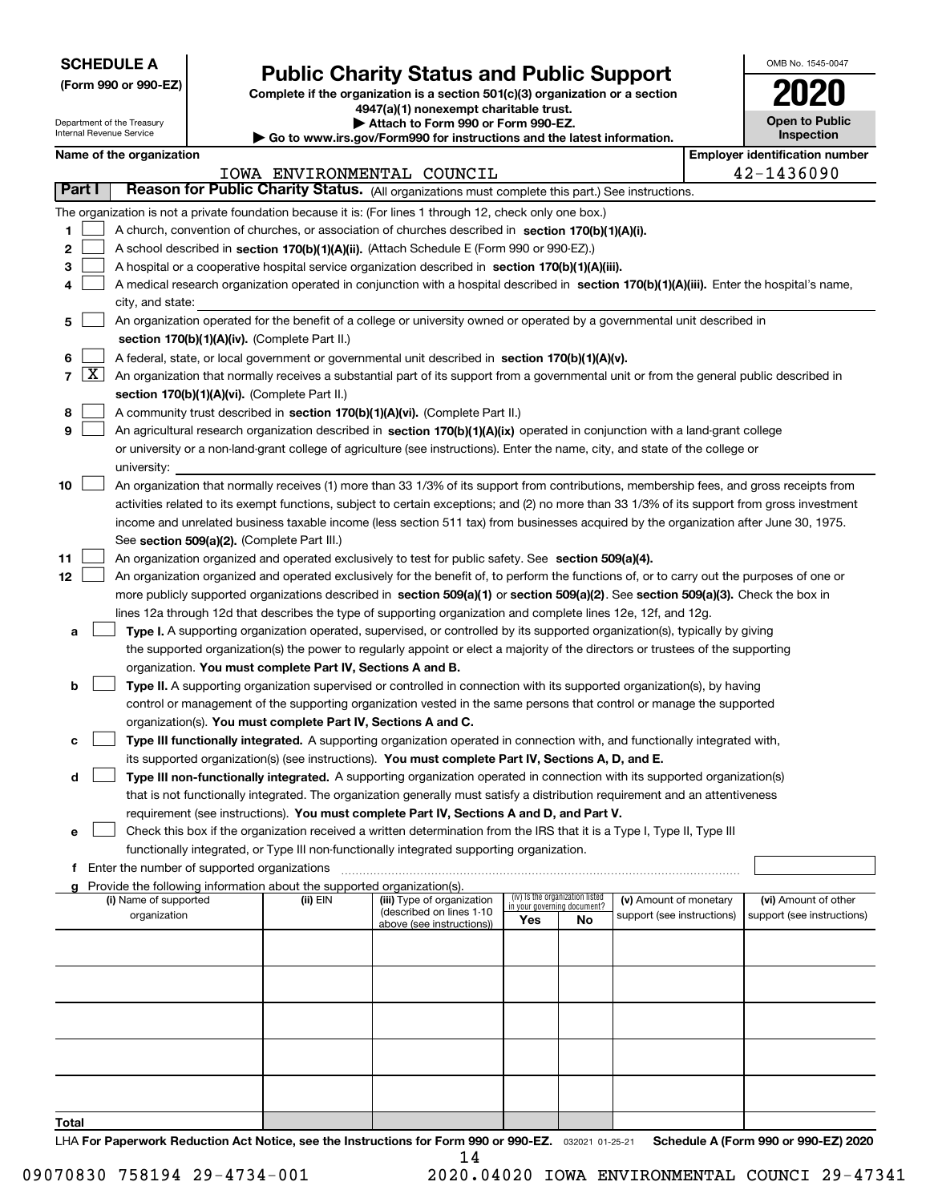**SCHEDULE A**
**(Form 990 or 990-EZ)**

Department of the Treasury
Internal Revenue Service

# Public Charity Status and Public Support

**Complete if the organization is a section 501(c)(3) organization or a section 4947(a)(1) nonexempt charitable trust.**
**▶ Attach to Form 990 or Form 990-EZ.**
**▶ Go to www.irs.gov/Form990 for instructions and the latest information.**

OMB No. 1545-0047

**2020**

**Open to Public Inspection**

**Name of the organization**
IOWA ENVIRONMENTAL COUNCIL

**Employer identification number**
42-1436090

## Part I — Reason for Public Charity Status. (All organizations must complete this part.) See instructions.

The organization is not a private foundation because it is: (For lines 1 through 12, check only one box.)

1. [ ] A church, convention of churches, or association of churches described in **section 170(b)(1)(A)(i).**
2. [ ] A school described in **section 170(b)(1)(A)(ii).** (Attach Schedule E (Form 990 or 990-EZ).)
3. [ ] A hospital or a cooperative hospital service organization described in **section 170(b)(1)(A)(iii).**
4. [ ] A medical research organization operated in conjunction with a hospital described in **section 170(b)(1)(A)(iii).** Enter the hospital's name, city, and state:
5. [ ] An organization operated for the benefit of a college or university owned or operated by a governmental unit described in **section 170(b)(1)(A)(iv).** (Complete Part II.)
6. [ ] A federal, state, or local government or governmental unit described in **section 170(b)(1)(A)(v).**
7. [X] An organization that normally receives a substantial part of its support from a governmental unit or from the general public described in **section 170(b)(1)(A)(vi).** (Complete Part II.)
8. [ ] A community trust described in **section 170(b)(1)(A)(vi).** (Complete Part II.)
9. [ ] An agricultural research organization described in **section 170(b)(1)(A)(ix)** operated in conjunction with a land-grant college or university or a non-land-grant college of agriculture (see instructions). Enter the name, city, and state of the college or university:
10. [ ] An organization that normally receives (1) more than 33 1/3% of its support from contributions, membership fees, and gross receipts from activities related to its exempt functions, subject to certain exceptions; and (2) no more than 33 1/3% of its support from gross investment income and unrelated business taxable income (less section 511 tax) from businesses acquired by the organization after June 30, 1975. See **section 509(a)(2).** (Complete Part III.)
11. [ ] An organization organized and operated exclusively to test for public safety. See **section 509(a)(4).**
12. [ ] An organization organized and operated exclusively for the benefit of, to perform the functions of, or to carry out the purposes of one or more publicly supported organizations described in **section 509(a)(1)** or **section 509(a)(2).** See **section 509(a)(3).** Check the box in lines 12a through 12d that describes the type of supporting organization and complete lines 12e, 12f, and 12g.
   - **a** [ ] **Type I.** A supporting organization operated, supervised, or controlled by its supported organization(s), typically by giving the supported organization(s) the power to regularly appoint or elect a majority of the directors or trustees of the supporting organization. **You must complete Part IV, Sections A and B.**
   - **b** [ ] **Type II.** A supporting organization supervised or controlled in connection with its supported organization(s), by having control or management of the supporting organization vested in the same persons that control or manage the supported organization(s). **You must complete Part IV, Sections A and C.**
   - **c** [ ] **Type III functionally integrated.** A supporting organization operated in connection with, and functionally integrated with, its supported organization(s) (see instructions). **You must complete Part IV, Sections A, D, and E.**
   - **d** [ ] **Type III non-functionally integrated.** A supporting organization operated in connection with its supported organization(s) that is not functionally integrated. The organization generally must satisfy a distribution requirement and an attentiveness requirement (see instructions). **You must complete Part IV, Sections A and D, and Part V.**
   - **e** [ ] Check this box if the organization received a written determination from the IRS that it is a Type I, Type II, Type III functionally integrated, or Type III non-functionally integrated supporting organization.
   - **f** Enter the number of supported organizations
   - **g** Provide the following information about the supported organization(s).

| (i) Name of supported organization | (ii) EIN | (iii) Type of organization (described on lines 1-10 above (see instructions)) | (iv) Is the organization listed in your governing document? Yes | No | (v) Amount of monetary support (see instructions) | (vi) Amount of other support (see instructions) |
|---|---|---|---|---|---|---|
| | | | | | | |
| | | | | | | |
| | | | | | | |
| | | | | | | |
| | | | | | | |
| **Total** | | | | | | |

LHA **For Paperwork Reduction Act Notice, see the Instructions for Form 990 or 990-EZ.** 032021 01-25-21 **Schedule A (Form 990 or 990-EZ) 2020**

09070830 758194 29-4734-001 2020.04020 IOWA ENVIRONMENTAL COUNCI 29-47341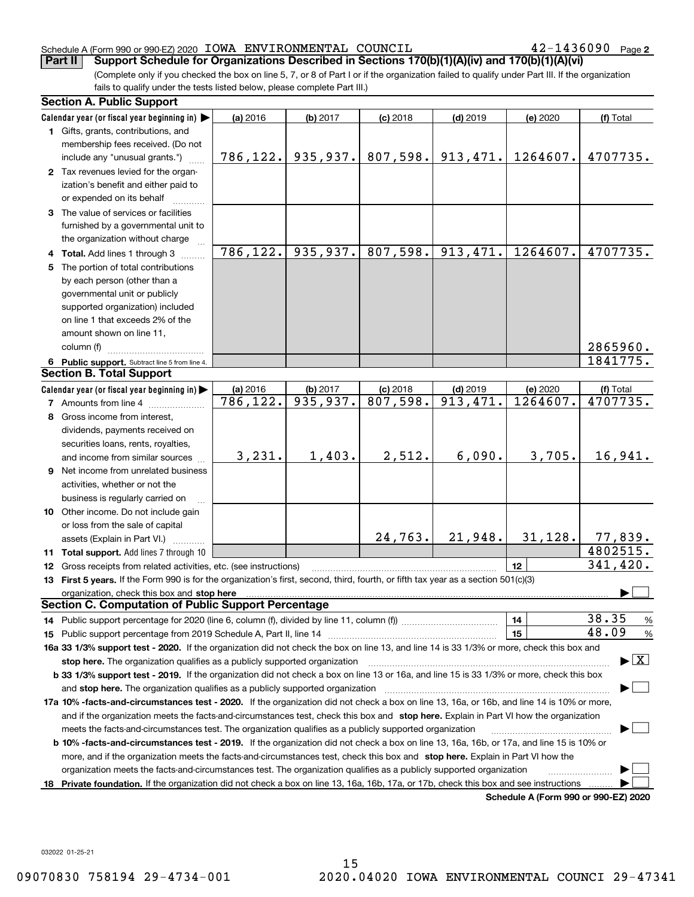Schedule A (Form 990 or 990-EZ) 2020 IOWA ENVIRONMENTAL COUNCIL 42-1436090 Page 2

**Part II Support Schedule for Organizations Described in Sections 170(b)(1)(A)(iv) and 170(b)(1)(A)(vi)**

(Complete only if you checked the box on line 5, 7, or 8 of Part I or if the organization failed to qualify under Part III. If the organization fails to qualify under the tests listed below, please complete Part III.)

## Section A. Public Support

| Calendar year (or fiscal year beginning in) ▶ | (a) 2016 | (b) 2017 | (c) 2018 | (d) 2019 | (e) 2020 | (f) Total |
|---|---|---|---|---|---|---|
| **1** Gifts, grants, contributions, and membership fees received. (Do not include any "unusual grants.") | 786,122. | 935,937. | 807,598. | 913,471. | 1264607. | 4707735. |
| **2** Tax revenues levied for the organization's benefit and either paid to or expended on its behalf | | | | | | |
| **3** The value of services or facilities furnished by a governmental unit to the organization without charge | | | | | | |
| **4 Total.** Add lines 1 through 3 | 786,122. | 935,937. | 807,598. | 913,471. | 1264607. | 4707735. |
| **5** The portion of total contributions by each person (other than a governmental unit or publicly supported organization) included on line 1 that exceeds 2% of the amount shown on line 11, column (f) | | | | | | 2865960. |
| **6 Public support.** Subtract line 5 from line 4. | | | | | | 1841775. |

## Section B. Total Support

| Calendar year (or fiscal year beginning in) ▶ | (a) 2016 | (b) 2017 | (c) 2018 | (d) 2019 | (e) 2020 | (f) Total |
|---|---|---|---|---|---|---|
| **7** Amounts from line 4 | 786,122. | 935,937. | 807,598. | 913,471. | 1264607. | 4707735. |
| **8** Gross income from interest, dividends, payments received on securities loans, rents, royalties, and income from similar sources | 3,231. | 1,403. | 2,512. | 6,090. | 3,705. | 16,941. |
| **9** Net income from unrelated business activities, whether or not the business is regularly carried on | | | | | | |
| **10** Other income. Do not include gain or loss from the sale of capital assets (Explain in Part VI.) | | | 24,763. | 21,948. | 31,128. | 77,839. |
| **11 Total support.** Add lines 7 through 10 | | | | | | 4802515. |
| **12** Gross receipts from related activities, etc. (see instructions) | | | | | 12 | 341,420. |

**13 First 5 years.** If the Form 990 is for the organization's first, second, third, fourth, or fifth tax year as a section 501(c)(3) organization, check this box and **stop here** ▶ ☐

## Section C. Computation of Public Support Percentage

**14** Public support percentage for 2020 (line 6, column (f), divided by line 11, column (f)) **14** 38.35 %

**15** Public support percentage from 2019 Schedule A, Part II, line 14 **15** 48.09 %

**16a 33 1/3% support test - 2020.** If the organization did not check the box on line 13, and line 14 is 33 1/3% or more, check this box and **stop here.** The organization qualifies as a publicly supported organization ▶ ☒

**b 33 1/3% support test - 2019.** If the organization did not check a box on line 13 or 16a, and line 15 is 33 1/3% or more, check this box and **stop here.** The organization qualifies as a publicly supported organization ▶ ☐

**17a 10% -facts-and-circumstances test - 2020.** If the organization did not check a box on line 13, 16a, or 16b, and line 14 is 10% or more, and if the organization meets the facts-and-circumstances test, check this box and **stop here.** Explain in Part VI how the organization meets the facts-and-circumstances test. The organization qualifies as a publicly supported organization ▶ ☐

**b 10% -facts-and-circumstances test - 2019.** If the organization did not check a box on line 13, 16a, 16b, or 17a, and line 15 is 10% or more, and if the organization meets the facts-and-circumstances test, check this box and **stop here.** Explain in Part VI how the organization meets the facts-and-circumstances test. The organization qualifies as a publicly supported organization ▶ ☐

**18 Private foundation.** If the organization did not check a box on line 13, 16a, 16b, 17a, or 17b, check this box and see instructions ▶ ☐

**Schedule A (Form 990 or 990-EZ) 2020**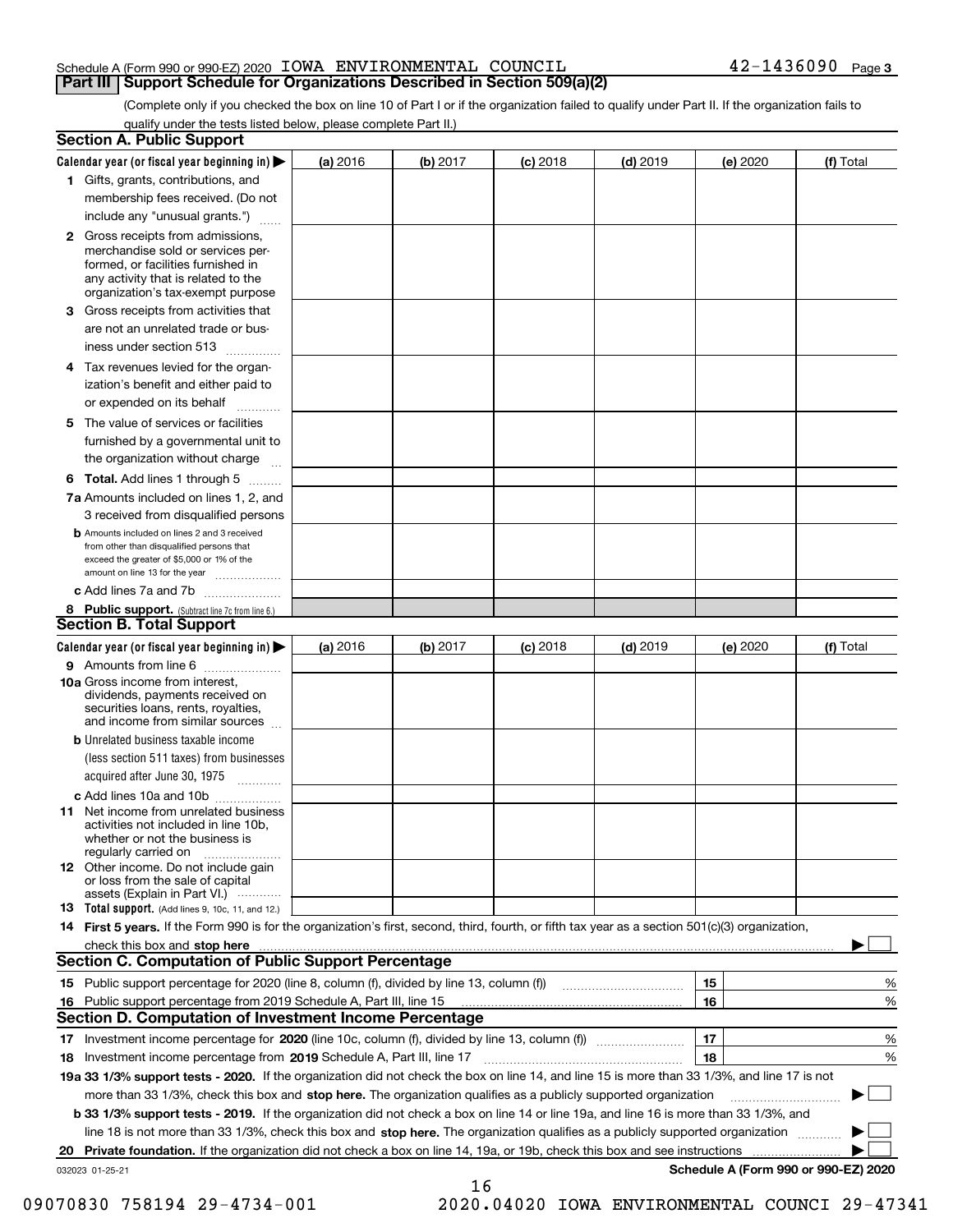Schedule A (Form 990 or 990-EZ) 2020 IOWA ENVIRONMENTAL COUNCIL 42-1436090 Page 3

## Part III Support Schedule for Organizations Described in Section 509(a)(2)

(Complete only if you checked the box on line 10 of Part I or if the organization failed to qualify under Part II. If the organization fails to qualify under the tests listed below, please complete Part II.)

### Section A. Public Support

| Calendar year (or fiscal year beginning in) ▶ | (a) 2016 | (b) 2017 | (c) 2018 | (d) 2019 | (e) 2020 | (f) Total |
|---|---|---|---|---|---|---|
| 1 Gifts, grants, contributions, and membership fees received. (Do not include any "unusual grants.") | | | | | | |
| 2 Gross receipts from admissions, merchandise sold or services performed, or facilities furnished in any activity that is related to the organization's tax-exempt purpose | | | | | | |
| 3 Gross receipts from activities that are not an unrelated trade or business under section 513 | | | | | | |
| 4 Tax revenues levied for the organization's benefit and either paid to or expended on its behalf | | | | | | |
| 5 The value of services or facilities furnished by a governmental unit to the organization without charge | | | | | | |
| 6 Total. Add lines 1 through 5 | | | | | | |
| 7a Amounts included on lines 1, 2, and 3 received from disqualified persons | | | | | | |
| b Amounts included on lines 2 and 3 received from other than disqualified persons that exceed the greater of $5,000 or 1% of the amount on line 13 for the year | | | | | | |
| c Add lines 7a and 7b | | | | | | |
| 8 Public support. (Subtract line 7c from line 6.) | | | | | | |

### Section B. Total Support

| Calendar year (or fiscal year beginning in) ▶ | (a) 2016 | (b) 2017 | (c) 2018 | (d) 2019 | (e) 2020 | (f) Total |
|---|---|---|---|---|---|---|
| 9 Amounts from line 6 | | | | | | |
| 10a Gross income from interest, dividends, payments received on securities loans, rents, royalties, and income from similar sources | | | | | | |
| b Unrelated business taxable income (less section 511 taxes) from businesses acquired after June 30, 1975 | | | | | | |
| c Add lines 10a and 10b | | | | | | |
| 11 Net income from unrelated business activities not included in line 10b, whether or not the business is regularly carried on | | | | | | |
| 12 Other income. Do not include gain or loss from the sale of capital assets (Explain in Part VI.) | | | | | | |
| 13 Total support. (Add lines 9, 10c, 11, and 12.) | | | | | | |

**14 First 5 years.** If the Form 990 is for the organization's first, second, third, fourth, or fifth tax year as a section 501(c)(3) organization, check this box and **stop here** ▶ ☐

### Section C. Computation of Public Support Percentage

| | | | |
|---|---|---|---|
| 15 | Public support percentage for 2020 (line 8, column (f), divided by line 13, column (f)) | 15 | % |
| 16 | Public support percentage from 2019 Schedule A, Part III, line 15 | 16 | % |

### Section D. Computation of Investment Income Percentage

| | | | |
|---|---|---|---|
| 17 | Investment income percentage for **2020** (line 10c, column (f), divided by line 13, column (f)) | 17 | % |
| 18 | Investment income percentage from **2019** Schedule A, Part III, line 17 | 18 | % |

**19a 33 1/3% support tests - 2020.** If the organization did not check the box on line 14, and line 15 is more than 33 1/3%, and line 17 is not more than 33 1/3%, check this box and **stop here.** The organization qualifies as a publicly supported organization ▶ ☐

**b 33 1/3% support tests - 2019.** If the organization did not check a box on line 14 or line 19a, and line 16 is more than 33 1/3%, and line 18 is not more than 33 1/3%, check this box and **stop here.** The organization qualifies as a publicly supported organization ▶ ☐

**20 Private foundation.** If the organization did not check a box on line 14, 19a, or 19b, check this box and see instructions ▶ ☐

032023 01-25-21 **Schedule A (Form 990 or 990-EZ) 2020**

09070830 758194 29-4734-001 2020.04020 IOWA ENVIRONMENTAL COUNCI 29-47341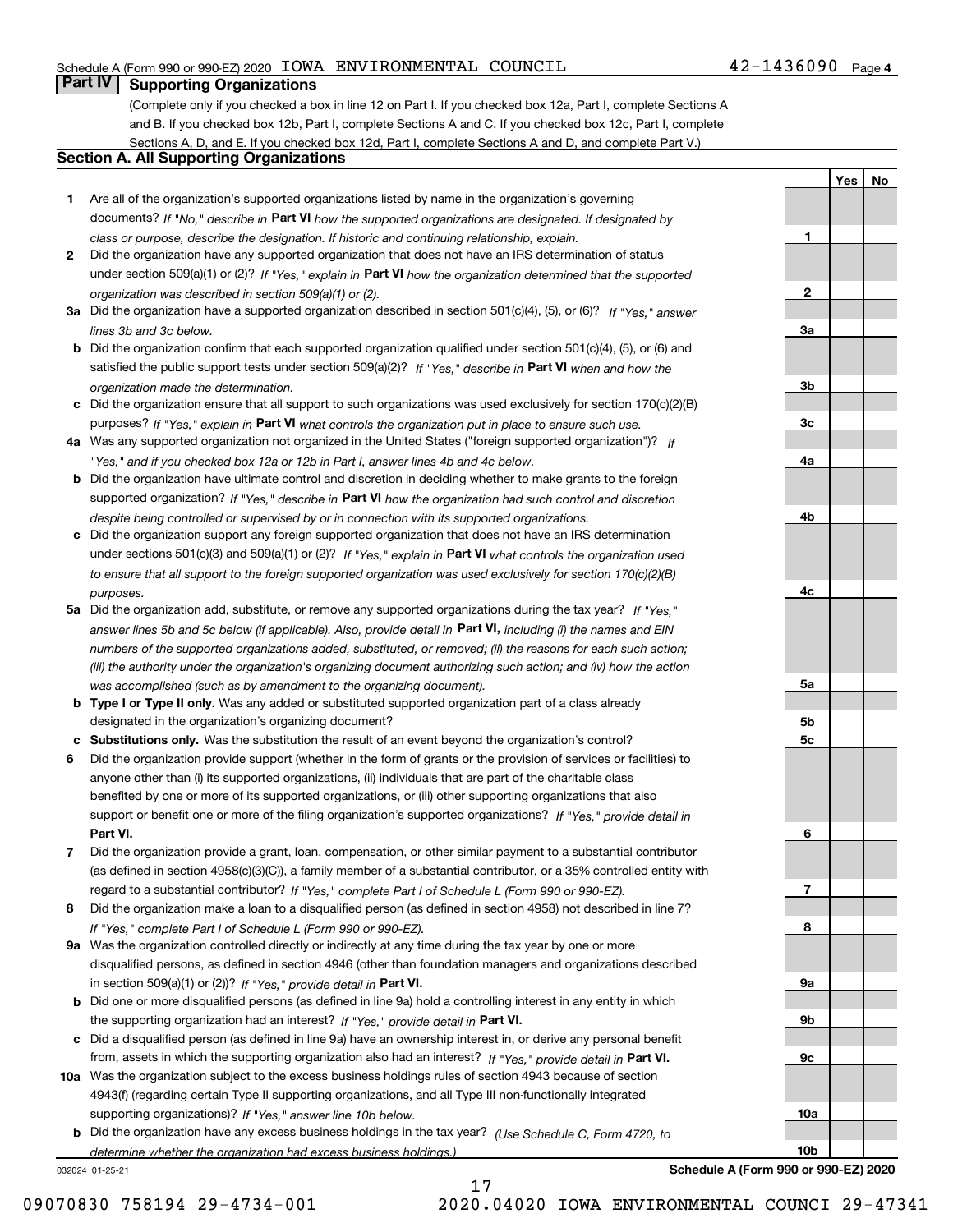## Part IV Supporting Organizations

(Complete only if you checked a box in line 12 on Part I. If you checked box 12a, Part I, complete Sections A and B. If you checked box 12b, Part I, complete Sections A and C. If you checked box 12c, Part I, complete Sections A, D, and E. If you checked box 12d, Part I, complete Sections A and D, and complete Part V.)

### Section A. All Supporting Organizations

| | | Line | Yes | No |
|---|---|---|---|---|
| **1** | Are all of the organization's supported organizations listed by name in the organization's governing documents? *If "No," describe in* **Part VI** *how the supported organizations are designated. If designated by class or purpose, describe the designation. If historic and continuing relationship, explain.* | 1 | | |
| **2** | Did the organization have any supported organization that does not have an IRS determination of status under section 509(a)(1) or (2)? *If "Yes," explain in* **Part VI** *how the organization determined that the supported organization was described in section 509(a)(1) or (2).* | 2 | | |
| **3a** | Did the organization have a supported organization described in section 501(c)(4), (5), or (6)? *If "Yes," answer lines 3b and 3c below.* | 3a | | |
| **b** | Did the organization confirm that each supported organization qualified under section 501(c)(4), (5), or (6) and satisfied the public support tests under section 509(a)(2)? *If "Yes," describe in* **Part VI** *when and how the organization made the determination.* | 3b | | |
| **c** | Did the organization ensure that all support to such organizations was used exclusively for section 170(c)(2)(B) purposes? *If "Yes," explain in* **Part VI** *what controls the organization put in place to ensure such use.* | 3c | | |
| **4a** | Was any supported organization not organized in the United States ("foreign supported organization")? *If "Yes," and if you checked box 12a or 12b in Part I, answer lines 4b and 4c below.* | 4a | | |
| **b** | Did the organization have ultimate control and discretion in deciding whether to make grants to the foreign supported organization? *If "Yes," describe in* **Part VI** *how the organization had such control and discretion despite being controlled or supervised by or in connection with its supported organizations.* | 4b | | |
| **c** | Did the organization support any foreign supported organization that does not have an IRS determination under sections 501(c)(3) and 509(a)(1) or (2)? *If "Yes," explain in* **Part VI** *what controls the organization used to ensure that all support to the foreign supported organization was used exclusively for section 170(c)(2)(B) purposes.* | 4c | | |
| **5a** | Did the organization add, substitute, or remove any supported organizations during the tax year? *If "Yes," answer lines 5b and 5c below (if applicable). Also, provide detail in* **Part VI,** *including (i) the names and EIN numbers of the supported organizations added, substituted, or removed; (ii) the reasons for each such action; (iii) the authority under the organization's organizing document authorizing such action; and (iv) how the action was accomplished (such as by amendment to the organizing document).* | 5a | | |
| **b** | **Type I or Type II only.** Was any added or substituted supported organization part of a class already designated in the organization's organizing document? | 5b | | |
| **c** | **Substitutions only.** Was the substitution the result of an event beyond the organization's control? | 5c | | |
| **6** | Did the organization provide support (whether in the form of grants or the provision of services or facilities) to anyone other than (i) its supported organizations, (ii) individuals that are part of the charitable class benefited by one or more of its supported organizations, or (iii) other supporting organizations that also support or benefit one or more of the filing organization's supported organizations? *If "Yes," provide detail in* **Part VI.** | 6 | | |
| **7** | Did the organization provide a grant, loan, compensation, or other similar payment to a substantial contributor (as defined in section 4958(c)(3)(C)), a family member of a substantial contributor, or a 35% controlled entity with regard to a substantial contributor? *If "Yes," complete Part I of Schedule L (Form 990 or 990-EZ).* | 7 | | |
| **8** | Did the organization make a loan to a disqualified person (as defined in section 4958) not described in line 7? *If "Yes," complete Part I of Schedule L (Form 990 or 990-EZ).* | 8 | | |
| **9a** | Was the organization controlled directly or indirectly at any time during the tax year by one or more disqualified persons, as defined in section 4946 (other than foundation managers and organizations described in section 509(a)(1) or (2))? *If "Yes," provide detail in* **Part VI.** | 9a | | |
| **b** | Did one or more disqualified persons (as defined in line 9a) hold a controlling interest in any entity in which the supporting organization had an interest? *If "Yes," provide detail in* **Part VI.** | 9b | | |
| **c** | Did a disqualified person (as defined in line 9a) have an ownership interest in, or derive any personal benefit from, assets in which the supporting organization also had an interest? *If "Yes," provide detail in* **Part VI.** | 9c | | |
| **10a** | Was the organization subject to the excess business holdings rules of section 4943 because of section 4943(f) (regarding certain Type II supporting organizations, and all Type III non-functionally integrated supporting organizations)? *If "Yes," answer line 10b below.* | 10a | | |
| **b** | Did the organization have any excess business holdings in the tax year? *(Use Schedule C, Form 4720, to determine whether the organization had excess business holdings.)* | 10b | | |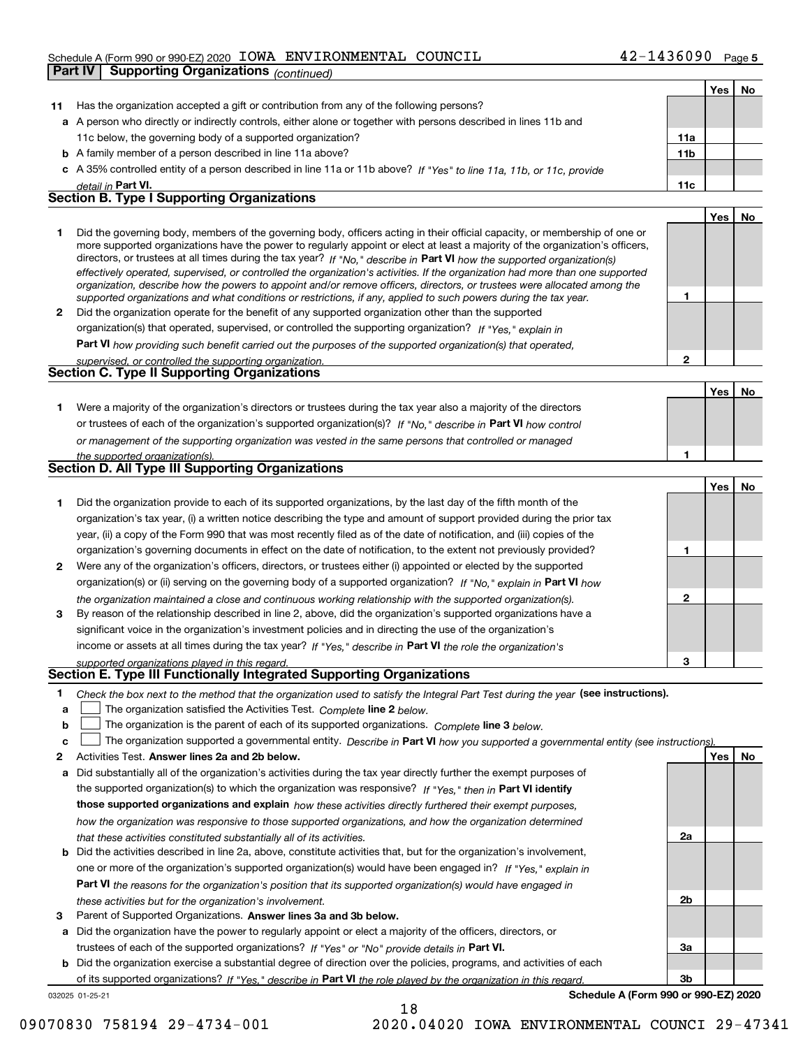Schedule A (Form 990 or 990-EZ) 2020 IOWA ENVIRONMENTAL COUNCIL 42-1436090 Page **5**

## Part IV Supporting Organizations *(continued)*

| | | | Yes | No |
|---|---|---|---|---|
| **11** | Has the organization accepted a gift or contribution from any of the following persons? | | | |
| **a** | A person who directly or indirectly controls, either alone or together with persons described in lines 11b and 11c below, the governing body of a supported organization? | **11a** | | |
| **b** | A family member of a person described in line 11a above? | **11b** | | |
| **c** | A 35% controlled entity of a person described in line 11a or 11b above? *If "Yes" to line 11a, 11b, or 11c, provide detail in* **Part VI.** | **11c** | | |

### Section B. Type I Supporting Organizations

| | | | Yes | No |
|---|---|---|---|---|
| **1** | Did the governing body, members of the governing body, officers acting in their official capacity, or membership of one or more supported organizations have the power to regularly appoint or elect at least a majority of the organization's officers, directors, or trustees at all times during the tax year? *If "No," describe in* **Part VI** *how the supported organization(s) effectively operated, supervised, or controlled the organization's activities. If the organization had more than one supported organization, describe how the powers to appoint and/or remove officers, directors, or trustees were allocated among the supported organizations and what conditions or restrictions, if any, applied to such powers during the tax year.* | **1** | | |
| **2** | Did the organization operate for the benefit of any supported organization other than the supported organization(s) that operated, supervised, or controlled the supporting organization? *If "Yes," explain in* **Part VI** *how providing such benefit carried out the purposes of the supported organization(s) that operated, supervised, or controlled the supporting organization.* | **2** | | |

### Section C. Type II Supporting Organizations

| | | | Yes | No |
|---|---|---|---|---|
| **1** | Were a majority of the organization's directors or trustees during the tax year also a majority of the directors or trustees of each of the organization's supported organization(s)? *If "No," describe in* **Part VI** *how control or management of the supporting organization was vested in the same persons that controlled or managed the supported organization(s).* | **1** | | |

### Section D. All Type III Supporting Organizations

| | | | Yes | No |
|---|---|---|---|---|
| **1** | Did the organization provide to each of its supported organizations, by the last day of the fifth month of the organization's tax year, (i) a written notice describing the type and amount of support provided during the prior tax year, (ii) a copy of the Form 990 that was most recently filed as of the date of notification, and (iii) copies of the organization's governing documents in effect on the date of notification, to the extent not previously provided? | **1** | | |
| **2** | Were any of the organization's officers, directors, or trustees either (i) appointed or elected by the supported organization(s) or (ii) serving on the governing body of a supported organization? *If "No," explain in* **Part VI** *how the organization maintained a close and continuous working relationship with the supported organization(s).* | **2** | | |
| **3** | By reason of the relationship described in line 2, above, did the organization's supported organizations have a significant voice in the organization's investment policies and in directing the use of the organization's income or assets at all times during the tax year? *If "Yes," describe in* **Part VI** *the role the organization's supported organizations played in this regard.* | **3** | | |

### Section E. Type III Functionally Integrated Supporting Organizations

**1** *Check the box next to the method that the organization used to satisfy the Integral Part Test during the year* **(see instructions).**

- **a** ☐ The organization satisfied the Activities Test. *Complete* **line 2** *below.*
- **b** ☐ The organization is the parent of each of its supported organizations. *Complete* **line 3** *below.*
- **c** ☐ The organization supported a governmental entity. *Describe in* **Part VI** *how you supported a governmental entity (see instructions).*

| | | | Yes | No |
|---|---|---|---|---|
| **2** | Activities Test. **Answer lines 2a and 2b below.** | | | |
| **a** | Did substantially all of the organization's activities during the tax year directly further the exempt purposes of the supported organization(s) to which the organization was responsive? *If "Yes," then in* **Part VI identify those supported organizations and explain** *how these activities directly furthered their exempt purposes, how the organization was responsive to those supported organizations, and how the organization determined that these activities constituted substantially all of its activities.* | **2a** | | |
| **b** | Did the activities described in line 2a, above, constitute activities that, but for the organization's involvement, one or more of the organization's supported organization(s) would have been engaged in? *If "Yes," explain in* **Part VI** *the reasons for the organization's position that its supported organization(s) would have engaged in these activities but for the organization's involvement.* | **2b** | | |
| **3** | Parent of Supported Organizations. **Answer lines 3a and 3b below.** | | | |
| **a** | Did the organization have the power to regularly appoint or elect a majority of the officers, directors, or trustees of each of the supported organizations? *If "Yes" or "No" provide details in* **Part VI.** | **3a** | | |
| **b** | Did the organization exercise a substantial degree of direction over the policies, programs, and activities of each of its supported organizations? *If "Yes," describe in* **Part VI** *the role played by the organization in this regard.* | **3b** | | |

032025 01-25-21 **Schedule A (Form 990 or 990-EZ) 2020**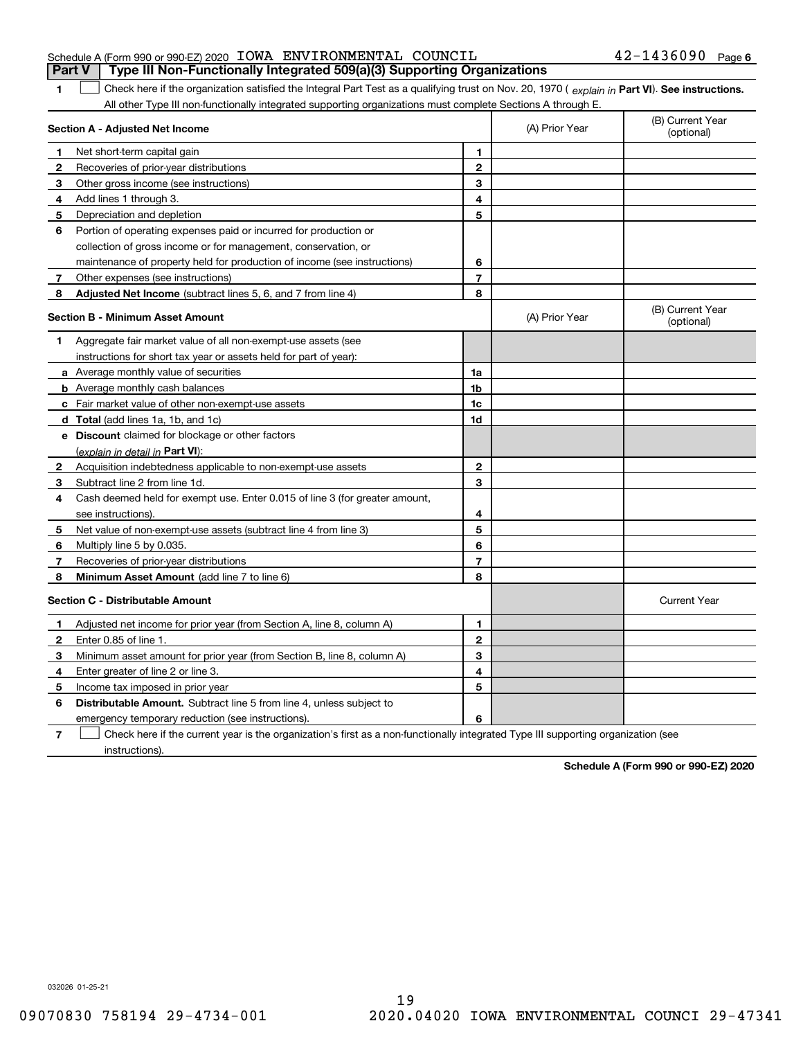Schedule A (Form 990 or 990-EZ) 2020 IOWA ENVIRONMENTAL COUNCIL 42-1436090 Page 6

## Part V Type III Non-Functionally Integrated 509(a)(3) Supporting Organizations

1 ☐ Check here if the organization satisfied the Integral Part Test as a qualifying trust on Nov. 20, 1970 ( *explain in* **Part VI**). **See instructions.** All other Type III non-functionally integrated supporting organizations must complete Sections A through E.

| **Section A - Adjusted Net Income** | | (A) Prior Year | (B) Current Year (optional) |
|---|---|---|---|
| **1** Net short-term capital gain | 1 | | |
| **2** Recoveries of prior-year distributions | 2 | | |
| **3** Other gross income (see instructions) | 3 | | |
| **4** Add lines 1 through 3. | 4 | | |
| **5** Depreciation and depletion | 5 | | |
| **6** Portion of operating expenses paid or incurred for production or collection of gross income or for management, conservation, or maintenance of property held for production of income (see instructions) | 6 | | |
| **7** Other expenses (see instructions) | 7 | | |
| **8** **Adjusted Net Income** (subtract lines 5, 6, and 7 from line 4) | 8 | | |

| **Section B - Minimum Asset Amount** | | (A) Prior Year | (B) Current Year (optional) |
|---|---|---|---|
| **1** Aggregate fair market value of all non-exempt-use assets (see instructions for short tax year or assets held for part of year): | | | |
| **a** Average monthly value of securities | 1a | | |
| **b** Average monthly cash balances | 1b | | |
| **c** Fair market value of other non-exempt-use assets | 1c | | |
| **d** **Total** (add lines 1a, 1b, and 1c) | 1d | | |
| **e** **Discount** claimed for blockage or other factors (*explain in detail in* **Part VI**): | | | |
| **2** Acquisition indebtedness applicable to non-exempt-use assets | 2 | | |
| **3** Subtract line 2 from line 1d. | 3 | | |
| **4** Cash deemed held for exempt use. Enter 0.015 of line 3 (for greater amount, see instructions). | 4 | | |
| **5** Net value of non-exempt-use assets (subtract line 4 from line 3) | 5 | | |
| **6** Multiply line 5 by 0.035. | 6 | | |
| **7** Recoveries of prior-year distributions | 7 | | |
| **8** **Minimum Asset Amount** (add line 7 to line 6) | 8 | | |

| **Section C - Distributable Amount** | | | Current Year |
|---|---|---|---|
| **1** Adjusted net income for prior year (from Section A, line 8, column A) | 1 | | |
| **2** Enter 0.85 of line 1. | 2 | | |
| **3** Minimum asset amount for prior year (from Section B, line 8, column A) | 3 | | |
| **4** Enter greater of line 2 or line 3. | 4 | | |
| **5** Income tax imposed in prior year | 5 | | |
| **6** **Distributable Amount.** Subtract line 5 from line 4, unless subject to emergency temporary reduction (see instructions). | 6 | | |

7 ☐ Check here if the current year is the organization's first as a non-functionally integrated Type III supporting organization (see instructions).

**Schedule A (Form 990 or 990-EZ) 2020**

032026 01-25-21

09070830 758194 29-4734-001 2020.04020 IOWA ENVIRONMENTAL COUNCI 29-47341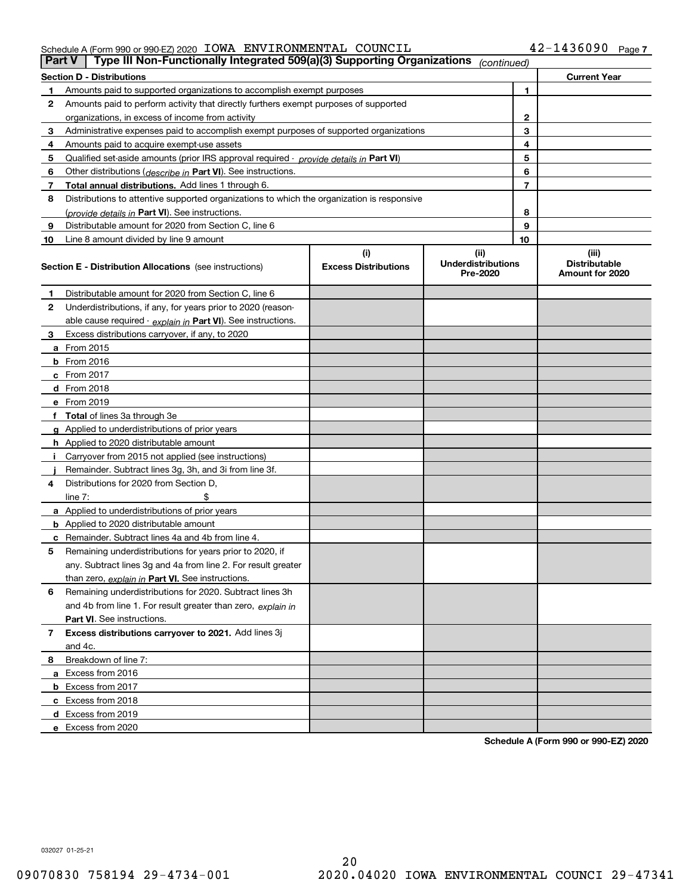Schedule A (Form 990 or 990-EZ) 2020 IOWA ENVIRONMENTAL COUNCIL 42-1436090 Page 7

## Part V Type III Non-Functionally Integrated 509(a)(3) Supporting Organizations *(continued)*

| Section D - Distributions | | | Current Year |
|---|---|---|---|
| 1 | Amounts paid to supported organizations to accomplish exempt purposes | 1 | |
| 2 | Amounts paid to perform activity that directly furthers exempt purposes of supported organizations, in excess of income from activity | 2 | |
| 3 | Administrative expenses paid to accomplish exempt purposes of supported organizations | 3 | |
| 4 | Amounts paid to acquire exempt-use assets | 4 | |
| 5 | Qualified set-aside amounts (prior IRS approval required - *provide details in* **Part VI**) | 5 | |
| 6 | Other distributions (*describe in* **Part VI**). See instructions. | 6 | |
| 7 | **Total annual distributions.** Add lines 1 through 6. | 7 | |
| 8 | Distributions to attentive supported organizations to which the organization is responsive (*provide details in* **Part VI**). See instructions. | 8 | |
| 9 | Distributable amount for 2020 from Section C, line 6 | 9 | |
| 10 | Line 8 amount divided by line 9 amount | 10 | |

| | Section E - Distribution Allocations (see instructions) | (i) Excess Distributions | (ii) Underdistributions Pre-2020 | (iii) Distributable Amount for 2020 |
|---|---|---|---|---|
| 1 | Distributable amount for 2020 from Section C, line 6 | | | |
| 2 | Underdistributions, if any, for years prior to 2020 (reasonable cause required - *explain in* **Part VI**). See instructions. | | | |
| 3 | Excess distributions carryover, if any, to 2020 | | | |
| a | From 2015 | | | |
| b | From 2016 | | | |
| c | From 2017 | | | |
| d | From 2018 | | | |
| e | From 2019 | | | |
| f | **Total** of lines 3a through 3e | | | |
| g | Applied to underdistributions of prior years | | | |
| h | Applied to 2020 distributable amount | | | |
| i | Carryover from 2015 not applied (see instructions) | | | |
| j | Remainder. Subtract lines 3g, 3h, and 3i from line 3f. | | | |
| 4 | Distributions for 2020 from Section D, line 7: $ | | | |
| a | Applied to underdistributions of prior years | | | |
| b | Applied to 2020 distributable amount | | | |
| c | Remainder. Subtract lines 4a and 4b from line 4. | | | |
| 5 | Remaining underdistributions for years prior to 2020, if any. Subtract lines 3g and 4a from line 2. For result greater than zero, *explain in* **Part VI.** See instructions. | | | |
| 6 | Remaining underdistributions for 2020. Subtract lines 3h and 4b from line 1. For result greater than zero, *explain in* **Part VI**. See instructions. | | | |
| 7 | **Excess distributions carryover to 2021.** Add lines 3j and 4c. | | | |
| 8 | Breakdown of line 7: | | | |
| a | Excess from 2016 | | | |
| b | Excess from 2017 | | | |
| c | Excess from 2018 | | | |
| d | Excess from 2019 | | | |
| e | Excess from 2020 | | | |

**Schedule A (Form 990 or 990-EZ) 2020**

032027 01-25-21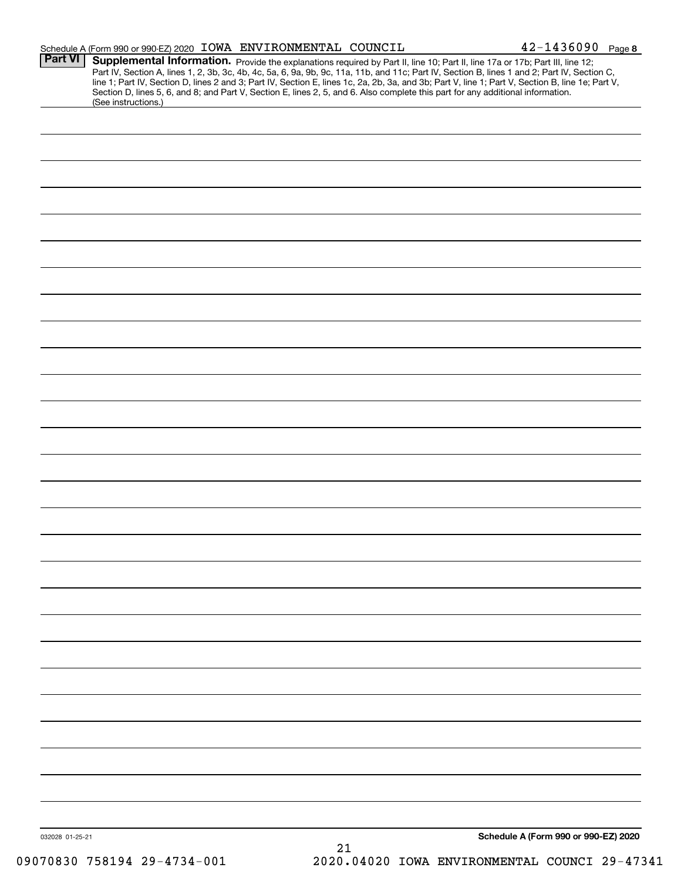Schedule A (Form 990 or 990-EZ) 2020 IOWA ENVIRONMENTAL COUNCIL 42-1436090 Page **8**

**Part VI** **Supplemental Information.** Provide the explanations required by Part II, line 10; Part II, line 17a or 17b; Part III, line 12; Part IV, Section A, lines 1, 2, 3b, 3c, 4b, 4c, 5a, 6, 9a, 9b, 9c, 11a, 11b, and 11c; Part IV, Section B, lines 1 and 2; Part IV, Section C, line 1; Part IV, Section D, lines 2 and 3; Part IV, Section E, lines 1c, 2a, 2b, 3a, and 3b; Part V, line 1; Part V, Section B, line 1e; Part V, Section D, lines 5, 6, and 8; and Part V, Section E, lines 2, 5, and 6. Also complete this part for any additional information. (See instructions.)

032028 01-25-21

**Schedule A (Form 990 or 990-EZ) 2020**

09070830 758194 29-4734-001 2020.04020 IOWA ENVIRONMENTAL COUNCI 29-47341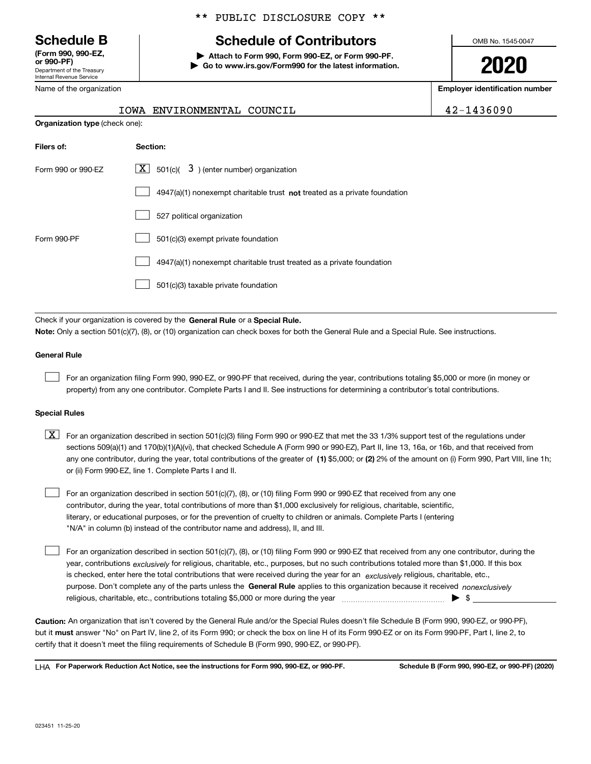\*\* PUBLIC DISCLOSURE COPY \*\*

# Schedule B

**(Form 990, 990-EZ, or 990-PF)**
Department of the Treasury
Internal Revenue Service

## Schedule of Contributors

**▶ Attach to Form 990, Form 990-EZ, or Form 990-PF.**
**▶ Go to www.irs.gov/Form990 for the latest information.**

OMB No. 1545-0047

**2020**

| Name of the organization | Employer identification number |
|---|---|
| IOWA ENVIRONMENTAL COUNCIL | 42-1436090 |

**Organization type** (check one):

| Filers of: | Section: |
|---|---|
| Form 990 or 990-EZ | [X] 501(c)( 3 ) (enter number) organization |
| | [ ] 4947(a)(1) nonexempt charitable trust **not** treated as a private foundation |
| | [ ] 527 political organization |
| Form 990-PF | [ ] 501(c)(3) exempt private foundation |
| | [ ] 4947(a)(1) nonexempt charitable trust treated as a private foundation |
| | [ ] 501(c)(3) taxable private foundation |

Check if your organization is covered by the **General Rule** or a **Special Rule.**

**Note:** Only a section 501(c)(7), (8), or (10) organization can check boxes for both the General Rule and a Special Rule. See instructions.

### General Rule

[ ] For an organization filing Form 990, 990-EZ, or 990-PF that received, during the year, contributions totaling $5,000 or more (in money or property) from any one contributor. Complete Parts I and II. See instructions for determining a contributor's total contributions.

### Special Rules

[X] For an organization described in section 501(c)(3) filing Form 990 or 990-EZ that met the 33 1/3% support test of the regulations under sections 509(a)(1) and 170(b)(1)(A)(vi), that checked Schedule A (Form 990 or 990-EZ), Part II, line 13, 16a, or 16b, and that received from any one contributor, during the year, total contributions of the greater of **(1)** $5,000; or **(2)** 2% of the amount on (i) Form 990, Part VIII, line 1h; or (ii) Form 990-EZ, line 1. Complete Parts I and II.

[ ] For an organization described in section 501(c)(7), (8), or (10) filing Form 990 or 990-EZ that received from any one contributor, during the year, total contributions of more than $1,000 exclusively for religious, charitable, scientific, literary, or educational purposes, or for the prevention of cruelty to children or animals. Complete Parts I (entering "N/A" in column (b) instead of the contributor name and address), II, and III.

[ ] For an organization described in section 501(c)(7), (8), or (10) filing Form 990 or 990-EZ that received from any one contributor, during the year, contributions *exclusively* for religious, charitable, etc., purposes, but no such contributions totaled more than $1,000. If this box is checked, enter here the total contributions that were received during the year for an *exclusively* religious, charitable, etc., purpose. Don't complete any of the parts unless the **General Rule** applies to this organization because it received *nonexclusively* religious, charitable, etc., contributions totaling $5,000 or more during the year ▶ $

**Caution:** An organization that isn't covered by the General Rule and/or the Special Rules doesn't file Schedule B (Form 990, 990-EZ, or 990-PF), but it **must** answer "No" on Part IV, line 2, of its Form 990; or check the box on line H of its Form 990-EZ or on its Form 990-PF, Part I, line 2, to certify that it doesn't meet the filing requirements of Schedule B (Form 990, 990-EZ, or 990-PF).

LHA **For Paperwork Reduction Act Notice, see the instructions for Form 990, 990-EZ, or 990-PF.** **Schedule B (Form 990, 990-EZ, or 990-PF) (2020)**

023451 11-25-20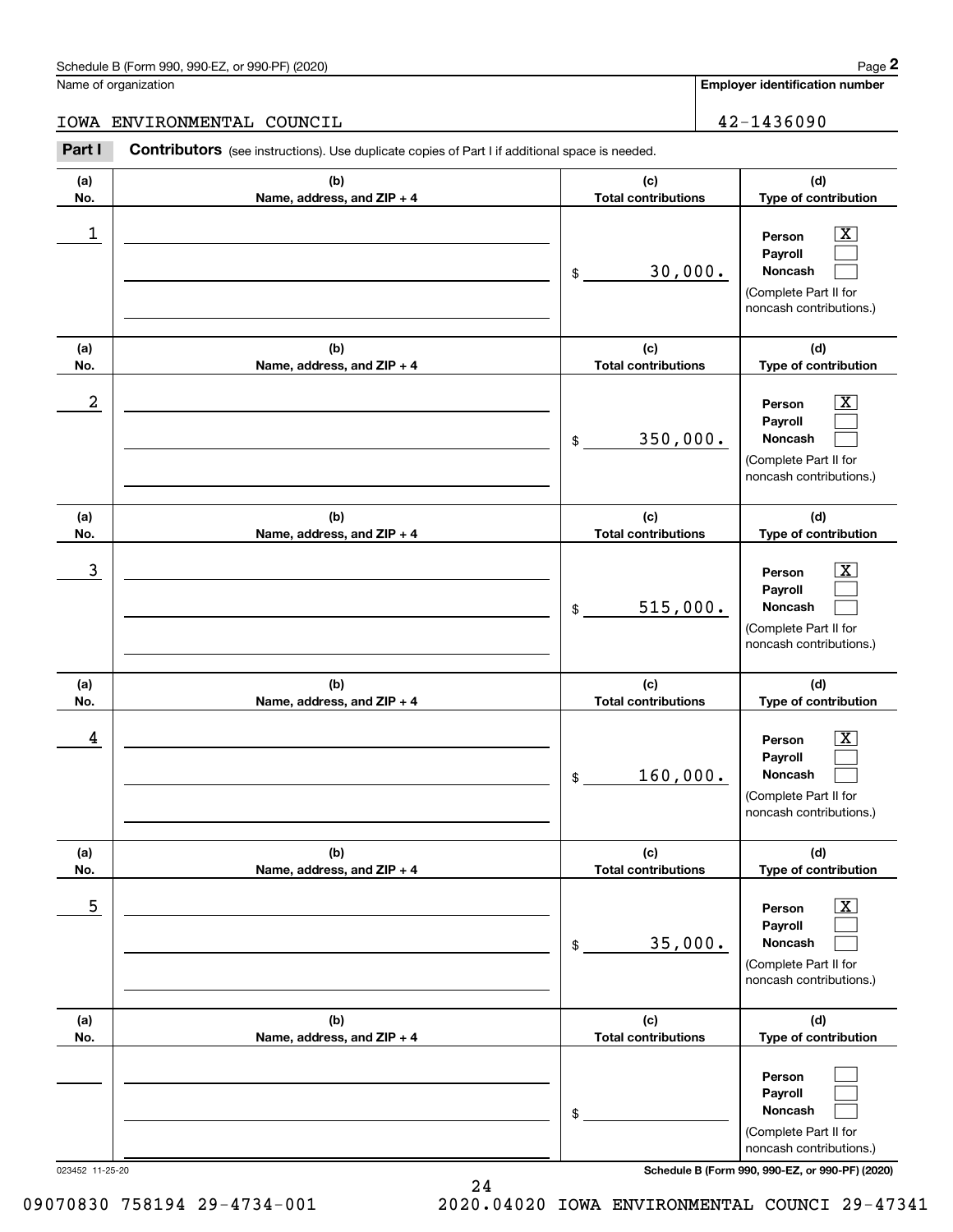Schedule B (Form 990, 990-EZ, or 990-PF) (2020)

Name of organization: IOWA ENVIRONMENTAL COUNCIL

Employer identification number: 42-1436090

**Part I** **Contributors** (see instructions). Use duplicate copies of Part I if additional space is needed.

| (a) No. | (b) Name, address, and ZIP + 4 | (c) Total contributions | (d) Type of contribution |
|---|---|---|---|
| 1 | | $ 30,000. | Person [X] Payroll [ ] Noncash [ ] (Complete Part II for noncash contributions.) |
| 2 | | $ 350,000. | Person [X] Payroll [ ] Noncash [ ] (Complete Part II for noncash contributions.) |
| 3 | | $ 515,000. | Person [X] Payroll [ ] Noncash [ ] (Complete Part II for noncash contributions.) |
| 4 | | $ 160,000. | Person [X] Payroll [ ] Noncash [ ] (Complete Part II for noncash contributions.) |
| 5 | | $ 35,000. | Person [X] Payroll [ ] Noncash [ ] (Complete Part II for noncash contributions.) |
| | | $ | Person [ ] Payroll [ ] Noncash [ ] (Complete Part II for noncash contributions.) |

023452 11-25-20

09070830 758194 29-4734-001 2020.04020 IOWA ENVIRONMENTAL COUNCI 29-47341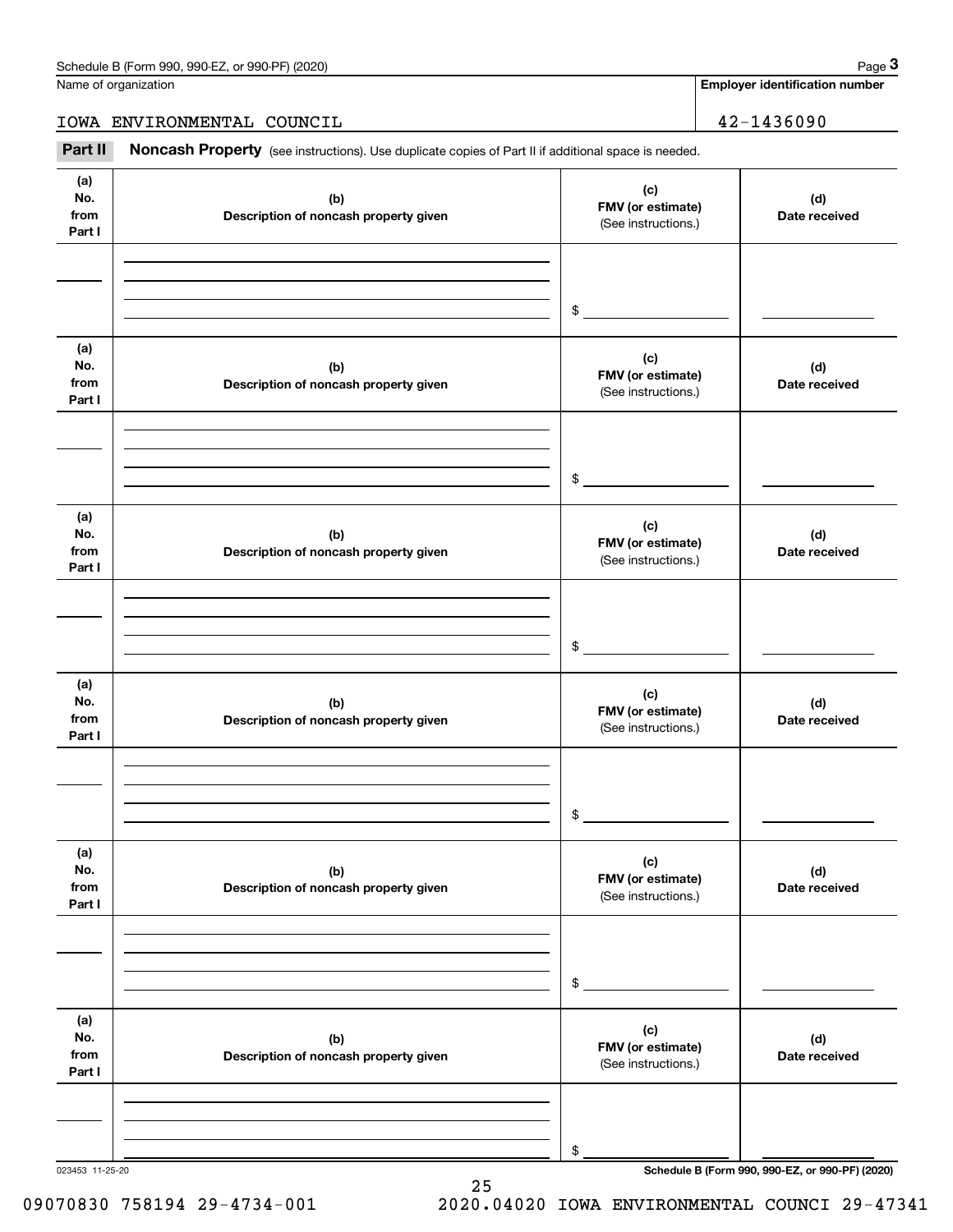Name of organization

IOWA ENVIRONMENTAL COUNCIL

**Employer identification number**

42-1436090

**Part II** **Noncash Property** (see instructions). Use duplicate copies of Part II if additional space is needed.

| (a) No. from Part I | (b) Description of noncash property given | (c) FMV (or estimate) (See instructions.) | (d) Date received |
|---|---|---|---|
| | | $ | |

| (a) No. from Part I | (b) Description of noncash property given | (c) FMV (or estimate) (See instructions.) | (d) Date received |
|---|---|---|---|
| | | $ | |

| (a) No. from Part I | (b) Description of noncash property given | (c) FMV (or estimate) (See instructions.) | (d) Date received |
|---|---|---|---|
| | | $ | |

| (a) No. from Part I | (b) Description of noncash property given | (c) FMV (or estimate) (See instructions.) | (d) Date received |
|---|---|---|---|
| | | $ | |

| (a) No. from Part I | (b) Description of noncash property given | (c) FMV (or estimate) (See instructions.) | (d) Date received |
|---|---|---|---|
| | | $ | |

| (a) No. from Part I | (b) Description of noncash property given | (c) FMV (or estimate) (See instructions.) | (d) Date received |
|---|---|---|---|
| | | $ | |

023453 11-25-20

**Schedule B (Form 990, 990-EZ, or 990-PF) (2020)**

09070830 758194 29-4734-001 2020.04020 IOWA ENVIRONMENTAL COUNCI 29-47341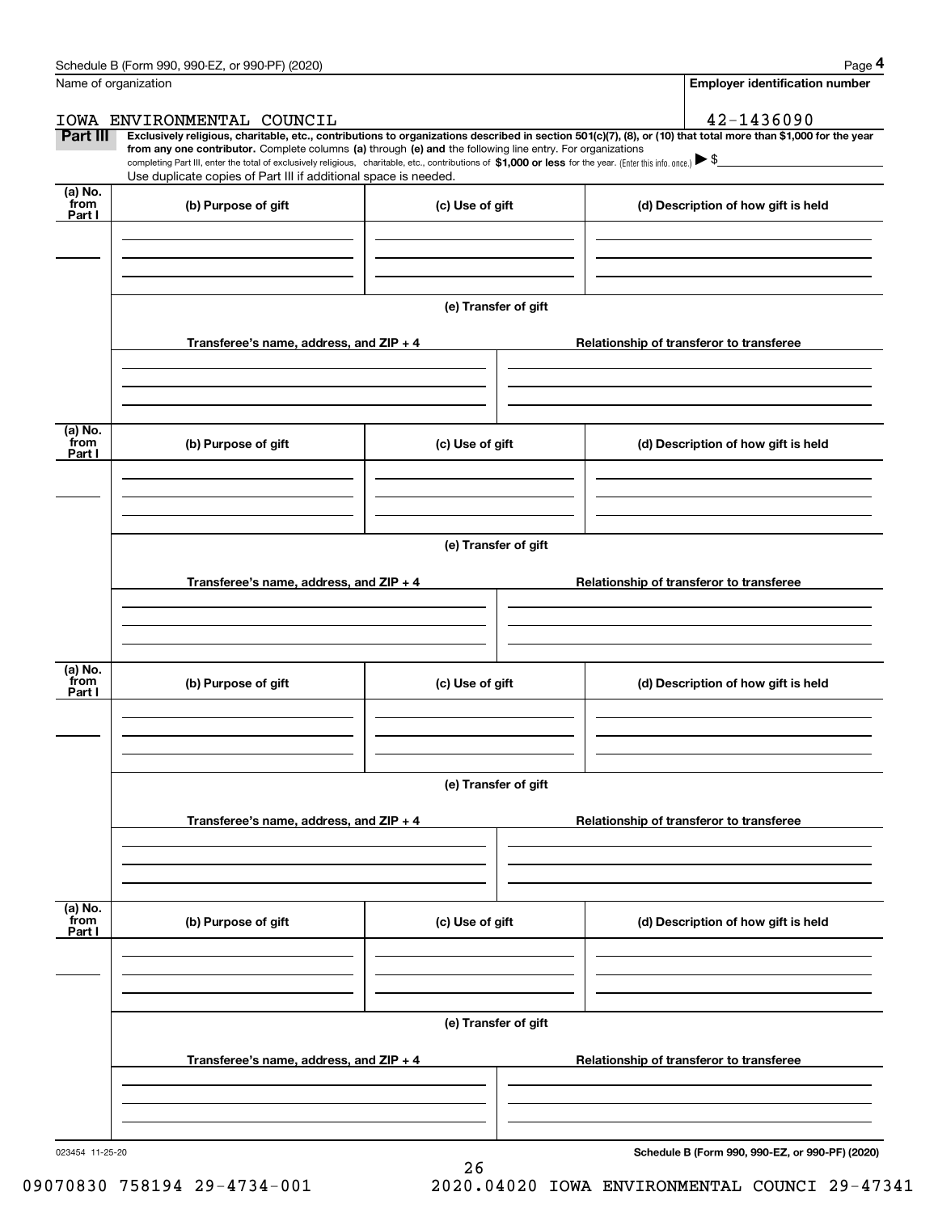Schedule B (Form 990, 990-EZ, or 990-PF) (2020)

Name of organization: IOWA ENVIRONMENTAL COUNCIL

Employer identification number: 42-1436090

**Part III** **Exclusively religious, charitable, etc., contributions to organizations described in section 501(c)(7), (8), or (10) that total more than $1,000 for the year from any one contributor.** Complete columns **(a)** through **(e)** and the following line entry. For organizations completing Part III, enter the total of exclusively religious, charitable, etc., contributions of **$1,000 or less** for the year. (Enter this info. once.) ▶ $

Use duplicate copies of Part III if additional space is needed.

| (a) No. from Part I | (b) Purpose of gift | (c) Use of gift | (d) Description of how gift is held |
|---|---|---|---|
| | | | |

(e) Transfer of gift

| Transferee's name, address, and ZIP + 4 | Relationship of transferor to transferee |
|---|---|
| | |

| (a) No. from Part I | (b) Purpose of gift | (c) Use of gift | (d) Description of how gift is held |
|---|---|---|---|
| | | | |

(e) Transfer of gift

| Transferee's name, address, and ZIP + 4 | Relationship of transferor to transferee |
|---|---|
| | |

| (a) No. from Part I | (b) Purpose of gift | (c) Use of gift | (d) Description of how gift is held |
|---|---|---|---|
| | | | |

(e) Transfer of gift

| Transferee's name, address, and ZIP + 4 | Relationship of transferor to transferee |
|---|---|
| | |

| (a) No. from Part I | (b) Purpose of gift | (c) Use of gift | (d) Description of how gift is held |
|---|---|---|---|
| | | | |

(e) Transfer of gift

| Transferee's name, address, and ZIP + 4 | Relationship of transferor to transferee |
|---|---|
| | |

023454 11-25-20

**Schedule B (Form 990, 990-EZ, or 990-PF) (2020)**

09070830 758194 29-4734-001 2020.04020 IOWA ENVIRONMENTAL COUNCI 29-47341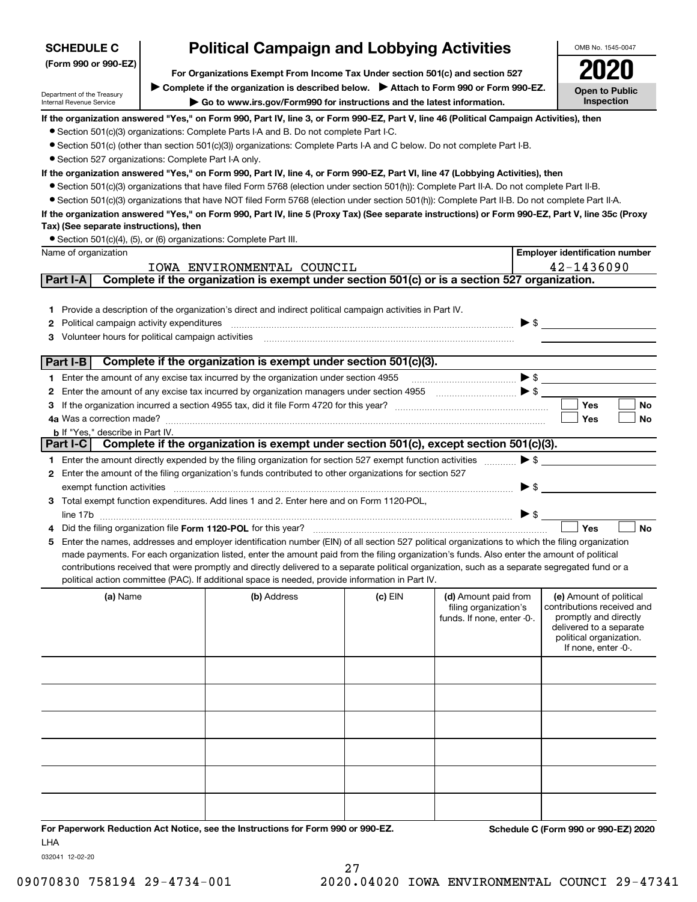**SCHEDULE C**
**(Form 990 or 990-EZ)**

Department of the Treasury
Internal Revenue Service

# Political Campaign and Lobbying Activities

**For Organizations Exempt From Income Tax Under section 501(c) and section 527**

▶ **Complete if the organization is described below.** ▶ **Attach to Form 990 or Form 990-EZ.**

▶ **Go to www.irs.gov/Form990 for instructions and the latest information.**

OMB No. 1545-0047

**2020**

**Open to Public Inspection**

**If the organization answered "Yes," on Form 990, Part IV, line 3, or Form 990-EZ, Part V, line 46 (Political Campaign Activities), then**

- Section 501(c)(3) organizations: Complete Parts I-A and B. Do not complete Part I-C.
- Section 501(c) (other than section 501(c)(3)) organizations: Complete Parts I-A and C below. Do not complete Part I-B.
- Section 527 organizations: Complete Part I-A only.

**If the organization answered "Yes," on Form 990, Part IV, line 4, or Form 990-EZ, Part VI, line 47 (Lobbying Activities), then**

- Section 501(c)(3) organizations that have filed Form 5768 (election under section 501(h)): Complete Part II-A. Do not complete Part II-B.
- Section 501(c)(3) organizations that have NOT filed Form 5768 (election under section 501(h)): Complete Part II-B. Do not complete Part II-A.

**If the organization answered "Yes," on Form 990, Part IV, line 5 (Proxy Tax) (See separate instructions) or Form 990-EZ, Part V, line 35c (Proxy Tax) (See separate instructions), then**

- Section 501(c)(4), (5), or (6) organizations: Complete Part III.

| Name of organization | Employer identification number |
|---|---|
| IOWA ENVIRONMENTAL COUNCIL | 42-1436090 |

## Part I-A Complete if the organization is exempt under section 501(c) or is a section 527 organization.

1. Provide a description of the organization's direct and indirect political campaign activities in Part IV.
2. Political campaign activity expenditures ▶ $
3. Volunteer hours for political campaign activities

## Part I-B Complete if the organization is exempt under section 501(c)(3).

1. Enter the amount of any excise tax incurred by the organization under section 4955 ▶ $
2. Enter the amount of any excise tax incurred by organization managers under section 4955 ▶ $
3. If the organization incurred a section 4955 tax, did it file Form 4720 for this year? ☐ Yes ☐ No

4a. Was a correction made? ☐ Yes ☐ No

b. If "Yes," describe in Part IV.

## Part I-C Complete if the organization is exempt under section 501(c), except section 501(c)(3).

1. Enter the amount directly expended by the filing organization for section 527 exempt function activities ▶ $
2. Enter the amount of the filing organization's funds contributed to other organizations for section 527 exempt function activities ▶ $
3. Total exempt function expenditures. Add lines 1 and 2. Enter here and on Form 1120-POL, line 17b ▶ $
4. Did the filing organization file **Form 1120-POL** for this year? ☐ Yes ☐ No
5. Enter the names, addresses and employer identification number (EIN) of all section 527 political organizations to which the filing organization made payments. For each organization listed, enter the amount paid from the filing organization's funds. Also enter the amount of political contributions received that were promptly and directly delivered to a separate political organization, such as a separate segregated fund or a political action committee (PAC). If additional space is needed, provide information in Part IV.

| (a) Name | (b) Address | (c) EIN | (d) Amount paid from filing organization's funds. If none, enter -0-. | (e) Amount of political contributions received and promptly and directly delivered to a separate political organization. If none, enter -0-. |
|---|---|---|---|---|
| | | | | |
| | | | | |
| | | | | |
| | | | | |
| | | | | |
| | | | | |

**For Paperwork Reduction Act Notice, see the Instructions for Form 990 or 990-EZ.** LHA

**Schedule C (Form 990 or 990-EZ) 2020**

032041 12-02-20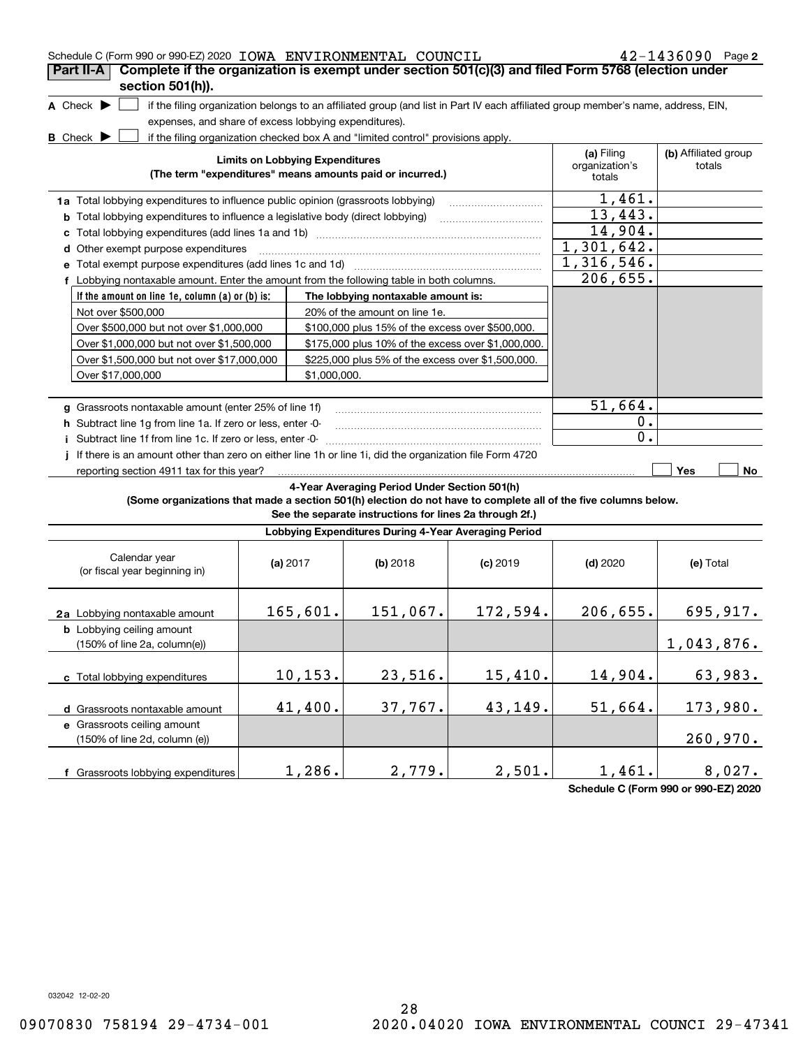Schedule C (Form 990 or 990-EZ) 2020 IOWA ENVIRONMENTAL COUNCIL 42-1436090 Page 2

## Part II-A Complete if the organization is exempt under section 501(c)(3) and filed Form 5768 (election under section 501(h)).

**A** Check ▶ ☐ if the filing organization belongs to an affiliated group (and list in Part IV each affiliated group member's name, address, EIN, expenses, and share of excess lobbying expenditures).

**B** Check ▶ ☐ if the filing organization checked box A and "limited control" provisions apply.

| Limits on Lobbying Expenditures (The term "expenditures" means amounts paid or incurred.) | (a) Filing organization's totals | (b) Affiliated group totals |
|---|---|---|
| **1a** Total lobbying expenditures to influence public opinion (grassroots lobbying) | 1,461. | |
| **b** Total lobbying expenditures to influence a legislative body (direct lobbying) | 13,443. | |
| **c** Total lobbying expenditures (add lines 1a and 1b) | 14,904. | |
| **d** Other exempt purpose expenditures | 1,301,642. | |
| **e** Total exempt purpose expenditures (add lines 1c and 1d) | 1,316,546. | |
| **f** Lobbying nontaxable amount. Enter the amount from the following table in both columns. | 206,655. | |

| If the amount on line 1e, column (a) or (b) is: | The lobbying nontaxable amount is: |
|---|---|
| Not over $500,000 | 20% of the amount on line 1e. |
| Over $500,000 but not over $1,000,000 | $100,000 plus 15% of the excess over $500,000. |
| Over $1,000,000 but not over $1,500,000 | $175,000 plus 10% of the excess over $1,000,000. |
| Over $1,500,000 but not over $17,000,000 | $225,000 plus 5% of the excess over $1,500,000. |
| Over $17,000,000 | $1,000,000. |

| | (a) Filing organization's totals | (b) Affiliated group totals |
|---|---|---|
| **g** Grassroots nontaxable amount (enter 25% of line 1f) | 51,664. | |
| **h** Subtract line 1g from line 1a. If zero or less, enter -0- | 0. | |
| **i** Subtract line 1f from line 1c. If zero or less, enter -0- | 0. | |
| **j** If there is an amount other than zero on either line 1h or line 1i, did the organization file Form 4720 reporting section 4911 tax for this year? | ☐ Yes | ☐ No |

### 4-Year Averaging Period Under Section 501(h)

**(Some organizations that made a section 501(h) election do not have to complete all of the five columns below. See the separate instructions for lines 2a through 2f.)**

**Lobbying Expenditures During 4-Year Averaging Period**

| Calendar year (or fiscal year beginning in) | (a) 2017 | (b) 2018 | (c) 2019 | (d) 2020 | (e) Total |
|---|---|---|---|---|---|
| **2a** Lobbying nontaxable amount | 165,601. | 151,067. | 172,594. | 206,655. | 695,917. |
| **b** Lobbying ceiling amount (150% of line 2a, column(e)) | | | | | 1,043,876. |
| **c** Total lobbying expenditures | 10,153. | 23,516. | 15,410. | 14,904. | 63,983. |
| **d** Grassroots nontaxable amount | 41,400. | 37,767. | 43,149. | 51,664. | 173,980. |
| **e** Grassroots ceiling amount (150% of line 2d, column (e)) | | | | | 260,970. |
| **f** Grassroots lobbying expenditures | 1,286. | 2,779. | 2,501. | 1,461. | 8,027. |

Schedule C (Form 990 or 990-EZ) 2020

032042 12-02-20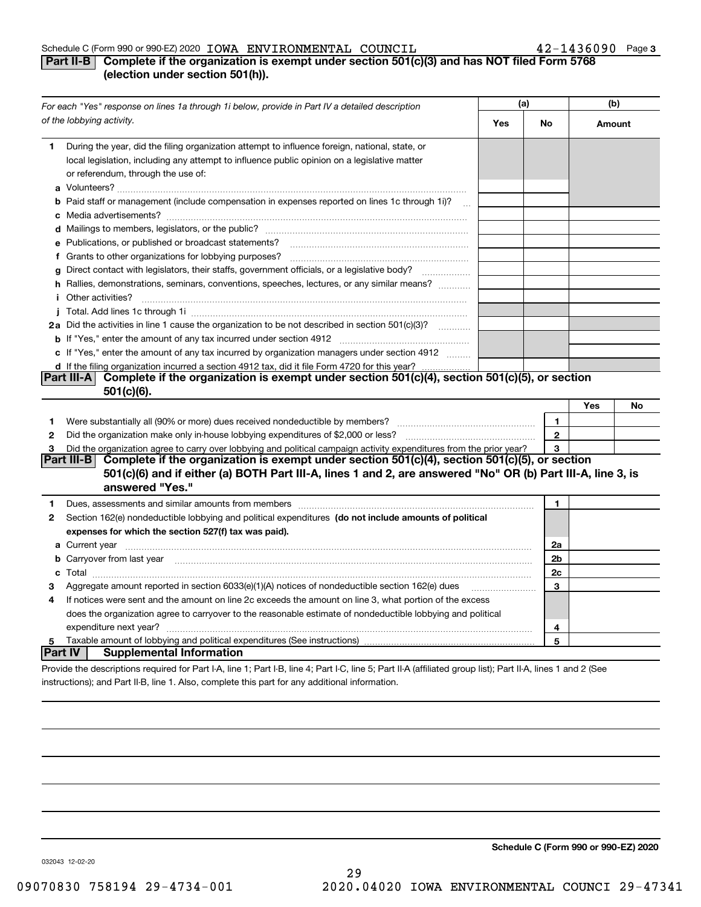Schedule C (Form 990 or 990-EZ) 2020 IOWA ENVIRONMENTAL COUNCIL 42-1436090 Page 3

## Part II-B Complete if the organization is exempt under section 501(c)(3) and has NOT filed Form 5768 (election under section 501(h)).

| For each "Yes" response on lines 1a through 1i below, provide in Part IV a detailed description of the lobbying activity. | (a) Yes | (a) No | (b) Amount |
|---|---|---|---|
| **1** During the year, did the filing organization attempt to influence foreign, national, state, or local legislation, including any attempt to influence public opinion on a legislative matter or referendum, through the use of: | | | |
| **a** Volunteers? | | | |
| **b** Paid staff or management (include compensation in expenses reported on lines 1c through 1i)? | | | |
| **c** Media advertisements? | | | |
| **d** Mailings to members, legislators, or the public? | | | |
| **e** Publications, or published or broadcast statements? | | | |
| **f** Grants to other organizations for lobbying purposes? | | | |
| **g** Direct contact with legislators, their staffs, government officials, or a legislative body? | | | |
| **h** Rallies, demonstrations, seminars, conventions, speeches, lectures, or any similar means? | | | |
| **i** Other activities? | | | |
| **j** Total. Add lines 1c through 1i | | | |
| **2a** Did the activities in line 1 cause the organization to be not described in section 501(c)(3)? | | | |
| **b** If "Yes," enter the amount of any tax incurred under section 4912 | | | |
| **c** If "Yes," enter the amount of any tax incurred by organization managers under section 4912 | | | |
| **d** If the filing organization incurred a section 4912 tax, did it file Form 4720 for this year? | | | |

## Part III-A Complete if the organization is exempt under section 501(c)(4), section 501(c)(5), or section 501(c)(6).

| | | | Yes | No |
|---|---|---|---|---|
| **1** | Were substantially all (90% or more) dues received nondeductible by members? | 1 | | |
| **2** | Did the organization make only in-house lobbying expenditures of $2,000 or less? | 2 | | |
| **3** | Did the organization agree to carry over lobbying and political campaign activity expenditures from the prior year? | 3 | | |

## Part III-B Complete if the organization is exempt under section 501(c)(4), section 501(c)(5), or section 501(c)(6) and if either (a) BOTH Part III-A, lines 1 and 2, are answered "No" OR (b) Part III-A, line 3, is answered "Yes."

| | | | |
|---|---|---|---|
| **1** | Dues, assessments and similar amounts from members | 1 | |
| **2** | Section 162(e) nondeductible lobbying and political expenditures **(do not include amounts of political expenses for which the section 527(f) tax was paid).** | | |
| **a** | Current year | 2a | |
| **b** | Carryover from last year | 2b | |
| **c** | Total | 2c | |
| **3** | Aggregate amount reported in section 6033(e)(1)(A) notices of nondeductible section 162(e) dues | 3 | |
| **4** | If notices were sent and the amount on line 2c exceeds the amount on line 3, what portion of the excess does the organization agree to carryover to the reasonable estimate of nondeductible lobbying and political expenditure next year? | 4 | |
| **5** | Taxable amount of lobbying and political expenditures (See instructions) | 5 | |

## Part IV Supplemental Information

Provide the descriptions required for Part I-A, line 1; Part I-B, line 4; Part I-C, line 5; Part II-A (affiliated group list); Part II-A, lines 1 and 2 (See instructions); and Part II-B, line 1. Also, complete this part for any additional information.

**Schedule C (Form 990 or 990-EZ) 2020**

032043 12-02-20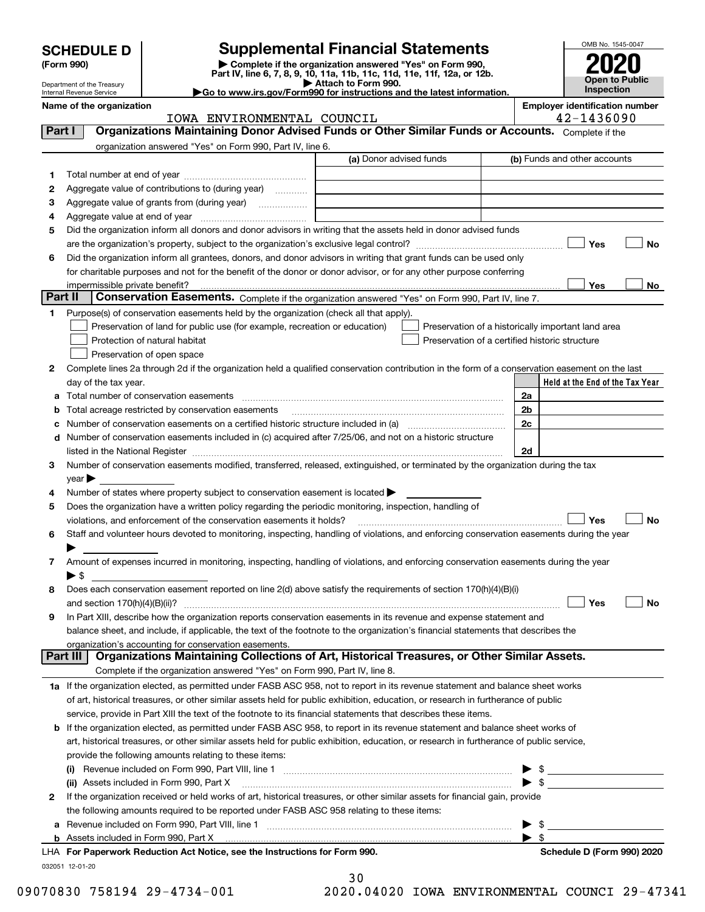# SCHEDULE D (Form 990)

Department of the Treasury
Internal Revenue Service

## Supplemental Financial Statements

▶ Complete if the organization answered "Yes" on Form 990, Part IV, line 6, 7, 8, 9, 10, 11a, 11b, 11c, 11d, 11e, 11f, 12a, or 12b.
▶ Attach to Form 990.
▶Go to www.irs.gov/Form990 for instructions and the latest information.

OMB No. 1545-0047

**2020**

**Open to Public Inspection**

Name of the organization: IOWA ENVIRONMENTAL COUNCIL

Employer identification number: 42-1436090

## Part I — Organizations Maintaining Donor Advised Funds or Other Similar Funds or Accounts.
Complete if the organization answered "Yes" on Form 990, Part IV, line 6.

| | | (a) Donor advised funds | (b) Funds and other accounts |
|---|---|---|---|
| 1 | Total number at end of year | | |
| 2 | Aggregate value of contributions to (during year) | | |
| 3 | Aggregate value of grants from (during year) | | |
| 4 | Aggregate value at end of year | | |

5 Did the organization inform all donors and donor advisors in writing that the assets held in donor advised funds are the organization's property, subject to the organization's exclusive legal control? ☐ Yes ☐ No

6 Did the organization inform all grantees, donors, and donor advisors in writing that grant funds can be used only for charitable purposes and not for the benefit of the donor or donor advisor, or for any other purpose conferring impermissible private benefit? ☐ Yes ☐ No

## Part II — Conservation Easements.
Complete if the organization answered "Yes" on Form 990, Part IV, line 7.

1 Purpose(s) of conservation easements held by the organization (check all that apply).

- ☐ Preservation of land for public use (for example, recreation or education)
- ☐ Preservation of a historically important land area
- ☐ Protection of natural habitat
- ☐ Preservation of a certified historic structure
- ☐ Preservation of open space

2 Complete lines 2a through 2d if the organization held a qualified conservation contribution in the form of a conservation easement on the last day of the tax year.

| | | | Held at the End of the Tax Year |
|---|---|---|---|
| a | Total number of conservation easements | 2a | |
| b | Total acreage restricted by conservation easements | 2b | |
| c | Number of conservation easements on a certified historic structure included in (a) | 2c | |
| d | Number of conservation easements included in (c) acquired after 7/25/06, and not on a historic structure listed in the National Register | 2d | |

3 Number of conservation easements modified, transferred, released, extinguished, or terminated by the organization during the tax year ▶

4 Number of states where property subject to conservation easement is located ▶

5 Does the organization have a written policy regarding the periodic monitoring, inspection, handling of violations, and enforcement of the conservation easements it holds? ☐ Yes ☐ No

6 Staff and volunteer hours devoted to monitoring, inspecting, handling of violations, and enforcing conservation easements during the year ▶

7 Amount of expenses incurred in monitoring, inspecting, handling of violations, and enforcing conservation easements during the year ▶ $

8 Does each conservation easement reported on line 2(d) above satisfy the requirements of section 170(h)(4)(B)(i) and section 170(h)(4)(B)(ii)? ☐ Yes ☐ No

9 In Part XIII, describe how the organization reports conservation easements in its revenue and expense statement and balance sheet, and include, if applicable, the text of the footnote to the organization's financial statements that describes the organization's accounting for conservation easements.

## Part III — Organizations Maintaining Collections of Art, Historical Treasures, or Other Similar Assets.
Complete if the organization answered "Yes" on Form 990, Part IV, line 8.

1a If the organization elected, as permitted under FASB ASC 958, not to report in its revenue statement and balance sheet works of art, historical treasures, or other similar assets held for public exhibition, education, or research in furtherance of public service, provide in Part XIII the text of the footnote to its financial statements that describes these items.

b If the organization elected, as permitted under FASB ASC 958, to report in its revenue statement and balance sheet works of art, historical treasures, or other similar assets held for public exhibition, education, or research in furtherance of public service, provide the following amounts relating to these items:

(i) Revenue included on Form 990, Part VIII, line 1 ▶ $

(ii) Assets included in Form 990, Part X ▶ $

2 If the organization received or held works of art, historical treasures, or other similar assets for financial gain, provide the following amounts required to be reported under FASB ASC 958 relating to these items:

a Revenue included on Form 990, Part VIII, line 1 ▶ $

b Assets included in Form 990, Part X ▶ $

LHA For Paperwork Reduction Act Notice, see the Instructions for Form 990.

Schedule D (Form 990) 2020

032051 12-01-20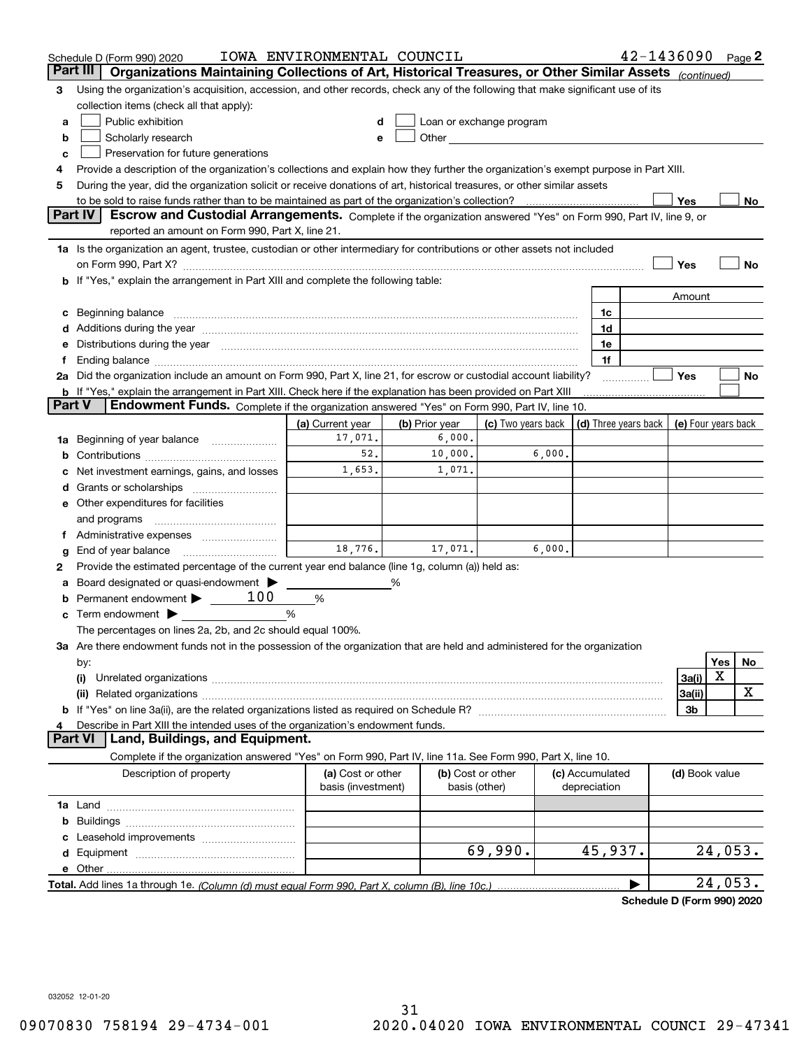Schedule D (Form 990) 2020 IOWA ENVIRONMENTAL COUNCIL 42-1436090 Page 2

## Part III Organizations Maintaining Collections of Art, Historical Treasures, or Other Similar Assets *(continued)*

3 Using the organization's acquisition, accession, and other records, check any of the following that make significant use of its collection items (check all that apply):

- a ☐ Public exhibition
- b ☐ Scholarly research
- c ☐ Preservation for future generations
- d ☐ Loan or exchange program
- e ☐ Other

4 Provide a description of the organization's collections and explain how they further the organization's exempt purpose in Part XIII.

5 During the year, did the organization solicit or receive donations of art, historical treasures, or other similar assets to be sold to raise funds rather than to be maintained as part of the organization's collection? ☐ Yes ☐ No

## Part IV Escrow and Custodial Arrangements.

Complete if the organization answered "Yes" on Form 990, Part IV, line 9, or reported an amount on Form 990, Part X, line 21.

1a Is the organization an agent, trustee, custodian or other intermediary for contributions or other assets not included on Form 990, Part X? ☐ Yes ☐ No

b If "Yes," explain the arrangement in Part XIII and complete the following table:

| | | Amount |
|---|---|---|
| c Beginning balance | 1c | |
| d Additions during the year | 1d | |
| e Distributions during the year | 1e | |
| f Ending balance | 1f | |

2a Did the organization include an amount on Form 990, Part X, line 21, for escrow or custodial account liability? ☐ Yes ☐ No

b If "Yes," explain the arrangement in Part XIII. Check here if the explanation has been provided on Part XIII ☐

## Part V Endowment Funds.

Complete if the organization answered "Yes" on Form 990, Part IV, line 10.

| | (a) Current year | (b) Prior year | (c) Two years back | (d) Three years back | (e) Four years back |
|---|---|---|---|---|---|
| 1a Beginning of year balance | 17,071. | 6,000. | | | |
| b Contributions | 52. | 10,000. | 6,000. | | |
| c Net investment earnings, gains, and losses | 1,653. | 1,071. | | | |
| d Grants or scholarships | | | | | |
| e Other expenditures for facilities and programs | | | | | |
| f Administrative expenses | | | | | |
| g End of year balance | 18,776. | 17,071. | 6,000. | | |

2 Provide the estimated percentage of the current year end balance (line 1g, column (a)) held as:

- a Board designated or quasi-endowment ▶ _____ %
- b Permanent endowment ▶ 100 %
- c Term endowment ▶ _____ %

The percentages on lines 2a, 2b, and 2c should equal 100%.

3a Are there endowment funds not in the possession of the organization that are held and administered for the organization by:

| | | Yes | No |
|---|---|---|---|
| (i) Unrelated organizations | 3a(i) | X | |
| (ii) Related organizations | 3a(ii) | | X |
| b If "Yes" on line 3a(ii), are the related organizations listed as required on Schedule R? | 3b | | |

4 Describe in Part XIII the intended uses of the organization's endowment funds.

## Part VI Land, Buildings, and Equipment.

Complete if the organization answered "Yes" on Form 990, Part IV, line 11a. See Form 990, Part X, line 10.

| Description of property | (a) Cost or other basis (investment) | (b) Cost or other basis (other) | (c) Accumulated depreciation | (d) Book value |
|---|---|---|---|---|
| 1a Land | | | | |
| b Buildings | | | | |
| c Leasehold improvements | | | | |
| d Equipment | | 69,990. | 45,937. | 24,053. |
| e Other | | | | |
| **Total.** Add lines 1a through 1e. *(Column (d) must equal Form 990, Part X, column (B), line 10c.)* | | | ▶ | 24,053. |

**Schedule D (Form 990) 2020**

032052 12-01-20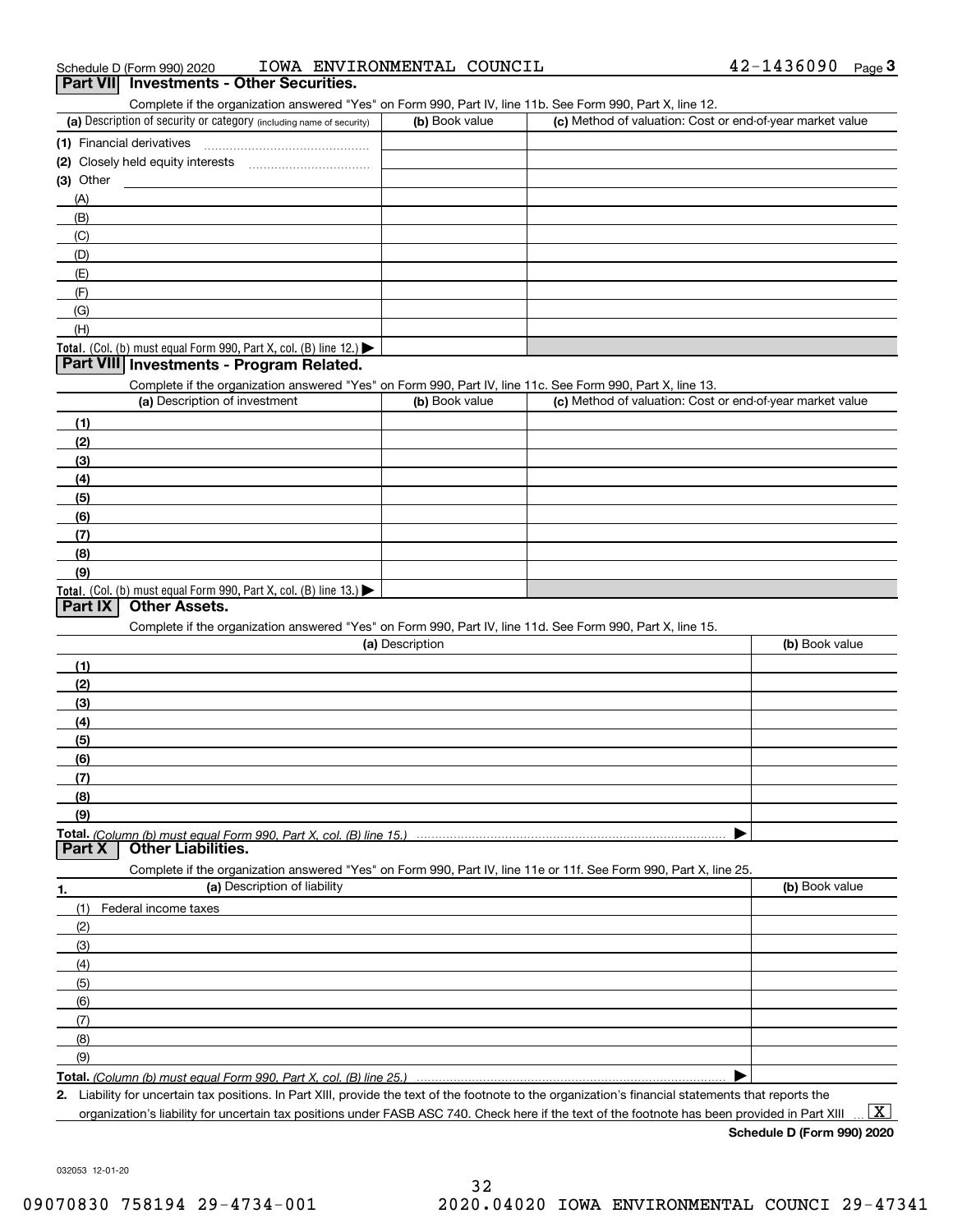Schedule D (Form 990) 2020 IOWA ENVIRONMENTAL COUNCIL 42-1436090 Page 3

## Part VII Investments - Other Securities.

Complete if the organization answered "Yes" on Form 990, Part IV, line 11b. See Form 990, Part X, line 12.

| (a) Description of security or category (including name of security) | (b) Book value | (c) Method of valuation: Cost or end-of-year market value |
|---|---|---|
| (1) Financial derivatives | | |
| (2) Closely held equity interests | | |
| (3) Other | | |
| (A) | | |
| (B) | | |
| (C) | | |
| (D) | | |
| (E) | | |
| (F) | | |
| (G) | | |
| (H) | | |
| **Total.** (Col. (b) must equal Form 990, Part X, col. (B) line 12.) ▶ | | |

## Part VIII Investments - Program Related.

Complete if the organization answered "Yes" on Form 990, Part IV, line 11c. See Form 990, Part X, line 13.

| (a) Description of investment | (b) Book value | (c) Method of valuation: Cost or end-of-year market value |
|---|---|---|
| (1) | | |
| (2) | | |
| (3) | | |
| (4) | | |
| (5) | | |
| (6) | | |
| (7) | | |
| (8) | | |
| (9) | | |
| **Total.** (Col. (b) must equal Form 990, Part X, col. (B) line 13.) ▶ | | |

## Part IX Other Assets.

Complete if the organization answered "Yes" on Form 990, Part IV, line 11d. See Form 990, Part X, line 15.

| (a) Description | (b) Book value |
|---|---|
| (1) | |
| (2) | |
| (3) | |
| (4) | |
| (5) | |
| (6) | |
| (7) | |
| (8) | |
| (9) | |
| **Total.** *(Column (b) must equal Form 990, Part X, col. (B) line 15.)* ▶ | |

## Part X Other Liabilities.

Complete if the organization answered "Yes" on Form 990, Part IV, line 11e or 11f. See Form 990, Part X, line 25.

| 1. (a) Description of liability | (b) Book value |
|---|---|
| (1) Federal income taxes | |
| (2) | |
| (3) | |
| (4) | |
| (5) | |
| (6) | |
| (7) | |
| (8) | |
| (9) | |
| **Total.** *(Column (b) must equal Form 990, Part X, col. (B) line 25.)* ▶ | |

**2.** Liability for uncertain tax positions. In Part XIII, provide the text of the footnote to the organization's financial statements that reports the organization's liability for uncertain tax positions under FASB ASC 740. Check here if the text of the footnote has been provided in Part XIII ... [X]

**Schedule D (Form 990) 2020**

032053 12-01-20

09070830 758194 29-4734-001 2020.04020 IOWA ENVIRONMENTAL COUNCI 29-47341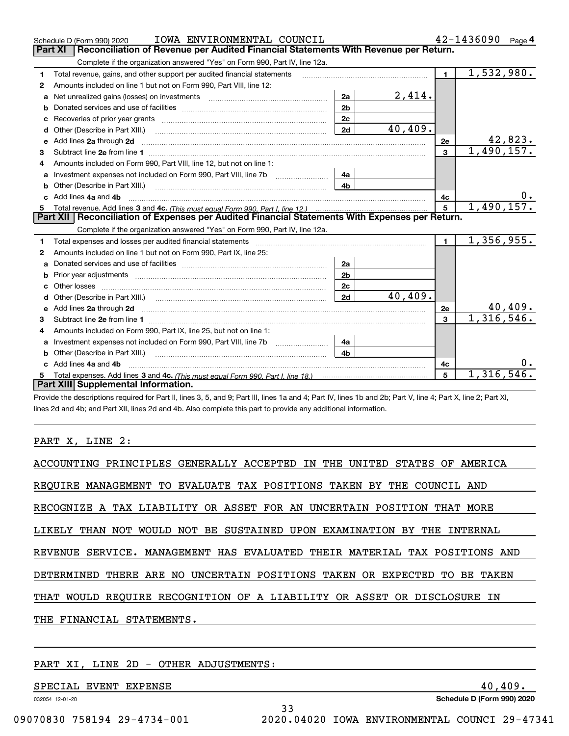Schedule D (Form 990) 2020 IOWA ENVIRONMENTAL COUNCIL 42-1436090 Page 4

## Part XI Reconciliation of Revenue per Audited Financial Statements With Revenue per Return.

Complete if the organization answered "Yes" on Form 990, Part IV, line 12a.

| | | | | | |
|---|---|---|---|---|---|
| 1 | Total revenue, gains, and other support per audited financial statements | | | 1 | 1,532,980. |
| 2 | Amounts included on line 1 but not on Form 990, Part VIII, line 12: | | | | |
| a | Net unrealized gains (losses) on investments | 2a | 2,414. | | |
| b | Donated services and use of facilities | 2b | | | |
| c | Recoveries of prior year grants | 2c | | | |
| d | Other (Describe in Part XIII.) | 2d | 40,409. | | |
| e | Add lines 2a through 2d | | | 2e | 42,823. |
| 3 | Subtract line 2e from line 1 | | | 3 | 1,490,157. |
| 4 | Amounts included on Form 990, Part VIII, line 12, but not on line 1: | | | | |
| a | Investment expenses not included on Form 990, Part VIII, line 7b | 4a | | | |
| b | Other (Describe in Part XIII.) | 4b | | | |
| c | Add lines 4a and 4b | | | 4c | 0. |
| 5 | Total revenue. Add lines 3 and 4c. *(This must equal Form 990, Part I, line 12.)* | | | 5 | 1,490,157. |

## Part XII Reconciliation of Expenses per Audited Financial Statements With Expenses per Return.

Complete if the organization answered "Yes" on Form 990, Part IV, line 12a.

| | | | | | |
|---|---|---|---|---|---|
| 1 | Total expenses and losses per audited financial statements | | | 1 | 1,356,955. |
| 2 | Amounts included on line 1 but not on Form 990, Part IX, line 25: | | | | |
| a | Donated services and use of facilities | 2a | | | |
| b | Prior year adjustments | 2b | | | |
| c | Other losses | 2c | | | |
| d | Other (Describe in Part XIII.) | 2d | 40,409. | | |
| e | Add lines 2a through 2d | | | 2e | 40,409. |
| 3 | Subtract line 2e from line 1 | | | 3 | 1,316,546. |
| 4 | Amounts included on Form 990, Part IX, line 25, but not on line 1: | | | | |
| a | Investment expenses not included on Form 990, Part VIII, line 7b | 4a | | | |
| b | Other (Describe in Part XIII.) | 4b | | | |
| c | Add lines 4a and 4b | | | 4c | 0. |
| 5 | Total expenses. Add lines 3 and 4c. *(This must equal Form 990, Part I, line 18.)* | | | 5 | 1,316,546. |

## Part XIII Supplemental Information.

Provide the descriptions required for Part II, lines 3, 5, and 9; Part III, lines 1a and 4; Part IV, lines 1b and 2b; Part V, line 4; Part X, line 2; Part XI, lines 2d and 4b; and Part XII, lines 2d and 4b. Also complete this part to provide any additional information.

PART X, LINE 2:

ACCOUNTING PRINCIPLES GENERALLY ACCEPTED IN THE UNITED STATES OF AMERICA REQUIRE MANAGEMENT TO EVALUATE TAX POSITIONS TAKEN BY THE COUNCIL AND RECOGNIZE A TAX LIABILITY OR ASSET FOR AN UNCERTAIN POSITION THAT MORE LIKELY THAN NOT WOULD NOT BE SUSTAINED UPON EXAMINATION BY THE INTERNAL REVENUE SERVICE. MANAGEMENT HAS EVALUATED THEIR MATERIAL TAX POSITIONS AND DETERMINED THERE ARE NO UNCERTAIN POSITIONS TAKEN OR EXPECTED TO BE TAKEN THAT WOULD REQUIRE RECOGNITION OF A LIABILITY OR ASSET OR DISCLOSURE IN THE FINANCIAL STATEMENTS.

PART XI, LINE 2D - OTHER ADJUSTMENTS:

SPECIAL EVENT EXPENSE 40,409.

032054 12-01-20 Schedule D (Form 990) 2020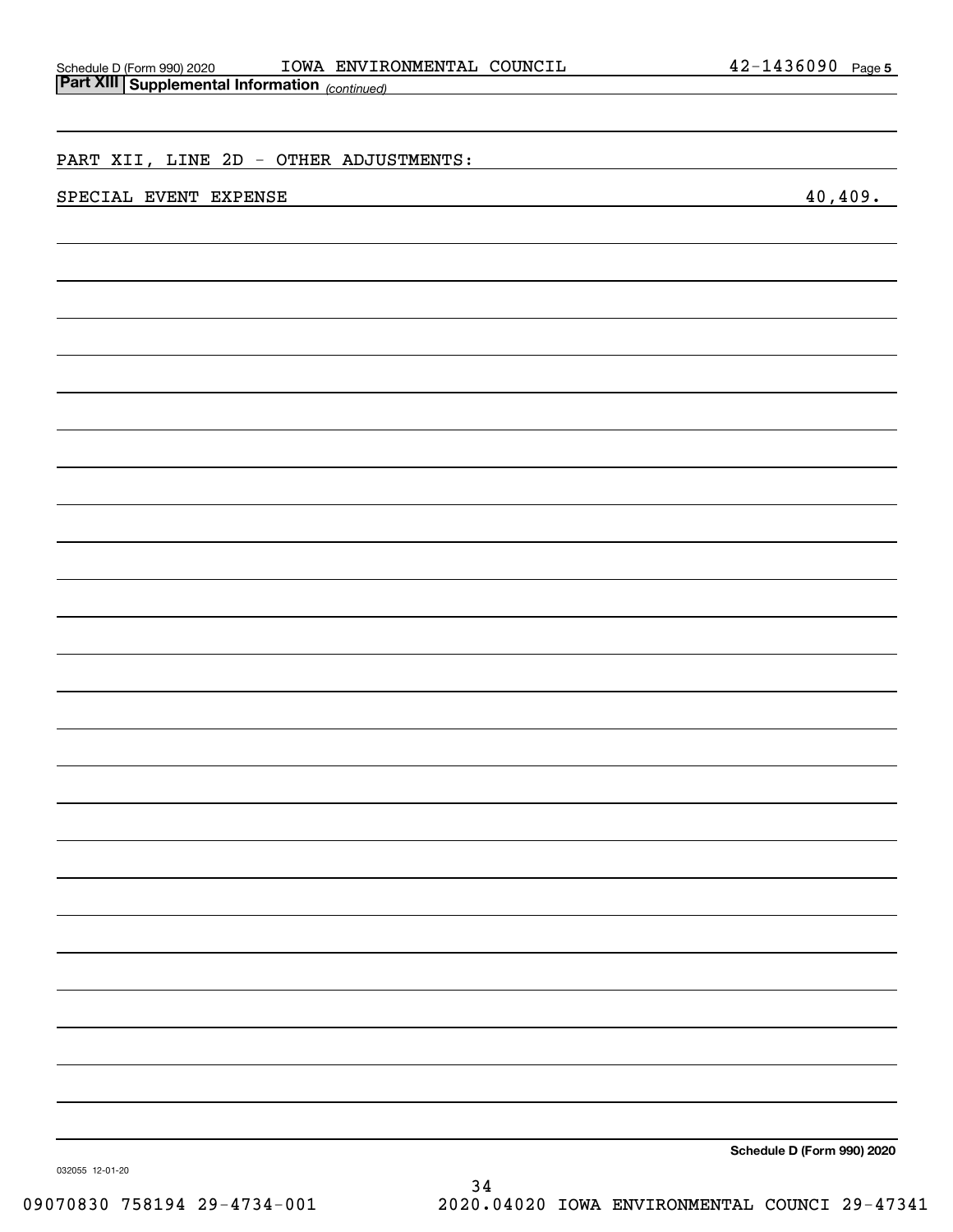## Part XIII Supplemental Information *(continued)*

PART XII, LINE 2D - OTHER ADJUSTMENTS:

| | |
|---|---|
| SPECIAL EVENT EXPENSE | 40,409. |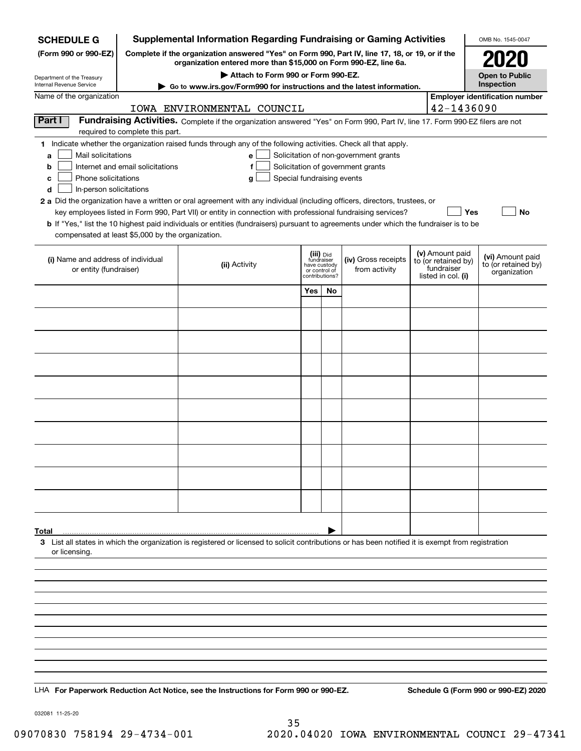**SCHEDULE G**
**(Form 990 or 990-EZ)**

Department of the Treasury
Internal Revenue Service

# Supplemental Information Regarding Fundraising or Gaming Activities

**Complete if the organization answered "Yes" on Form 990, Part IV, line 17, 18, or 19, or if the organization entered more than $15,000 on Form 990-EZ, line 6a.**

**▶ Attach to Form 990 or Form 990-EZ.**

**▶ Go to www.irs.gov/Form990 for instructions and the latest information.**

OMB No. 1545-0047

**2020**

**Open to Public Inspection**

Name of the organization: IOWA ENVIRONMENTAL COUNCIL

Employer identification number: 42-1436090

## Part I Fundraising Activities.

Complete if the organization answered "Yes" on Form 990, Part IV, line 17. Form 990-EZ filers are not required to complete this part.

**1** Indicate whether the organization raised funds through any of the following activities. Check all that apply.

- **a** ☐ Mail solicitations
- **b** ☐ Internet and email solicitations
- **c** ☐ Phone solicitations
- **d** ☐ In-person solicitations
- **e** ☐ Solicitation of non-government grants
- **f** ☐ Solicitation of government grants
- **g** ☐ Special fundraising events

**2 a** Did the organization have a written or oral agreement with any individual (including officers, directors, trustees, or key employees listed in Form 990, Part VII) or entity in connection with professional fundraising services? ☐ **Yes** ☐ **No**

**b** If "Yes," list the 10 highest paid individuals or entities (fundraisers) pursuant to agreements under which the fundraiser is to be compensated at least $5,000 by the organization.

| (i) Name and address of individual or entity (fundraiser) | (ii) Activity | (iii) Did fundraiser have custody or control of contributions? Yes | No | (iv) Gross receipts from activity | (v) Amount paid to (or retained by) fundraiser listed in col. (i) | (vi) Amount paid to (or retained by) organization |
|---|---|---|---|---|---|---|
| | | | | | | |
| | | | | | | |
| | | | | | | |
| | | | | | | |
| | | | | | | |
| | | | | | | |
| | | | | | | |
| | | | | | | |
| | | | | | | |
| | | | | | | |
| **Total** ▶ | | | | | | |

**3** List all states in which the organization is registered or licensed to solicit contributions or has been notified it is exempt from registration or licensing.

LHA **For Paperwork Reduction Act Notice, see the Instructions for Form 990 or 990-EZ.** **Schedule G (Form 990 or 990-EZ) 2020**

032081 11-25-20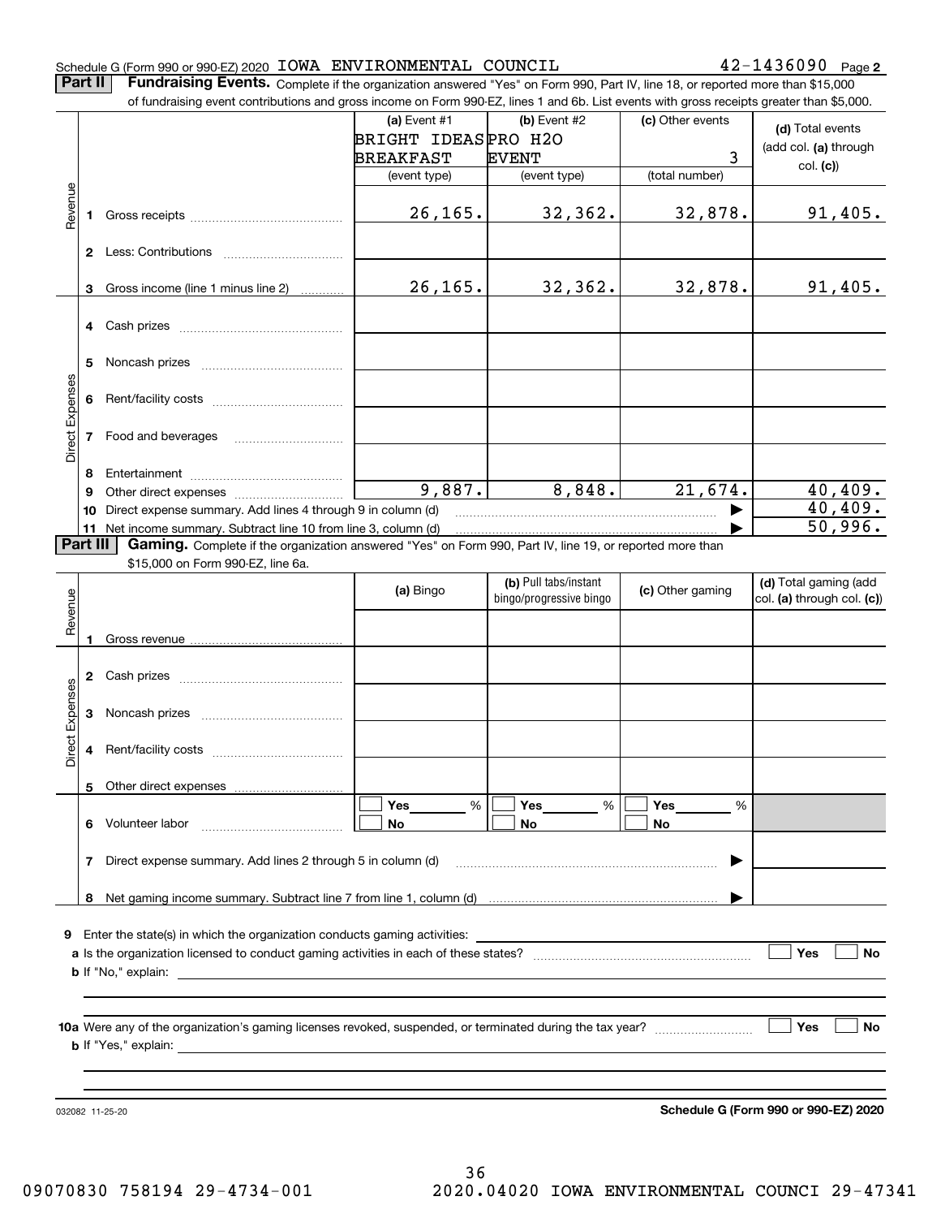Schedule G (Form 990 or 990-EZ) 2020 IOWA ENVIRONMENTAL COUNCIL 42-1436090 Page **2**

**Part II** **Fundraising Events.** Complete if the organization answered "Yes" on Form 990, Part IV, line 18, or reported more than $15,000 of fundraising event contributions and gross income on Form 990-EZ, lines 1 and 6b. List events with gross receipts greater than $5,000.

| | | (a) Event #1 BRIGHT IDEAS BREAKFAST (event type) | (b) Event #2 PRO H2O EVENT (event type) | (c) Other events 3 (total number) | (d) Total events (add col. (a) through col. (c)) |
|---|---|---|---|---|---|
| Revenue | 1 Gross receipts | 26,165. | 32,362. | 32,878. | 91,405. |
| | 2 Less: Contributions | | | | |
| | 3 Gross income (line 1 minus line 2) | 26,165. | 32,362. | 32,878. | 91,405. |
| Direct Expenses | 4 Cash prizes | | | | |
| | 5 Noncash prizes | | | | |
| | 6 Rent/facility costs | | | | |
| | 7 Food and beverages | | | | |
| | 8 Entertainment | | | | |
| | 9 Other direct expenses | 9,887. | 8,848. | 21,674. | 40,409. |
| | 10 Direct expense summary. Add lines 4 through 9 in column (d) | | | ▶ | 40,409. |
| | 11 Net income summary. Subtract line 10 from line 3, column (d) | | | ▶ | 50,996. |

**Part III** **Gaming.** Complete if the organization answered "Yes" on Form 990, Part IV, line 19, or reported more than $15,000 on Form 990-EZ, line 6a.

| | | (a) Bingo | (b) Pull tabs/instant bingo/progressive bingo | (c) Other gaming | (d) Total gaming (add col. (a) through col. (c)) |
|---|---|---|---|---|---|
| Revenue | 1 Gross revenue | | | | |
| Direct Expenses | 2 Cash prizes | | | | |
| | 3 Noncash prizes | | | | |
| | 4 Rent/facility costs | | | | |
| | 5 Other direct expenses | | | | |
| | 6 Volunteer labor | ☐ Yes ____ % ☐ No | ☐ Yes ____ % ☐ No | ☐ Yes ____ % ☐ No | |
| | 7 Direct expense summary. Add lines 2 through 5 in column (d) | | | ▶ | |
| | 8 Net gaming income summary. Subtract line 7 from line 1, column (d) | | | ▶ | |

**9** Enter the state(s) in which the organization conducts gaming activities: ______________________

**a** Is the organization licensed to conduct gaming activities in each of these states? ☐ Yes ☐ No

**b** If "No," explain: ______________________

**10a** Were any of the organization's gaming licenses revoked, suspended, or terminated during the tax year? ☐ Yes ☐ No

**b** If "Yes," explain: ______________________

032082 11-25-20 **Schedule G (Form 990 or 990-EZ) 2020**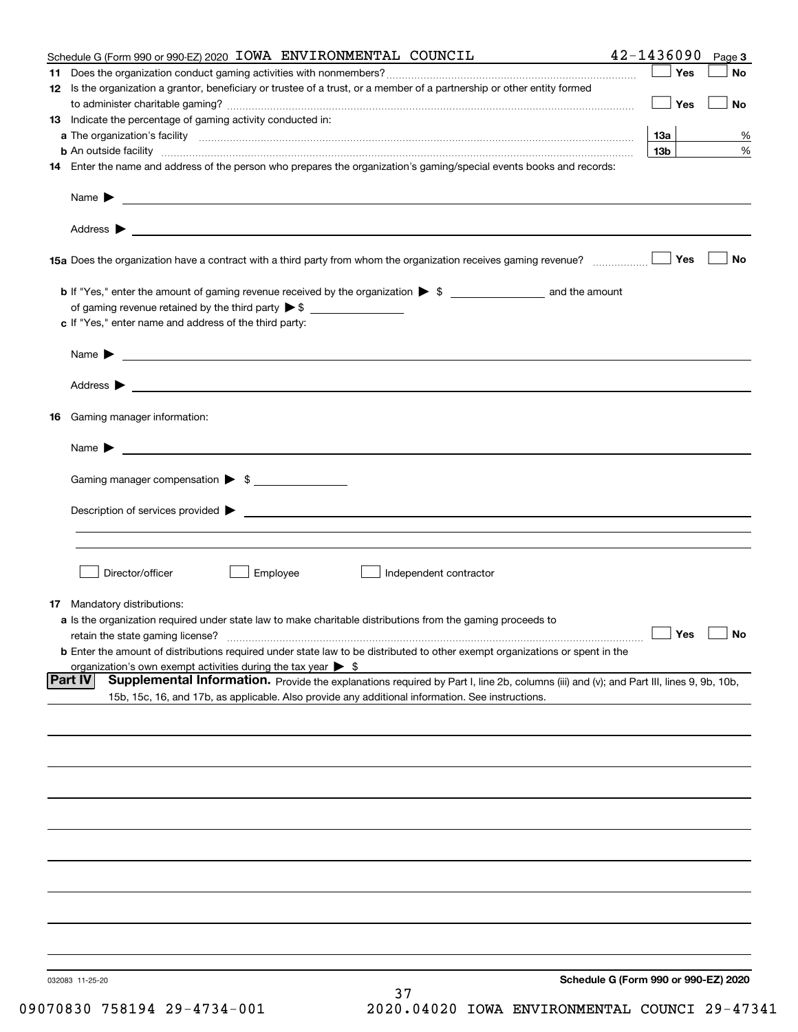Schedule G (Form 990 or 990-EZ) 2020 IOWA ENVIRONMENTAL COUNCIL 42-1436090 Page 3

**11** Does the organization conduct gaming activities with nonmembers? ☐ Yes ☐ No

**12** Is the organization a grantor, beneficiary or trustee of a trust, or a member of a partnership or other entity formed to administer charitable gaming? ☐ Yes ☐ No

**13** Indicate the percentage of gaming activity conducted in:

**a** The organization's facility **13a** %

**b** An outside facility **13b** %

**14** Enter the name and address of the person who prepares the organization's gaming/special events books and records:

Name ▶

Address ▶

**15a** Does the organization have a contract with a third party from whom the organization receives gaming revenue? ☐ Yes ☐ No

**b** If "Yes," enter the amount of gaming revenue received by the organization ▶ $ \_\_\_\_\_\_\_\_ and the amount of gaming revenue retained by the third party ▶ $ \_\_\_\_\_\_\_\_

**c** If "Yes," enter name and address of the third party:

Name ▶

Address ▶

**16** Gaming manager information:

Name ▶

Gaming manager compensation ▶ $ \_\_\_\_\_\_\_\_

Description of services provided ▶

☐ Director/officer ☐ Employee ☐ Independent contractor

**17** Mandatory distributions:

**a** Is the organization required under state law to make charitable distributions from the gaming proceeds to retain the state gaming license? ☐ Yes ☐ No

**b** Enter the amount of distributions required under state law to be distributed to other exempt organizations or spent in the organization's own exempt activities during the tax year ▶ $

**Part IV** **Supplemental Information.** Provide the explanations required by Part I, line 2b, columns (iii) and (v); and Part III, lines 9, 9b, 10b, 15b, 15c, 16, and 17b, as applicable. Also provide any additional information. See instructions.

032083 11-25-20 **Schedule G (Form 990 or 990-EZ) 2020**

09070830 758194 29-4734-001 2020.04020 IOWA ENVIRONMENTAL COUNCI 29-47341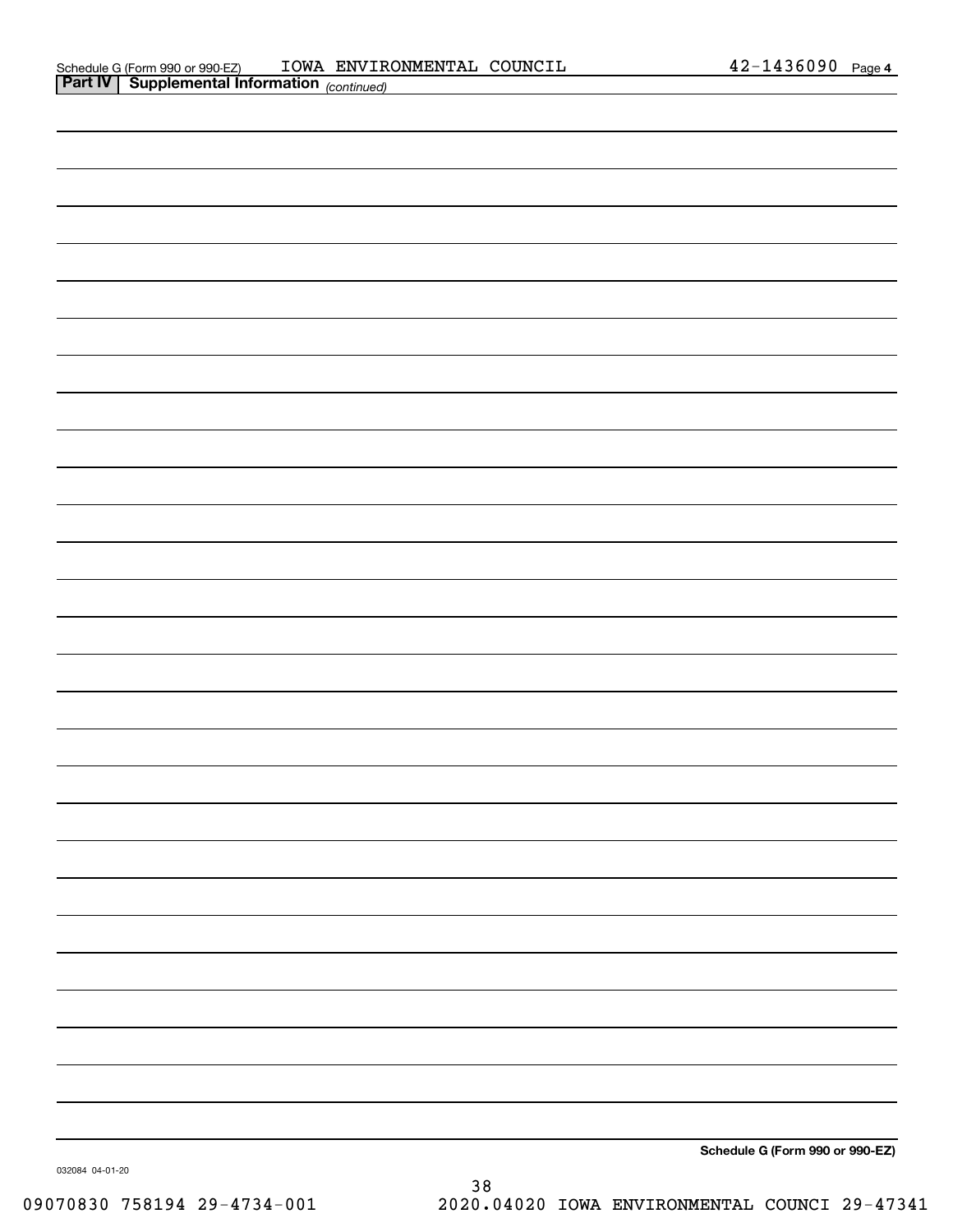Schedule G (Form 990 or 990-EZ) IOWA ENVIRONMENTAL COUNCIL 42-1436090 Page 4

**Part IV | Supplemental Information** *(continued)*

**Schedule G (Form 990 or 990-EZ)**

032084 04-01-20

09070830 758194 29-4734-001 2020.04020 IOWA ENVIRONMENTAL COUNCI 29-47341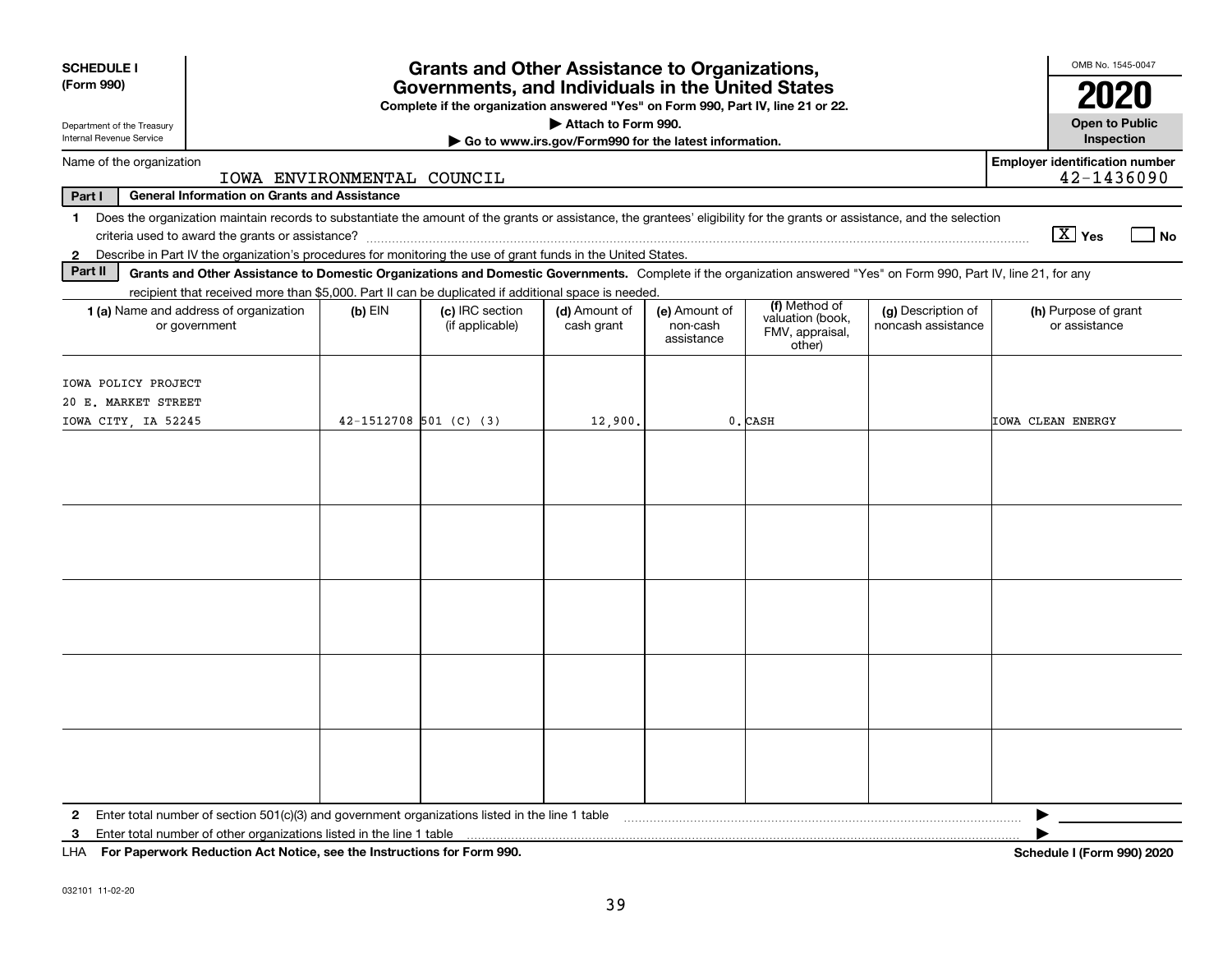**SCHEDULE I (Form 990)**

Department of the Treasury
Internal Revenue Service

# Grants and Other Assistance to Organizations, Governments, and Individuals in the United States

**Complete if the organization answered "Yes" on Form 990, Part IV, line 21 or 22.**

**▶ Attach to Form 990.**

**▶ Go to www.irs.gov/Form990 for the latest information.**

OMB No. 1545-0047

**2020**

**Open to Public Inspection**

Name of the organization: IOWA ENVIRONMENTAL COUNCIL

**Employer identification number** 42-1436090

**Part I — General Information on Grants and Assistance**

1 Does the organization maintain records to substantiate the amount of the grants or assistance, the grantees' eligibility for the grants or assistance, and the selection criteria used to award the grants or assistance? [X] Yes [ ] No

2 Describe in Part IV the organization's procedures for monitoring the use of grant funds in the United States.

**Part II — Grants and Other Assistance to Domestic Organizations and Domestic Governments.** Complete if the organization answered "Yes" on Form 990, Part IV, line 21, for any recipient that received more than $5,000. Part II can be duplicated if additional space is needed.

| 1 (a) Name and address of organization or government | (b) EIN | (c) IRC section (if applicable) | (d) Amount of cash grant | (e) Amount of non-cash assistance | (f) Method of valuation (book, FMV, appraisal, other) | (g) Description of noncash assistance | (h) Purpose of grant or assistance |
|---|---|---|---|---|---|---|---|
| IOWA POLICY PROJECT<br>20 E. MARKET STREET<br>IOWA CITY, IA 52245 | 42-1512708 | 501 (C) (3) | 12,900. | 0. | CASH | | IOWA CLEAN ENERGY |
| | | | | | | | |
| | | | | | | | |
| | | | | | | | |
| | | | | | | | |
| | | | | | | | |

2 Enter total number of section 501(c)(3) and government organizations listed in the line 1 table ▶

3 Enter total number of other organizations listed in the line 1 table ▶

LHA **For Paperwork Reduction Act Notice, see the Instructions for Form 990.** **Schedule I (Form 990) 2020**

032101 11-02-20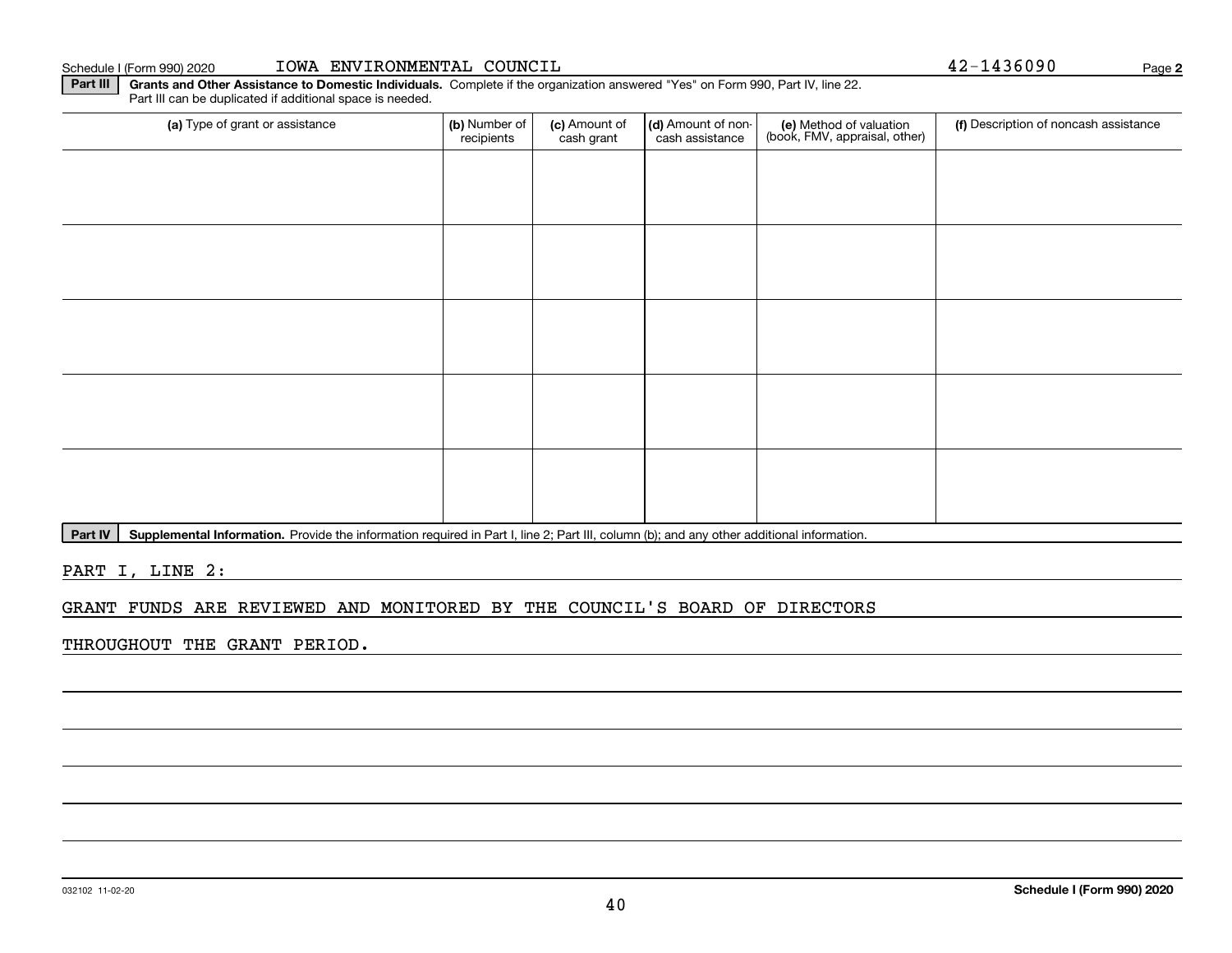Schedule I (Form 990) 2020 IOWA ENVIRONMENTAL COUNCIL 42-1436090 Page **2**

**Part III** **Grants and Other Assistance to Domestic Individuals.** Complete if the organization answered "Yes" on Form 990, Part IV, line 22. Part III can be duplicated if additional space is needed.

| (a) Type of grant or assistance | (b) Number of recipients | (c) Amount of cash grant | (d) Amount of non-cash assistance | (e) Method of valuation (book, FMV, appraisal, other) | (f) Description of noncash assistance |
|---|---|---|---|---|---|
| | | | | | |
| | | | | | |
| | | | | | |
| | | | | | |
| | | | | | |

**Part IV** **Supplemental Information.** Provide the information required in Part I, line 2; Part III, column (b); and any other additional information.

PART I, LINE 2:

GRANT FUNDS ARE REVIEWED AND MONITORED BY THE COUNCIL'S BOARD OF DIRECTORS THROUGHOUT THE GRANT PERIOD.

032102 11-02-20 **Schedule I (Form 990) 2020**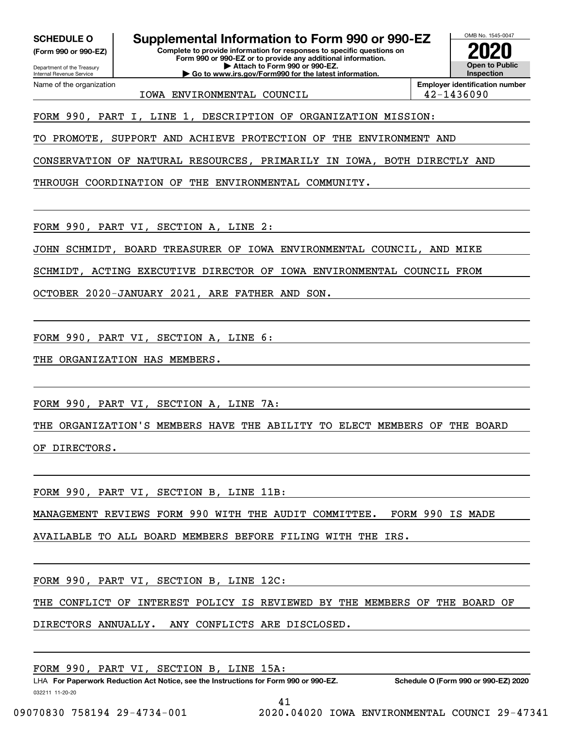**SCHEDULE O** (Form 990 or 990-EZ)

Department of the Treasury
Internal Revenue Service

# Supplemental Information to Form 990 or 990-EZ

**Complete to provide information for responses to specific questions on Form 990 or 990-EZ or to provide any additional information.**
**▶ Attach to Form 990 or 990-EZ.**
**▶ Go to www.irs.gov/Form990 for the latest information.**

OMB No. 1545-0047

**2020**

**Open to Public Inspection**

Name of the organization: IOWA ENVIRONMENTAL COUNCIL

**Employer identification number:** 42-1436090

FORM 990, PART I, LINE 1, DESCRIPTION OF ORGANIZATION MISSION:

TO PROMOTE, SUPPORT AND ACHIEVE PROTECTION OF THE ENVIRONMENT AND CONSERVATION OF NATURAL RESOURCES, PRIMARILY IN IOWA, BOTH DIRECTLY AND THROUGH COORDINATION OF THE ENVIRONMENTAL COMMUNITY.

FORM 990, PART VI, SECTION A, LINE 2:

JOHN SCHMIDT, BOARD TREASURER OF IOWA ENVIRONMENTAL COUNCIL, AND MIKE SCHMIDT, ACTING EXECUTIVE DIRECTOR OF IOWA ENVIRONMENTAL COUNCIL FROM OCTOBER 2020-JANUARY 2021, ARE FATHER AND SON.

FORM 990, PART VI, SECTION A, LINE 6:

THE ORGANIZATION HAS MEMBERS.

FORM 990, PART VI, SECTION A, LINE 7A:

THE ORGANIZATION'S MEMBERS HAVE THE ABILITY TO ELECT MEMBERS OF THE BOARD OF DIRECTORS.

FORM 990, PART VI, SECTION B, LINE 11B:

MANAGEMENT REVIEWS FORM 990 WITH THE AUDIT COMMITTEE. FORM 990 IS MADE AVAILABLE TO ALL BOARD MEMBERS BEFORE FILING WITH THE IRS.

FORM 990, PART VI, SECTION B, LINE 12C:

THE CONFLICT OF INTEREST POLICY IS REVIEWED BY THE MEMBERS OF THE BOARD OF DIRECTORS ANNUALLY. ANY CONFLICTS ARE DISCLOSED.

FORM 990, PART VI, SECTION B, LINE 15A:

LHA **For Paperwork Reduction Act Notice, see the Instructions for Form 990 or 990-EZ.** **Schedule O (Form 990 or 990-EZ) 2020**

032211 11-20-20

09070830 758194 29-4734-001 2020.04020 IOWA ENVIRONMENTAL COUNCI 29-47341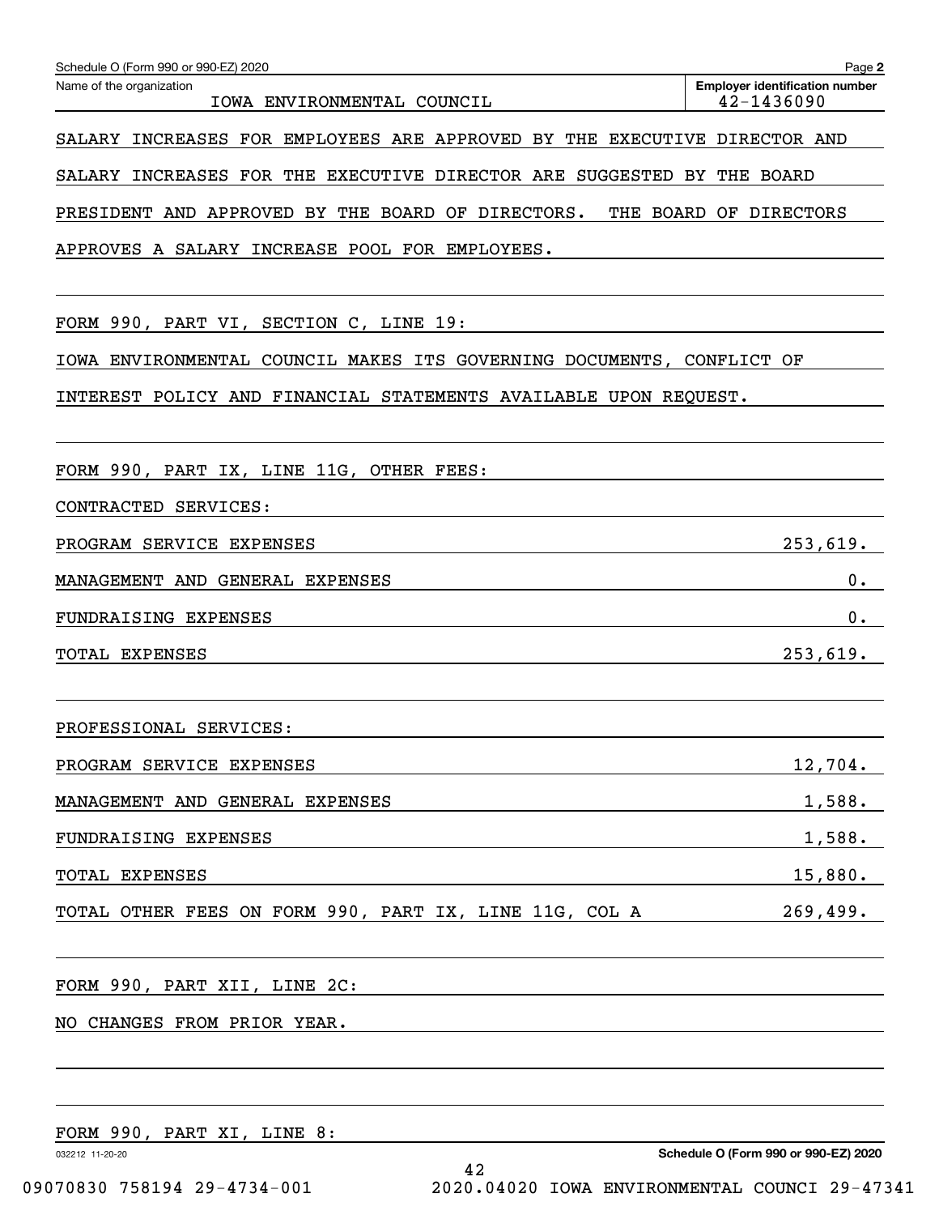Name of the organization: IOWA ENVIRONMENTAL COUNCIL

Employer identification number: 42-1436090

SALARY INCREASES FOR EMPLOYEES ARE APPROVED BY THE EXECUTIVE DIRECTOR AND SALARY INCREASES FOR THE EXECUTIVE DIRECTOR ARE SUGGESTED BY THE BOARD PRESIDENT AND APPROVED BY THE BOARD OF DIRECTORS. THE BOARD OF DIRECTORS APPROVES A SALARY INCREASE POOL FOR EMPLOYEES.

FORM 990, PART VI, SECTION C, LINE 19:

IOWA ENVIRONMENTAL COUNCIL MAKES ITS GOVERNING DOCUMENTS, CONFLICT OF INTEREST POLICY AND FINANCIAL STATEMENTS AVAILABLE UPON REQUEST.

FORM 990, PART IX, LINE 11G, OTHER FEES:

CONTRACTED SERVICES:

| | |
|---|---|
| PROGRAM SERVICE EXPENSES | 253,619. |
| MANAGEMENT AND GENERAL EXPENSES | 0. |
| FUNDRAISING EXPENSES | 0. |
| TOTAL EXPENSES | 253,619. |

PROFESSIONAL SERVICES:

| | |
|---|---|
| PROGRAM SERVICE EXPENSES | 12,704. |
| MANAGEMENT AND GENERAL EXPENSES | 1,588. |
| FUNDRAISING EXPENSES | 1,588. |
| TOTAL EXPENSES | 15,880. |
| TOTAL OTHER FEES ON FORM 990, PART IX, LINE 11G, COL A | 269,499. |

FORM 990, PART XII, LINE 2C:

NO CHANGES FROM PRIOR YEAR.

FORM 990, PART XI, LINE 8: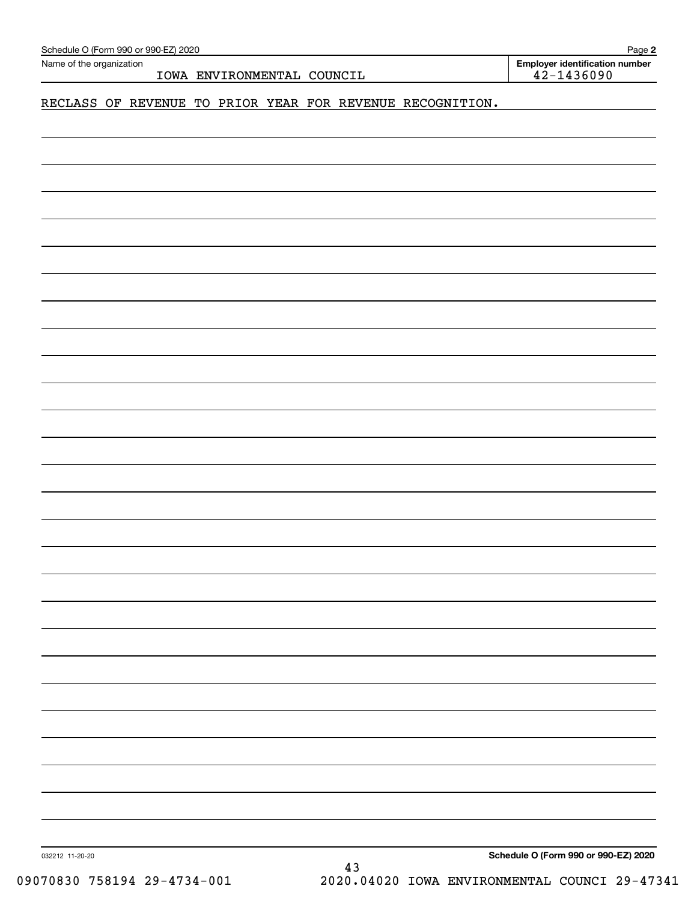Name of the organization: IOWA ENVIRONMENTAL COUNCIL

Employer identification number: 42-1436090

RECLASS OF REVENUE TO PRIOR YEAR FOR REVENUE RECOGNITION.